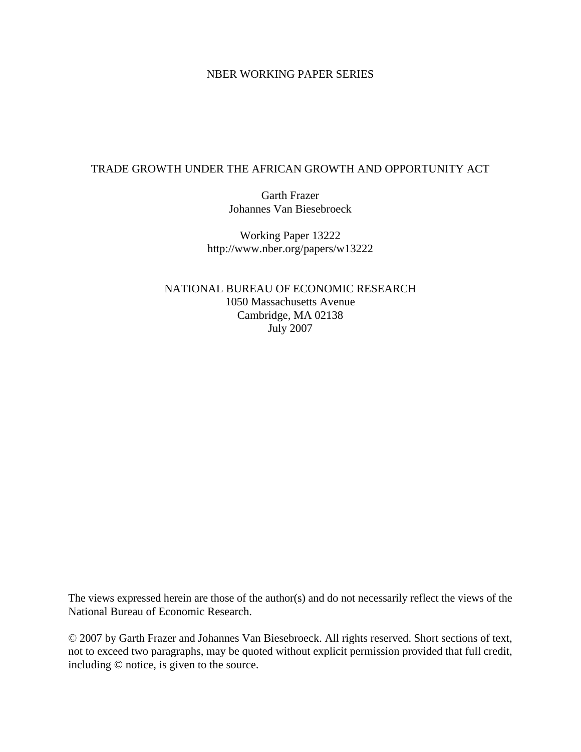NBER WORKING PAPER SERIES

# TRADE GROWTH UNDER THE AFRICAN GROWTH AND OPPORTUNITY ACT

Garth Frazer
Johannes Van Biesebroeck

Working Paper 13222
http://www.nber.org/papers/w13222

NATIONAL BUREAU OF ECONOMIC RESEARCH
1050 Massachusetts Avenue
Cambridge, MA 02138
July 2007

The views expressed herein are those of the author(s) and do not necessarily reflect the views of the National Bureau of Economic Research.

© 2007 by Garth Frazer and Johannes Van Biesebroeck. All rights reserved. Short sections of text, not to exceed two paragraphs, may be quoted without explicit permission provided that full credit, including © notice, is given to the source.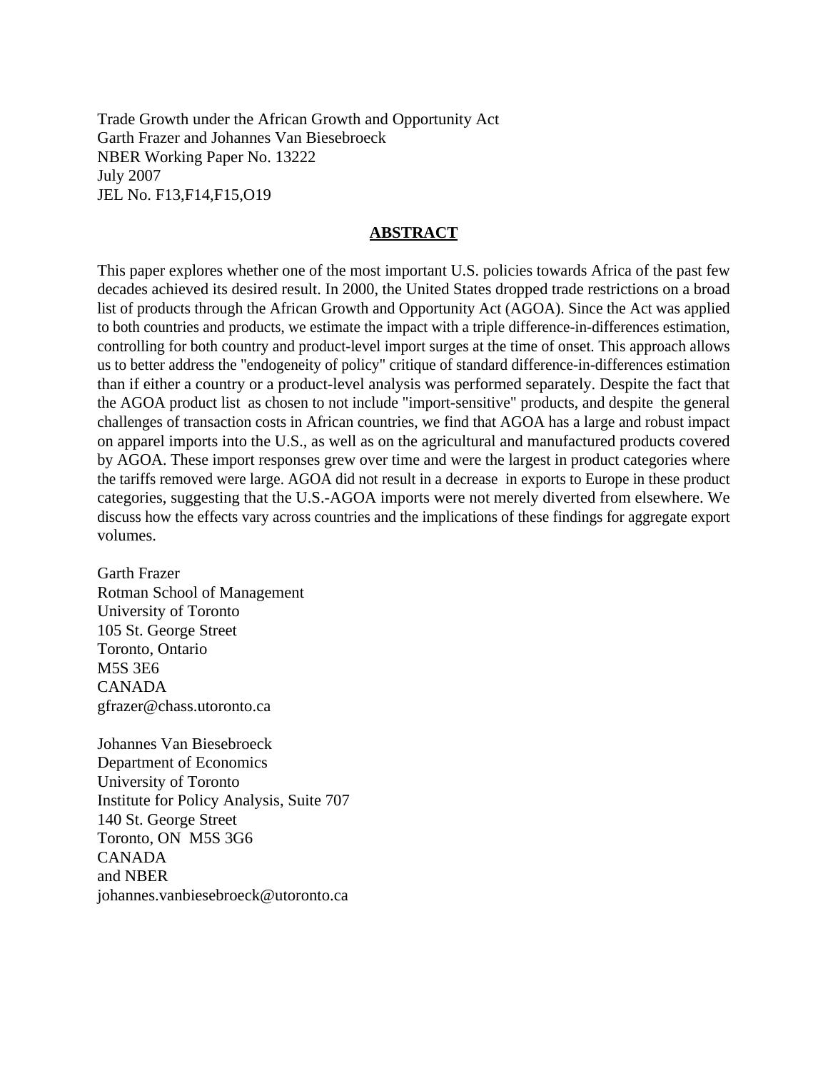Trade Growth under the African Growth and Opportunity Act
Garth Frazer and Johannes Van Biesebroeck
NBER Working Paper No. 13222
July 2007
JEL No. F13,F14,F15,O19

## ABSTRACT

This paper explores whether one of the most important U.S. policies towards Africa of the past few decades achieved its desired result. In 2000, the United States dropped trade restrictions on a broad list of products through the African Growth and Opportunity Act (AGOA). Since the Act was applied to both countries and products, we estimate the impact with a triple difference-in-differences estimation, controlling for both country and product-level import surges at the time of onset. This approach allows us to better address the "endogeneity of policy" critique of standard difference-in-differences estimation than if either a country or a product-level analysis was performed separately. Despite the fact that the AGOA product list as chosen to not include "import-sensitive" products, and despite the general challenges of transaction costs in African countries, we find that AGOA has a large and robust impact on apparel imports into the U.S., as well as on the agricultural and manufactured products covered by AGOA. These import responses grew over time and were the largest in product categories where the tariffs removed were large. AGOA did not result in a decrease in exports to Europe in these product categories, suggesting that the U.S.-AGOA imports were not merely diverted from elsewhere. We discuss how the effects vary across countries and the implications of these findings for aggregate export volumes.

Garth Frazer
Rotman School of Management
University of Toronto
105 St. George Street
Toronto, Ontario
M5S 3E6
CANADA
gfrazer@chass.utoronto.ca

Johannes Van Biesebroeck
Department of Economics
University of Toronto
Institute for Policy Analysis, Suite 707
140 St. George Street
Toronto, ON M5S 3G6
CANADA
and NBER
johannes.vanbiesebroeck@utoronto.ca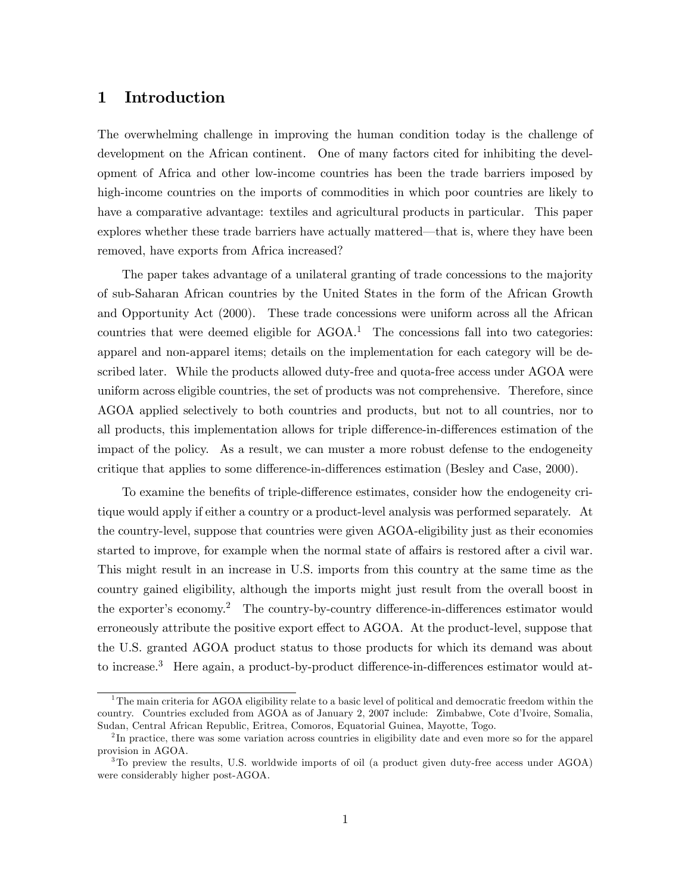# 1 Introduction

The overwhelming challenge in improving the human condition today is the challenge of development on the African continent. One of many factors cited for inhibiting the development of Africa and other low-income countries has been the trade barriers imposed by high-income countries on the imports of commodities in which poor countries are likely to have a comparative advantage: textiles and agricultural products in particular. This paper explores whether these trade barriers have actually mattered—that is, where they have been removed, have exports from Africa increased?

The paper takes advantage of a unilateral granting of trade concessions to the majority of sub-Saharan African countries by the United States in the form of the African Growth and Opportunity Act (2000). These trade concessions were uniform across all the African countries that were deemed eligible for AGOA.[1] The concessions fall into two categories: apparel and non-apparel items; details on the implementation for each category will be described later. While the products allowed duty-free and quota-free access under AGOA were uniform across eligible countries, the set of products was not comprehensive. Therefore, since AGOA applied selectively to both countries and products, but not to all countries, nor to all products, this implementation allows for triple difference-in-differences estimation of the impact of the policy. As a result, we can muster a more robust defense to the endogeneity critique that applies to some difference-in-differences estimation (Besley and Case, 2000).

To examine the benefits of triple-difference estimates, consider how the endogeneity critique would apply if either a country or a product-level analysis was performed separately. At the country-level, suppose that countries were given AGOA-eligibility just as their economies started to improve, for example when the normal state of affairs is restored after a civil war. This might result in an increase in U.S. imports from this country at the same time as the country gained eligibility, although the imports might just result from the overall boost in the exporter's economy.[2] The country-by-country difference-in-differences estimator would erroneously attribute the positive export effect to AGOA. At the product-level, suppose that the U.S. granted AGOA product status to those products for which its demand was about to increase.[3] Here again, a product-by-product difference-in-differences estimator would at-

---

[1] The main criteria for AGOA eligibility relate to a basic level of political and democratic freedom within the country. Countries excluded from AGOA as of January 2, 2007 include: Zimbabwe, Cote d'Ivoire, Somalia, Sudan, Central African Republic, Eritrea, Comoros, Equatorial Guinea, Mayotte, Togo.

[2] In practice, there was some variation across countries in eligibility date and even more so for the apparel provision in AGOA.

[3] To preview the results, U.S. worldwide imports of oil (a product given duty-free access under AGOA) were considerably higher post-AGOA.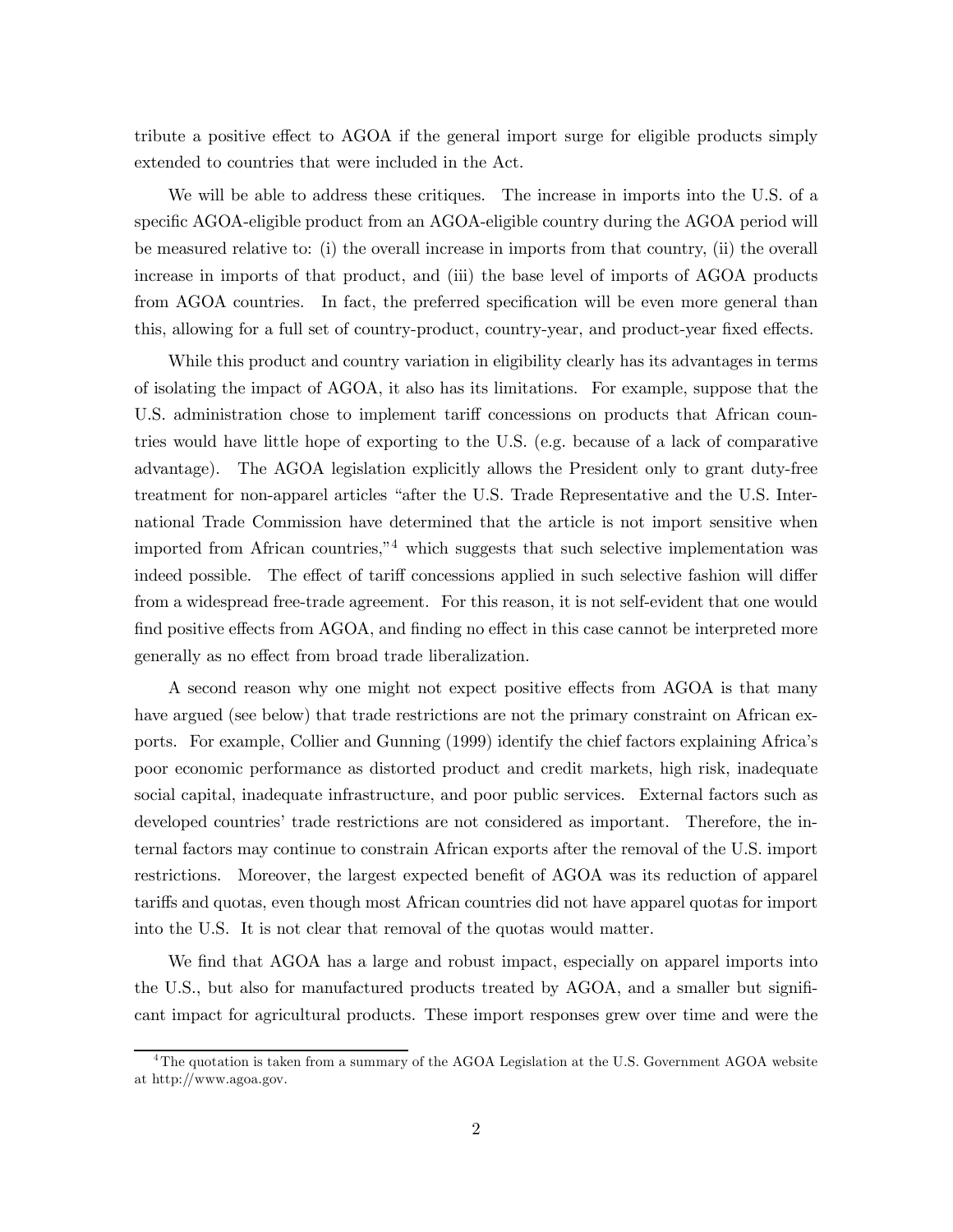tribute a positive effect to AGOA if the general import surge for eligible products simply extended to countries that were included in the Act.

We will be able to address these critiques. The increase in imports into the U.S. of a specific AGOA-eligible product from an AGOA-eligible country during the AGOA period will be measured relative to: (i) the overall increase in imports from that country, (ii) the overall increase in imports of that product, and (iii) the base level of imports of AGOA products from AGOA countries. In fact, the preferred specification will be even more general than this, allowing for a full set of country-product, country-year, and product-year fixed effects.

While this product and country variation in eligibility clearly has its advantages in terms of isolating the impact of AGOA, it also has its limitations. For example, suppose that the U.S. administration chose to implement tariff concessions on products that African countries would have little hope of exporting to the U.S. (e.g. because of a lack of comparative advantage). The AGOA legislation explicitly allows the President only to grant duty-free treatment for non-apparel articles "after the U.S. Trade Representative and the U.S. International Trade Commission have determined that the article is not import sensitive when imported from African countries,"[4] which suggests that such selective implementation was indeed possible. The effect of tariff concessions applied in such selective fashion will differ from a widespread free-trade agreement. For this reason, it is not self-evident that one would find positive effects from AGOA, and finding no effect in this case cannot be interpreted more generally as no effect from broad trade liberalization.

A second reason why one might not expect positive effects from AGOA is that many have argued (see below) that trade restrictions are not the primary constraint on African exports. For example, Collier and Gunning (1999) identify the chief factors explaining Africa's poor economic performance as distorted product and credit markets, high risk, inadequate social capital, inadequate infrastructure, and poor public services. External factors such as developed countries' trade restrictions are not considered as important. Therefore, the internal factors may continue to constrain African exports after the removal of the U.S. import restrictions. Moreover, the largest expected benefit of AGOA was its reduction of apparel tariffs and quotas, even though most African countries did not have apparel quotas for import into the U.S. It is not clear that removal of the quotas would matter.

We find that AGOA has a large and robust impact, especially on apparel imports into the U.S., but also for manufactured products treated by AGOA, and a smaller but significant impact for agricultural products. These import responses grew over time and were the

[4] The quotation is taken from a summary of the AGOA Legislation at the U.S. Government AGOA website at http://www.agoa.gov.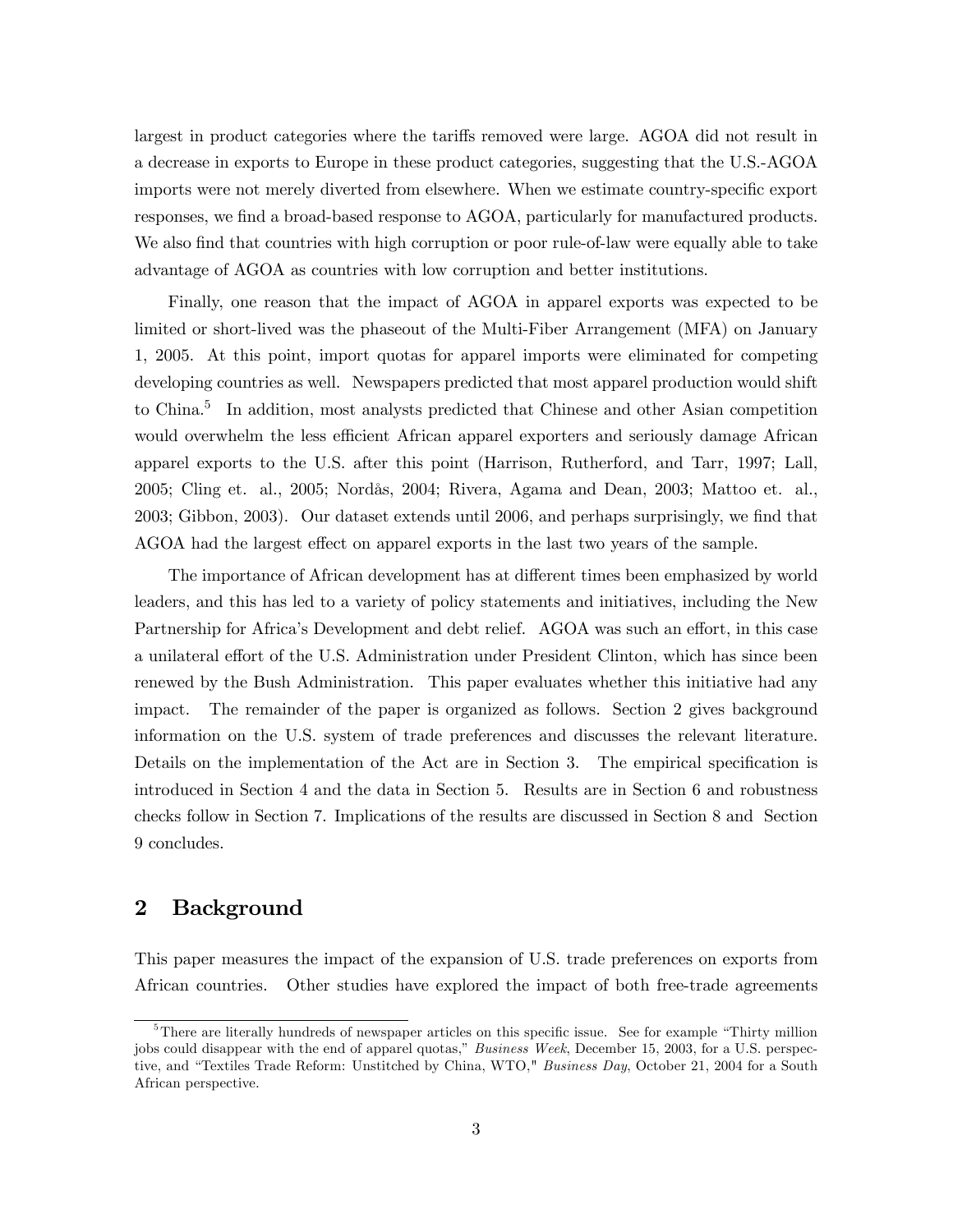largest in product categories where the tariffs removed were large. AGOA did not result in a decrease in exports to Europe in these product categories, suggesting that the U.S.-AGOA imports were not merely diverted from elsewhere. When we estimate country-specific export responses, we find a broad-based response to AGOA, particularly for manufactured products. We also find that countries with high corruption or poor rule-of-law were equally able to take advantage of AGOA as countries with low corruption and better institutions.

Finally, one reason that the impact of AGOA in apparel exports was expected to be limited or short-lived was the phaseout of the Multi-Fiber Arrangement (MFA) on January 1, 2005. At this point, import quotas for apparel imports were eliminated for competing developing countries as well. Newspapers predicted that most apparel production would shift to China.[5] In addition, most analysts predicted that Chinese and other Asian competition would overwhelm the less efficient African apparel exporters and seriously damage African apparel exports to the U.S. after this point (Harrison, Rutherford, and Tarr, 1997; Lall, 2005; Cling et. al., 2005; Nordås, 2004; Rivera, Agama and Dean, 2003; Mattoo et. al., 2003; Gibbon, 2003). Our dataset extends until 2006, and perhaps surprisingly, we find that AGOA had the largest effect on apparel exports in the last two years of the sample.

The importance of African development has at different times been emphasized by world leaders, and this has led to a variety of policy statements and initiatives, including the New Partnership for Africa's Development and debt relief. AGOA was such an effort, in this case a unilateral effort of the U.S. Administration under President Clinton, which has since been renewed by the Bush Administration. This paper evaluates whether this initiative had any impact. The remainder of the paper is organized as follows. Section 2 gives background information on the U.S. system of trade preferences and discusses the relevant literature. Details on the implementation of the Act are in Section 3. The empirical specification is introduced in Section 4 and the data in Section 5. Results are in Section 6 and robustness checks follow in Section 7. Implications of the results are discussed in Section 8 and Section 9 concludes.

## 2 Background

This paper measures the impact of the expansion of U.S. trade preferences on exports from African countries. Other studies have explored the impact of both free-trade agreements

[5] There are literally hundreds of newspaper articles on this specific issue. See for example "Thirty million jobs could disappear with the end of apparel quotas," *Business Week*, December 15, 2003, for a U.S. perspective, and "Textiles Trade Reform: Unstitched by China, WTO," *Business Day*, October 21, 2004 for a South African perspective.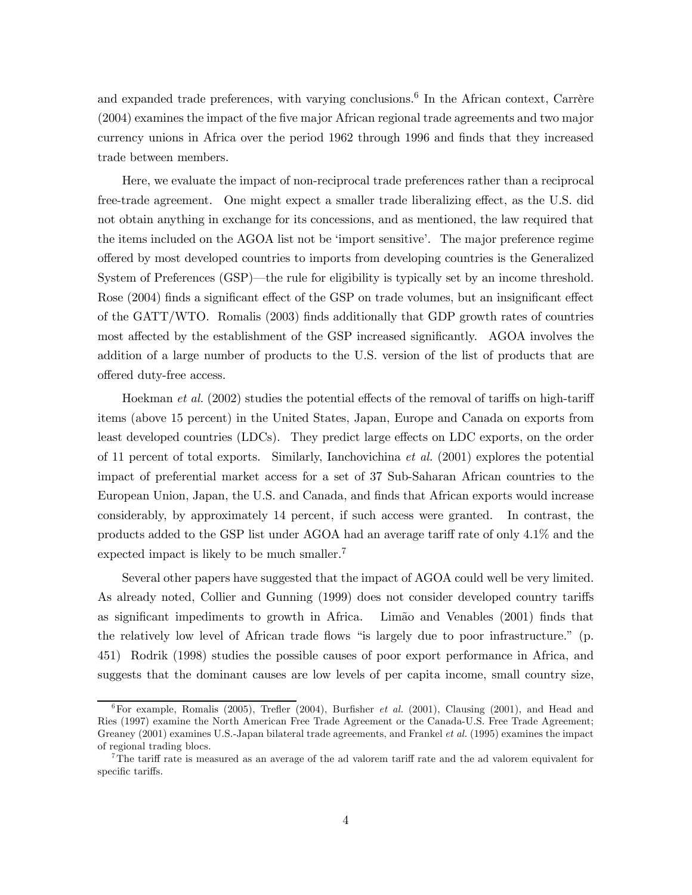and expanded trade preferences, with varying conclusions.[6] In the African context, Carrère (2004) examines the impact of the five major African regional trade agreements and two major currency unions in Africa over the period 1962 through 1996 and finds that they increased trade between members.

Here, we evaluate the impact of non-reciprocal trade preferences rather than a reciprocal free-trade agreement. One might expect a smaller trade liberalizing effect, as the U.S. did not obtain anything in exchange for its concessions, and as mentioned, the law required that the items included on the AGOA list not be 'import sensitive'. The major preference regime offered by most developed countries to imports from developing countries is the Generalized System of Preferences (GSP)—the rule for eligibility is typically set by an income threshold. Rose (2004) finds a significant effect of the GSP on trade volumes, but an insignificant effect of the GATT/WTO. Romalis (2003) finds additionally that GDP growth rates of countries most affected by the establishment of the GSP increased significantly. AGOA involves the addition of a large number of products to the U.S. version of the list of products that are offered duty-free access.

Hoekman *et al.* (2002) studies the potential effects of the removal of tariffs on high-tariff items (above 15 percent) in the United States, Japan, Europe and Canada on exports from least developed countries (LDCs). They predict large effects on LDC exports, on the order of 11 percent of total exports. Similarly, Ianchovichina *et al.* (2001) explores the potential impact of preferential market access for a set of 37 Sub-Saharan African countries to the European Union, Japan, the U.S. and Canada, and finds that African exports would increase considerably, by approximately 14 percent, if such access were granted. In contrast, the products added to the GSP list under AGOA had an average tariff rate of only 4.1% and the expected impact is likely to be much smaller.[7]

Several other papers have suggested that the impact of AGOA could well be very limited. As already noted, Collier and Gunning (1999) does not consider developed country tariffs as significant impediments to growth in Africa. Limão and Venables (2001) finds that the relatively low level of African trade flows "is largely due to poor infrastructure." (p. 451) Rodrik (1998) studies the possible causes of poor export performance in Africa, and suggests that the dominant causes are low levels of per capita income, small country size,

[6] For example, Romalis (2005), Trefler (2004), Burfisher *et al.* (2001), Clausing (2001), and Head and Ries (1997) examine the North American Free Trade Agreement or the Canada-U.S. Free Trade Agreement; Greaney (2001) examines U.S.-Japan bilateral trade agreements, and Frankel *et al.* (1995) examines the impact of regional trading blocs.

[7] The tariff rate is measured as an average of the ad valorem tariff rate and the ad valorem equivalent for specific tariffs.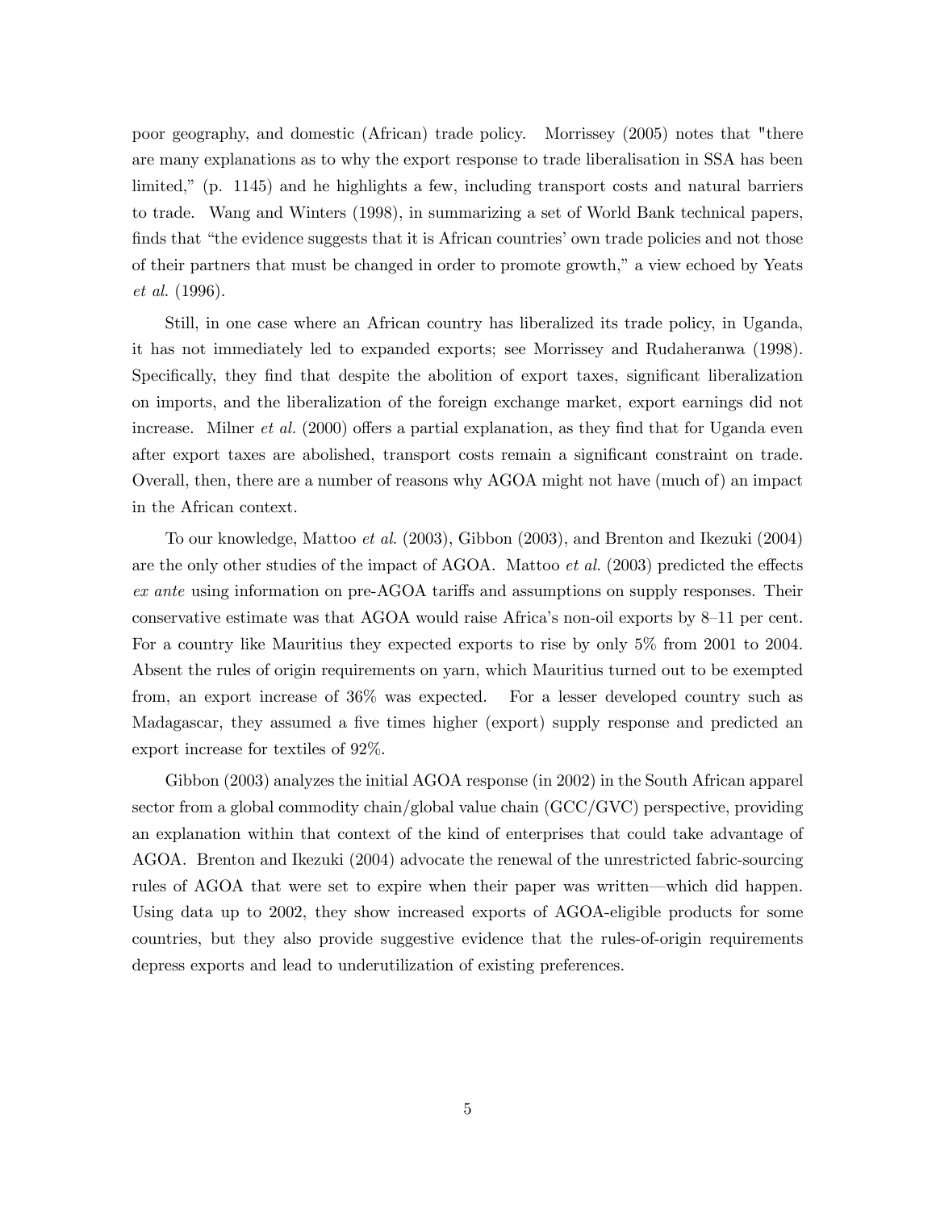poor geography, and domestic (African) trade policy. Morrissey (2005) notes that "there are many explanations as to why the export response to trade liberalisation in SSA has been limited," (p. 1145) and he highlights a few, including transport costs and natural barriers to trade. Wang and Winters (1998), in summarizing a set of World Bank technical papers, finds that "the evidence suggests that it is African countries' own trade policies and not those of their partners that must be changed in order to promote growth," a view echoed by Yeats *et al.* (1996).

Still, in one case where an African country has liberalized its trade policy, in Uganda, it has not immediately led to expanded exports; see Morrissey and Rudaheranwa (1998). Specifically, they find that despite the abolition of export taxes, significant liberalization on imports, and the liberalization of the foreign exchange market, export earnings did not increase. Milner *et al.* (2000) offers a partial explanation, as they find that for Uganda even after export taxes are abolished, transport costs remain a significant constraint on trade. Overall, then, there are a number of reasons why AGOA might not have (much of) an impact in the African context.

To our knowledge, Mattoo *et al.* (2003), Gibbon (2003), and Brenton and Ikezuki (2004) are the only other studies of the impact of AGOA. Mattoo *et al.* (2003) predicted the effects *ex ante* using information on pre-AGOA tariffs and assumptions on supply responses. Their conservative estimate was that AGOA would raise Africa's non-oil exports by 8–11 per cent. For a country like Mauritius they expected exports to rise by only 5% from 2001 to 2004. Absent the rules of origin requirements on yarn, which Mauritius turned out to be exempted from, an export increase of 36% was expected. For a lesser developed country such as Madagascar, they assumed a five times higher (export) supply response and predicted an export increase for textiles of 92%.

Gibbon (2003) analyzes the initial AGOA response (in 2002) in the South African apparel sector from a global commodity chain/global value chain (GCC/GVC) perspective, providing an explanation within that context of the kind of enterprises that could take advantage of AGOA. Brenton and Ikezuki (2004) advocate the renewal of the unrestricted fabric-sourcing rules of AGOA that were set to expire when their paper was written—which did happen. Using data up to 2002, they show increased exports of AGOA-eligible products for some countries, but they also provide suggestive evidence that the rules-of-origin requirements depress exports and lead to underutilization of existing preferences.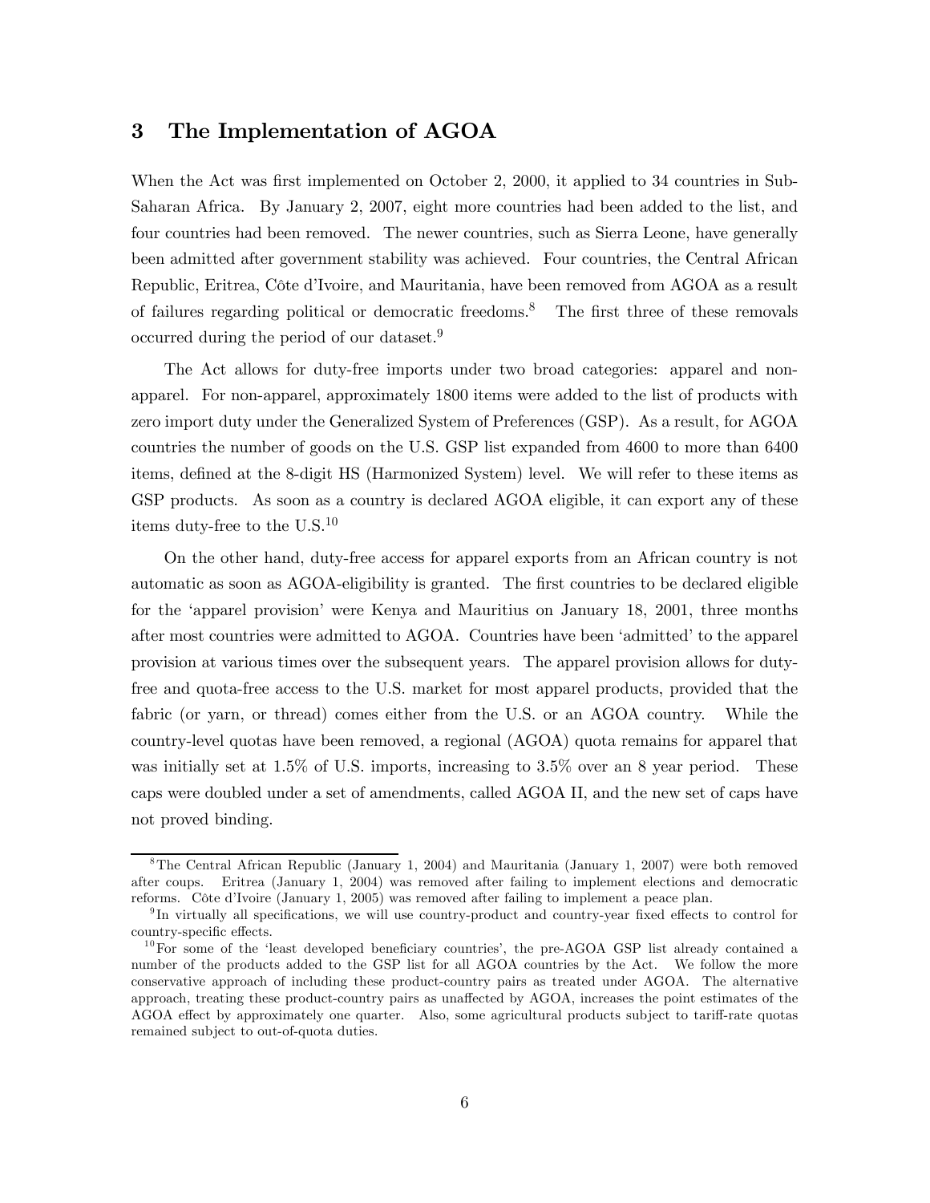## 3 The Implementation of AGOA

When the Act was first implemented on October 2, 2000, it applied to 34 countries in Sub-Saharan Africa. By January 2, 2007, eight more countries had been added to the list, and four countries had been removed. The newer countries, such as Sierra Leone, have generally been admitted after government stability was achieved. Four countries, the Central African Republic, Eritrea, Côte d'Ivoire, and Mauritania, have been removed from AGOA as a result of failures regarding political or democratic freedoms.[8] The first three of these removals occurred during the period of our dataset.[9]

The Act allows for duty-free imports under two broad categories: apparel and non-apparel. For non-apparel, approximately 1800 items were added to the list of products with zero import duty under the Generalized System of Preferences (GSP). As a result, for AGOA countries the number of goods on the U.S. GSP list expanded from 4600 to more than 6400 items, defined at the 8-digit HS (Harmonized System) level. We will refer to these items as GSP products. As soon as a country is declared AGOA eligible, it can export any of these items duty-free to the U.S.[10]

On the other hand, duty-free access for apparel exports from an African country is not automatic as soon as AGOA-eligibility is granted. The first countries to be declared eligible for the 'apparel provision' were Kenya and Mauritius on January 18, 2001, three months after most countries were admitted to AGOA. Countries have been 'admitted' to the apparel provision at various times over the subsequent years. The apparel provision allows for duty-free and quota-free access to the U.S. market for most apparel products, provided that the fabric (or yarn, or thread) comes either from the U.S. or an AGOA country. While the country-level quotas have been removed, a regional (AGOA) quota remains for apparel that was initially set at 1.5% of U.S. imports, increasing to 3.5% over an 8 year period. These caps were doubled under a set of amendments, called AGOA II, and the new set of caps have not proved binding.

[8] The Central African Republic (January 1, 2004) and Mauritania (January 1, 2007) were both removed after coups. Eritrea (January 1, 2004) was removed after failing to implement elections and democratic reforms. Côte d'Ivoire (January 1, 2005) was removed after failing to implement a peace plan.

[9] In virtually all specifications, we will use country-product and country-year fixed effects to control for country-specific effects.

[10] For some of the 'least developed beneficiary countries', the pre-AGOA GSP list already contained a number of the products added to the GSP list for all AGOA countries by the Act. We follow the more conservative approach of including these product-country pairs as treated under AGOA. The alternative approach, treating these product-country pairs as unaffected by AGOA, increases the point estimates of the AGOA effect by approximately one quarter. Also, some agricultural products subject to tariff-rate quotas remained subject to out-of-quota duties.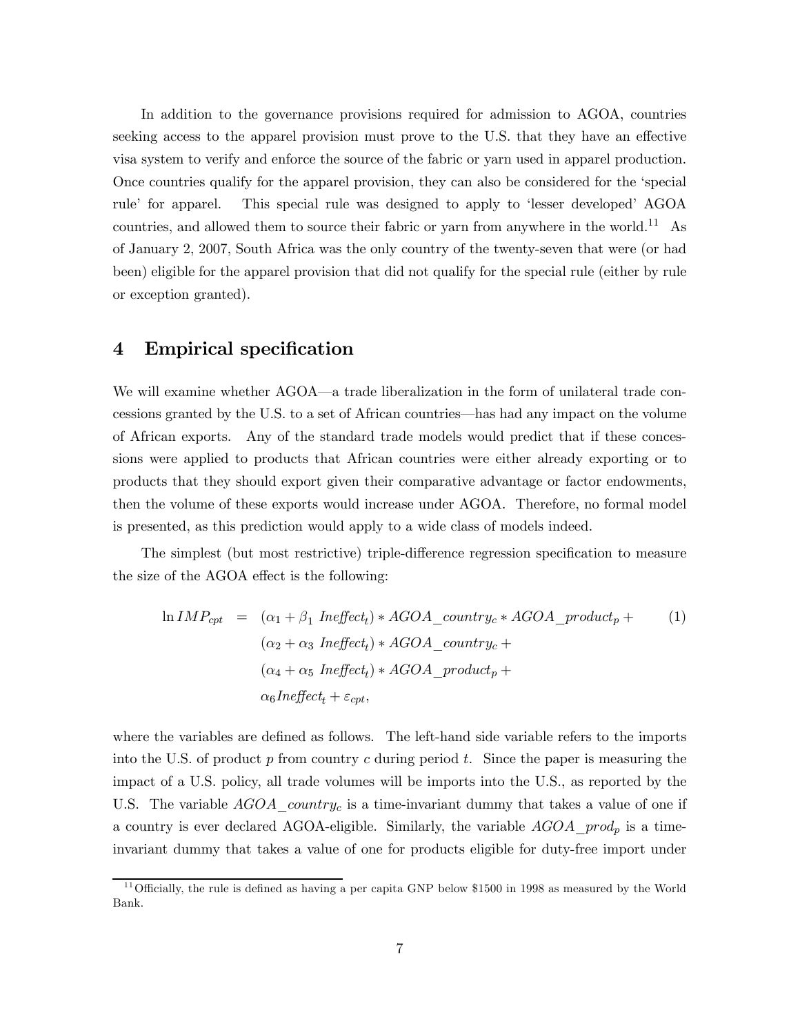In addition to the governance provisions required for admission to AGOA, countries seeking access to the apparel provision must prove to the U.S. that they have an effective visa system to verify and enforce the source of the fabric or yarn used in apparel production. Once countries qualify for the apparel provision, they can also be considered for the 'special rule' for apparel. This special rule was designed to apply to 'lesser developed' AGOA countries, and allowed them to source their fabric or yarn from anywhere in the world.[11] As of January 2, 2007, South Africa was the only country of the twenty-seven that were (or had been) eligible for the apparel provision that did not qualify for the special rule (either by rule or exception granted).

# 4 Empirical specification

We will examine whether AGOA—a trade liberalization in the form of unilateral trade concessions granted by the U.S. to a set of African countries—has had any impact on the volume of African exports. Any of the standard trade models would predict that if these concessions were applied to products that African countries were either already exporting or to products that they should export given their comparative advantage or factor endowments, then the volume of these exports would increase under AGOA. Therefore, no formal model is presented, as this prediction would apply to a wide class of models indeed.

The simplest (but most restrictive) triple-difference regression specification to measure the size of the AGOA effect is the following:

$$\begin{aligned} \ln IMP_{cpt} = \; & (\alpha_1 + \beta_1 \; Ineffect_t) * AGOA\_country_c * AGOA\_product_p + \\ & (\alpha_2 + \alpha_3 \; Ineffect_t) * AGOA\_country_c + \\ & (\alpha_4 + \alpha_5 \; Ineffect_t) * AGOA\_product_p + \\ & \alpha_6 Ineffect_t + \varepsilon_{cpt}, \end{aligned} \tag{1}$$

where the variables are defined as follows. The left-hand side variable refers to the imports into the U.S. of product $p$ from country $c$ during period $t$. Since the paper is measuring the impact of a U.S. policy, all trade volumes will be imports into the U.S., as reported by the U.S. The variable $AGOA\_country_c$ is a time-invariant dummy that takes a value of one if a country is ever declared AGOA-eligible. Similarly, the variable $AGOA\_prod_p$ is a time-invariant dummy that takes a value of one for products eligible for duty-free import under

[11] Officially, the rule is defined as having a per capita GNP below $1500 in 1998 as measured by the World Bank.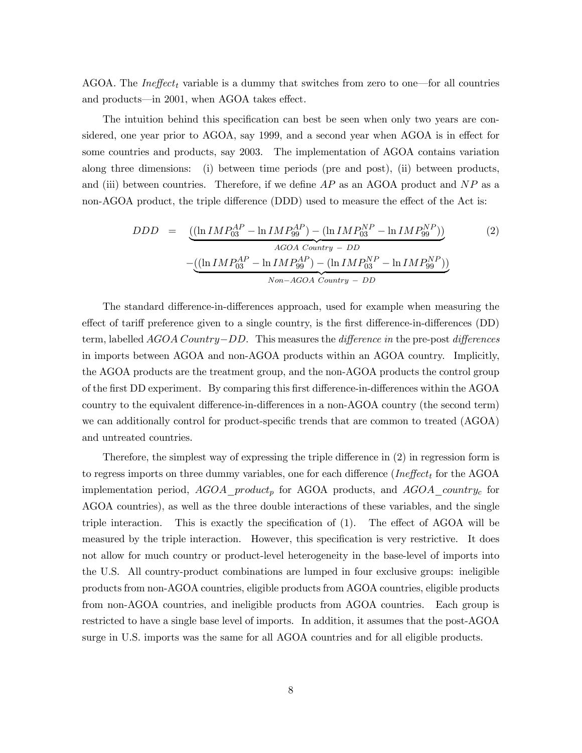AGOA. The $Ineffect_t$ variable is a dummy that switches from zero to one—for all countries and products—in 2001, when AGOA takes effect.

The intuition behind this specification can best be seen when only two years are considered, one year prior to AGOA, say 1999, and a second year when AGOA is in effect for some countries and products, say 2003. The implementation of AGOA contains variation along three dimensions: (i) between time periods (pre and post), (ii) between products, and (iii) between countries. Therefore, if we define $AP$ as an AGOA product and $NP$ as a non-AGOA product, the triple difference (DDD) used to measure the effect of the Act is:

$$
\begin{aligned}
DDD \quad = \quad & \underbrace{((\ln IMP_{03}^{AP} - \ln IMP_{99}^{AP}) - (\ln IMP_{03}^{NP} - \ln IMP_{99}^{NP}))}_{AGOA\ Country\ -\ DD} \\
& - \underbrace{((\ln IMP_{03}^{AP} - \ln IMP_{99}^{AP}) - (\ln IMP_{03}^{NP} - \ln IMP_{99}^{NP}))}_{Non-AGOA\ Country\ -\ DD}
\end{aligned}
\tag{2}
$$

The standard difference-in-differences approach, used for example when measuring the effect of tariff preference given to a single country, is the first difference-in-differences (DD) term, labelled $AGOA\,Country{-}DD$. This measures the *difference in* the pre-post *differences* in imports between AGOA and non-AGOA products within an AGOA country. Implicitly, the AGOA products are the treatment group, and the non-AGOA products the control group of the first DD experiment. By comparing this first difference-in-differences within the AGOA country to the equivalent difference-in-differences in a non-AGOA country (the second term) we can additionally control for product-specific trends that are common to treated (AGOA) and untreated countries.

Therefore, the simplest way of expressing the triple difference in (2) in regression form is to regress imports on three dummy variables, one for each difference ($Ineffect_t$ for the AGOA implementation period, $AGOA\_product_p$ for AGOA products, and $AGOA\_country_c$ for AGOA countries), as well as the three double interactions of these variables, and the single triple interaction. This is exactly the specification of (1). The effect of AGOA will be measured by the triple interaction. However, this specification is very restrictive. It does not allow for much country or product-level heterogeneity in the base-level of imports into the U.S. All country-product combinations are lumped in four exclusive groups: ineligible products from non-AGOA countries, eligible products from AGOA countries, eligible products from non-AGOA countries, and ineligible products from AGOA countries. Each group is restricted to have a single base level of imports. In addition, it assumes that the post-AGOA surge in U.S. imports was the same for all AGOA countries and for all eligible products.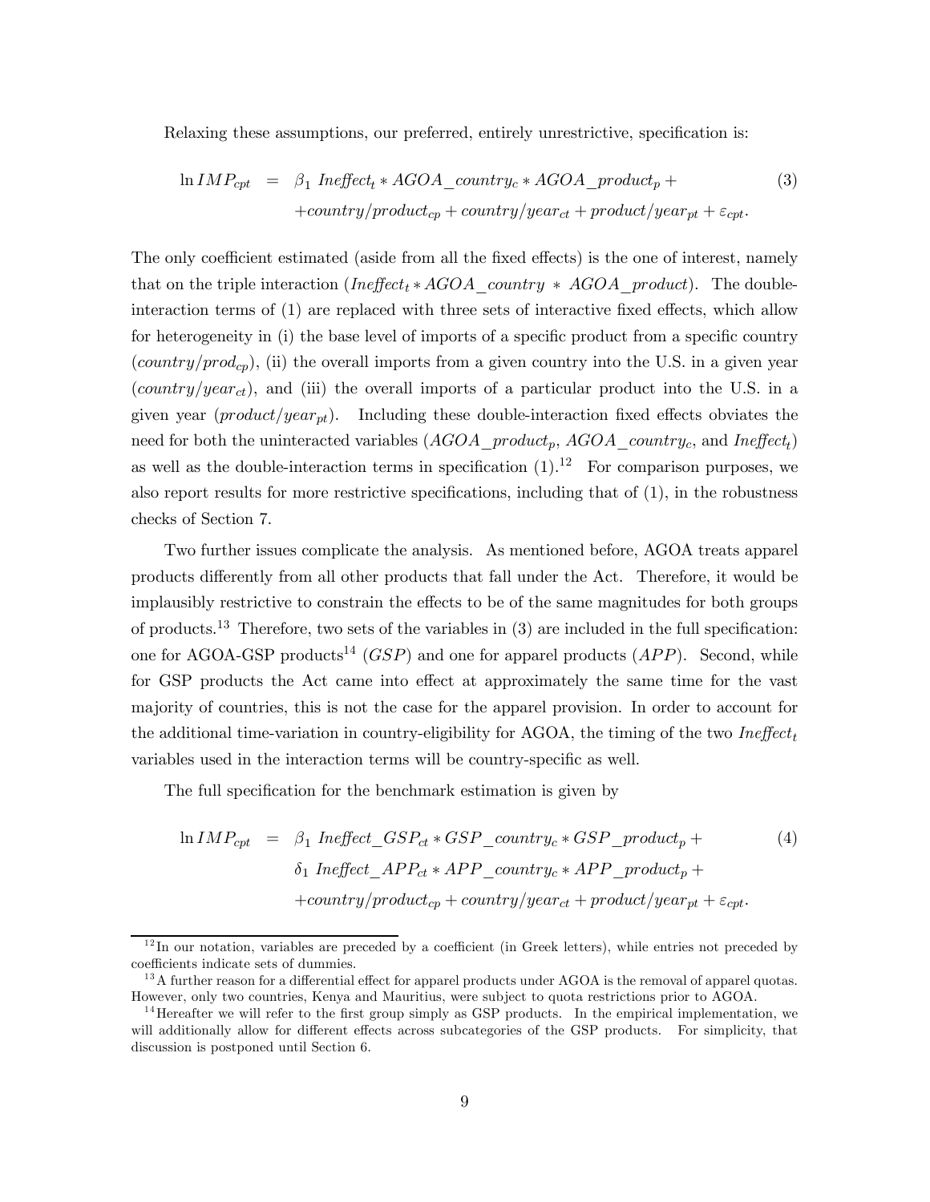Relaxing these assumptions, our preferred, entirely unrestrictive, specification is:

$$
\begin{aligned}
\ln IMP_{cpt} \;=\;& \beta_1 \; \mathit{Ineffect}_t * AGOA\_country_c * AGOA\_product_p + \\
&+ country/product_{cp} + country/year_{ct} + product/year_{pt} + \varepsilon_{cpt}.
\end{aligned} \tag{3}
$$

The only coefficient estimated (aside from all the fixed effects) is the one of interest, namely that on the triple interaction ($\mathit{Ineffect}_t * AGOA\_country * AGOA\_product$). The double-interaction terms of (1) are replaced with three sets of interactive fixed effects, which allow for heterogeneity in (i) the base level of imports of a specific product from a specific country ($country/prod_{cp}$), (ii) the overall imports from a given country into the U.S. in a given year ($country/year_{ct}$), and (iii) the overall imports of a particular product into the U.S. in a given year ($product/year_{pt}$). Including these double-interaction fixed effects obviates the need for both the uninteracted variables ($AGOA\_product_p$, $AGOA\_country_c$, and $\mathit{Ineffect}_t$) as well as the double-interaction terms in specification (1).[12] For comparison purposes, we also report results for more restrictive specifications, including that of (1), in the robustness checks of Section 7.

Two further issues complicate the analysis. As mentioned before, AGOA treats apparel products differently from all other products that fall under the Act. Therefore, it would be implausibly restrictive to constrain the effects to be of the same magnitudes for both groups of products.[13] Therefore, two sets of the variables in (3) are included in the full specification: one for AGOA-GSP products[14] ($GSP$) and one for apparel products ($APP$). Second, while for GSP products the Act came into effect at approximately the same time for the vast majority of countries, this is not the case for the apparel provision. In order to account for the additional time-variation in country-eligibility for AGOA, the timing of the two $\mathit{Ineffect}_t$ variables used in the interaction terms will be country-specific as well.

The full specification for the benchmark estimation is given by

$$
\begin{aligned}
\ln IMP_{cpt} \;=\;& \beta_1 \; \mathit{Ineffect\_GSP}_{ct} * GSP\_country_c * GSP\_product_p + \\
& \delta_1 \; \mathit{Ineffect\_APP}_{ct} * APP\_country_c * APP\_product_p + \\
&+ country/product_{cp} + country/year_{ct} + product/year_{pt} + \varepsilon_{cpt}.
\end{aligned} \tag{4}
$$

---

[12] In our notation, variables are preceded by a coefficient (in Greek letters), while entries not preceded by coefficients indicate sets of dummies.

[13] A further reason for a differential effect for apparel products under AGOA is the removal of apparel quotas. However, only two countries, Kenya and Mauritius, were subject to quota restrictions prior to AGOA.

[14] Hereafter we will refer to the first group simply as GSP products. In the empirical implementation, we will additionally allow for different effects across subcategories of the GSP products. For simplicity, that discussion is postponed until Section 6.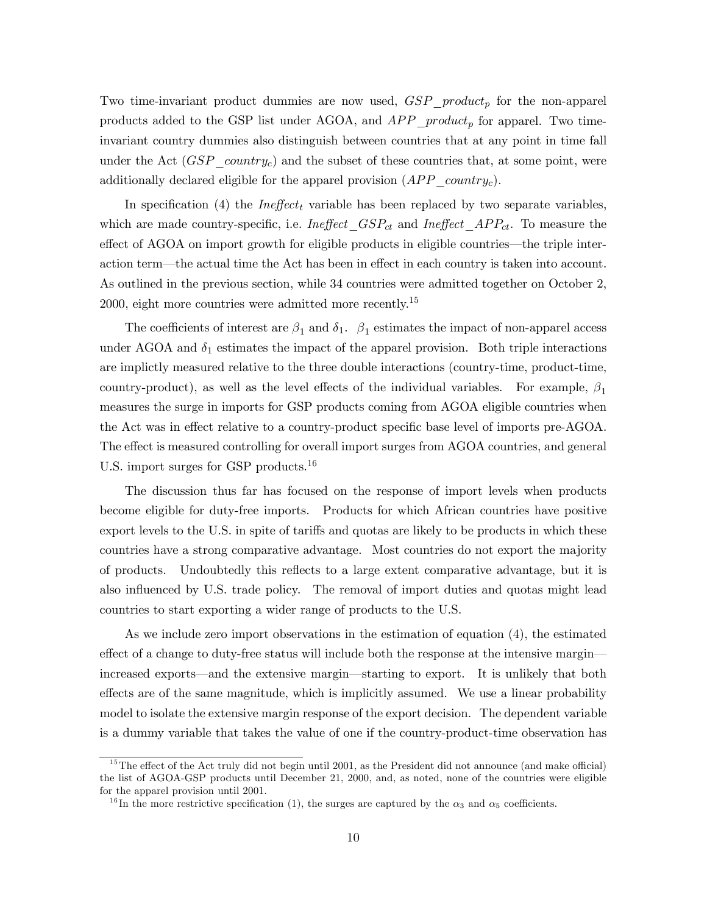Two time-invariant product dummies are now used, $GSP\_product_p$ for the non-apparel products added to the GSP list under AGOA, and $APP\_product_p$ for apparel. Two time-invariant country dummies also distinguish between countries that at any point in time fall under the Act ($GSP\_country_c$) and the subset of these countries that, at some point, were additionally declared eligible for the apparel provision ($APP\_country_c$).

In specification (4) the $Ineffect_t$ variable has been replaced by two separate variables, which are made country-specific, i.e. $Ineffect\_GSP_{ct}$ and $Ineffect\_APP_{ct}$. To measure the effect of AGOA on import growth for eligible products in eligible countries—the triple interaction term—the actual time the Act has been in effect in each country is taken into account. As outlined in the previous section, while 34 countries were admitted together on October 2, 2000, eight more countries were admitted more recently.[15]

The coefficients of interest are $\beta_1$ and $\delta_1$. $\beta_1$ estimates the impact of non-apparel access under AGOA and $\delta_1$ estimates the impact of the apparel provision. Both triple interactions are implictly measured relative to the three double interactions (country-time, product-time, country-product), as well as the level effects of the individual variables. For example, $\beta_1$ measures the surge in imports for GSP products coming from AGOA eligible countries when the Act was in effect relative to a country-product specific base level of imports pre-AGOA. The effect is measured controlling for overall import surges from AGOA countries, and general U.S. import surges for GSP products.[16]

The discussion thus far has focused on the response of import levels when products become eligible for duty-free imports. Products for which African countries have positive export levels to the U.S. in spite of tariffs and quotas are likely to be products in which these countries have a strong comparative advantage. Most countries do not export the majority of products. Undoubtedly this reflects to a large extent comparative advantage, but it is also influenced by U.S. trade policy. The removal of import duties and quotas might lead countries to start exporting a wider range of products to the U.S.

As we include zero import observations in the estimation of equation (4), the estimated effect of a change to duty-free status will include both the response at the intensive margin—increased exports—and the extensive margin—starting to export. It is unlikely that both effects are of the same magnitude, which is implicitly assumed. We use a linear probability model to isolate the extensive margin response of the export decision. The dependent variable is a dummy variable that takes the value of one if the country-product-time observation has

[15] The effect of the Act truly did not begin until 2001, as the President did not announce (and make official) the list of AGOA-GSP products until December 21, 2000, and, as noted, none of the countries were eligible for the apparel provision until 2001.

[16] In the more restrictive specification (1), the surges are captured by the $\alpha_3$ and $\alpha_5$ coefficients.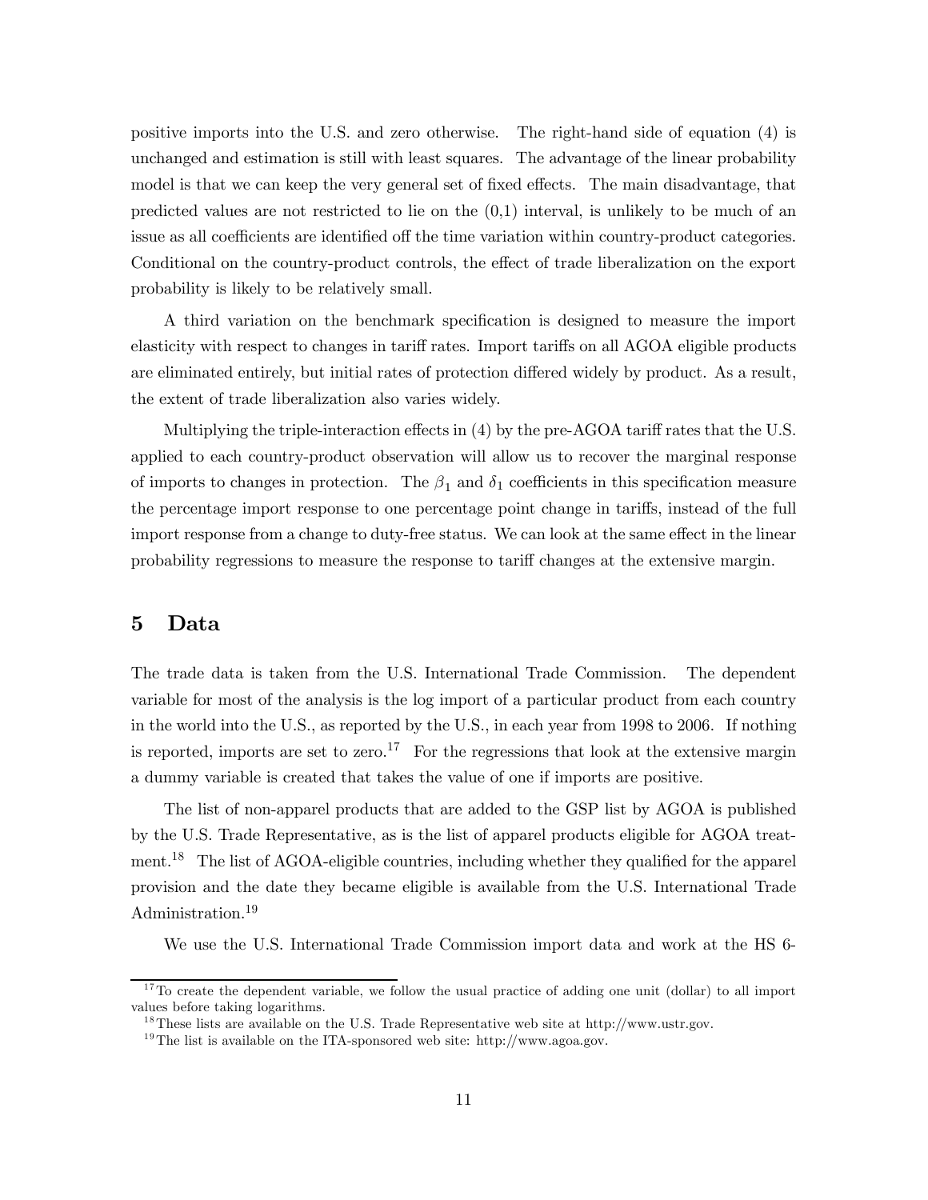positive imports into the U.S. and zero otherwise. The right-hand side of equation (4) is unchanged and estimation is still with least squares. The advantage of the linear probability model is that we can keep the very general set of fixed effects. The main disadvantage, that predicted values are not restricted to lie on the (0,1) interval, is unlikely to be much of an issue as all coefficients are identified off the time variation within country-product categories. Conditional on the country-product controls, the effect of trade liberalization on the export probability is likely to be relatively small.

A third variation on the benchmark specification is designed to measure the import elasticity with respect to changes in tariff rates. Import tariffs on all AGOA eligible products are eliminated entirely, but initial rates of protection differed widely by product. As a result, the extent of trade liberalization also varies widely.

Multiplying the triple-interaction effects in (4) by the pre-AGOA tariff rates that the U.S. applied to each country-product observation will allow us to recover the marginal response of imports to changes in protection. The $\beta_1$ and $\delta_1$ coefficients in this specification measure the percentage import response to one percentage point change in tariffs, instead of the full import response from a change to duty-free status. We can look at the same effect in the linear probability regressions to measure the response to tariff changes at the extensive margin.

## 5 Data

The trade data is taken from the U.S. International Trade Commission. The dependent variable for most of the analysis is the log import of a particular product from each country in the world into the U.S., as reported by the U.S., in each year from 1998 to 2006. If nothing is reported, imports are set to zero.[17] For the regressions that look at the extensive margin a dummy variable is created that takes the value of one if imports are positive.

The list of non-apparel products that are added to the GSP list by AGOA is published by the U.S. Trade Representative, as is the list of apparel products eligible for AGOA treatment.[18] The list of AGOA-eligible countries, including whether they qualified for the apparel provision and the date they became eligible is available from the U.S. International Trade Administration.[19]

We use the U.S. International Trade Commission import data and work at the HS 6-

[17] To create the dependent variable, we follow the usual practice of adding one unit (dollar) to all import values before taking logarithms.

[18] These lists are available on the U.S. Trade Representative web site at http://www.ustr.gov.

[19] The list is available on the ITA-sponsored web site: http://www.agoa.gov.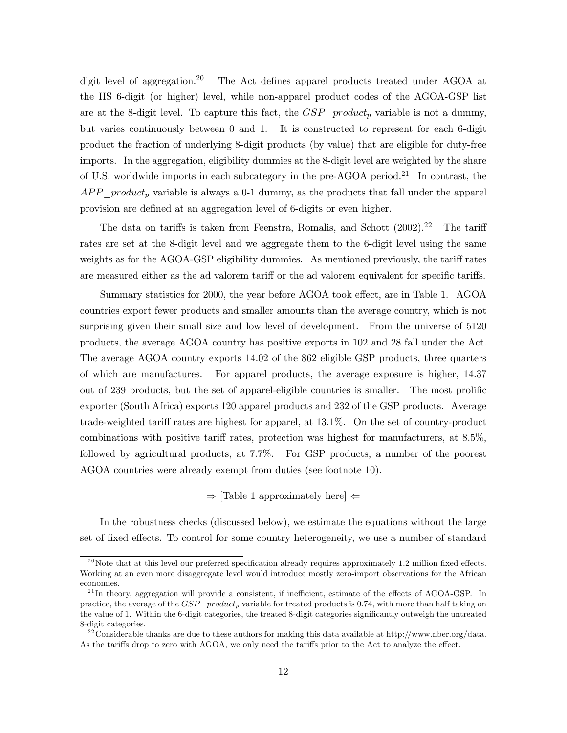digit level of aggregation.[20] The Act defines apparel products treated under AGOA at the HS 6-digit (or higher) level, while non-apparel product codes of the AGOA-GSP list are at the 8-digit level. To capture this fact, the $GSP\_product_p$ variable is not a dummy, but varies continuously between 0 and 1. It is constructed to represent for each 6-digit product the fraction of underlying 8-digit products (by value) that are eligible for duty-free imports. In the aggregation, eligibility dummies at the 8-digit level are weighted by the share of U.S. worldwide imports in each subcategory in the pre-AGOA period.[21] In contrast, the $APP\_product_p$ variable is always a 0-1 dummy, as the products that fall under the apparel provision are defined at an aggregation level of 6-digits or even higher.

The data on tariffs is taken from Feenstra, Romalis, and Schott (2002).[22] The tariff rates are set at the 8-digit level and we aggregate them to the 6-digit level using the same weights as for the AGOA-GSP eligibility dummies. As mentioned previously, the tariff rates are measured either as the ad valorem tariff or the ad valorem equivalent for specific tariffs.

Summary statistics for 2000, the year before AGOA took effect, are in Table 1. AGOA countries export fewer products and smaller amounts than the average country, which is not surprising given their small size and low level of development. From the universe of 5120 products, the average AGOA country has positive exports in 102 and 28 fall under the Act. The average AGOA country exports 14.02 of the 862 eligible GSP products, three quarters of which are manufactures. For apparel products, the average exposure is higher, 14.37 out of 239 products, but the set of apparel-eligible countries is smaller. The most prolific exporter (South Africa) exports 120 apparel products and 232 of the GSP products. Average trade-weighted tariff rates are highest for apparel, at 13.1%. On the set of country-product combinations with positive tariff rates, protection was highest for manufacturers, at 8.5%, followed by agricultural products, at 7.7%. For GSP products, a number of the poorest AGOA countries were already exempt from duties (see footnote 10).

⇒ [Table 1 approximately here] ⇐

In the robustness checks (discussed below), we estimate the equations without the large set of fixed effects. To control for some country heterogeneity, we use a number of standard

[20] Note that at this level our preferred specification already requires approximately 1.2 million fixed effects. Working at an even more disaggregate level would introduce mostly zero-import observations for the African economies.

[21] In theory, aggregation will provide a consistent, if inefficient, estimate of the effects of AGOA-GSP. In practice, the average of the $GSP\_product_p$ variable for treated products is 0.74, with more than half taking on the value of 1. Within the 6-digit categories, the treated 8-digit categories significantly outweigh the untreated 8-digit categories.

[22] Considerable thanks are due to these authors for making this data available at http://www.nber.org/data. As the tariffs drop to zero with AGOA, we only need the tariffs prior to the Act to analyze the effect.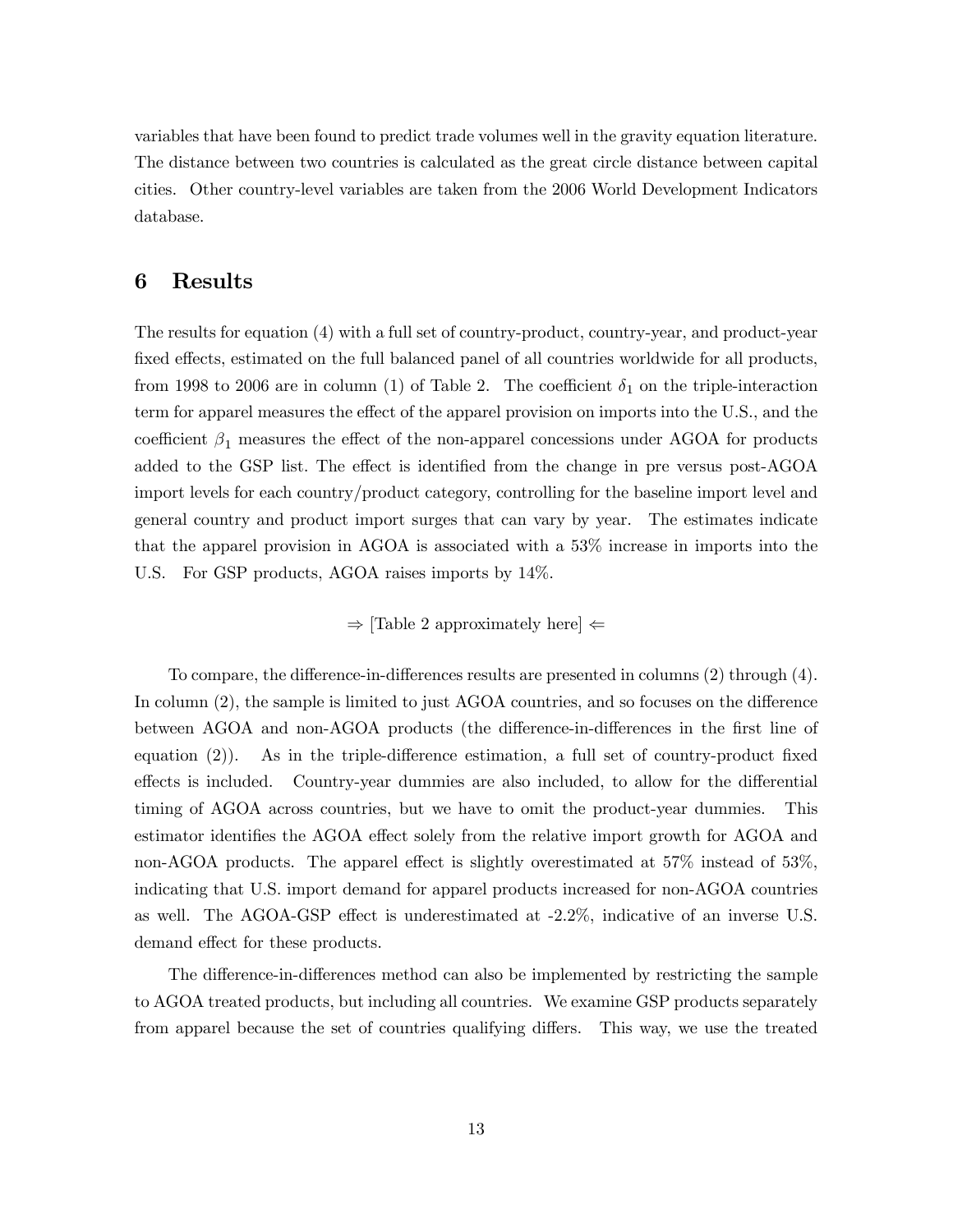variables that have been found to predict trade volumes well in the gravity equation literature. The distance between two countries is calculated as the great circle distance between capital cities. Other country-level variables are taken from the 2006 World Development Indicators database.

## 6 Results

The results for equation (4) with a full set of country-product, country-year, and product-year fixed effects, estimated on the full balanced panel of all countries worldwide for all products, from 1998 to 2006 are in column (1) of Table 2. The coefficient $\delta_1$ on the triple-interaction term for apparel measures the effect of the apparel provision on imports into the U.S., and the coefficient $\beta_1$ measures the effect of the non-apparel concessions under AGOA for products added to the GSP list. The effect is identified from the change in pre versus post-AGOA import levels for each country/product category, controlling for the baseline import level and general country and product import surges that can vary by year. The estimates indicate that the apparel provision in AGOA is associated with a 53% increase in imports into the U.S. For GSP products, AGOA raises imports by 14%.

$\Rightarrow$ [Table 2 approximately here] $\Leftarrow$

To compare, the difference-in-differences results are presented in columns (2) through (4). In column (2), the sample is limited to just AGOA countries, and so focuses on the difference between AGOA and non-AGOA products (the difference-in-differences in the first line of equation (2)). As in the triple-difference estimation, a full set of country-product fixed effects is included. Country-year dummies are also included, to allow for the differential timing of AGOA across countries, but we have to omit the product-year dummies. This estimator identifies the AGOA effect solely from the relative import growth for AGOA and non-AGOA products. The apparel effect is slightly overestimated at 57% instead of 53%, indicating that U.S. import demand for apparel products increased for non-AGOA countries as well. The AGOA-GSP effect is underestimated at -2.2%, indicative of an inverse U.S. demand effect for these products.

The difference-in-differences method can also be implemented by restricting the sample to AGOA treated products, but including all countries. We examine GSP products separately from apparel because the set of countries qualifying differs. This way, we use the treated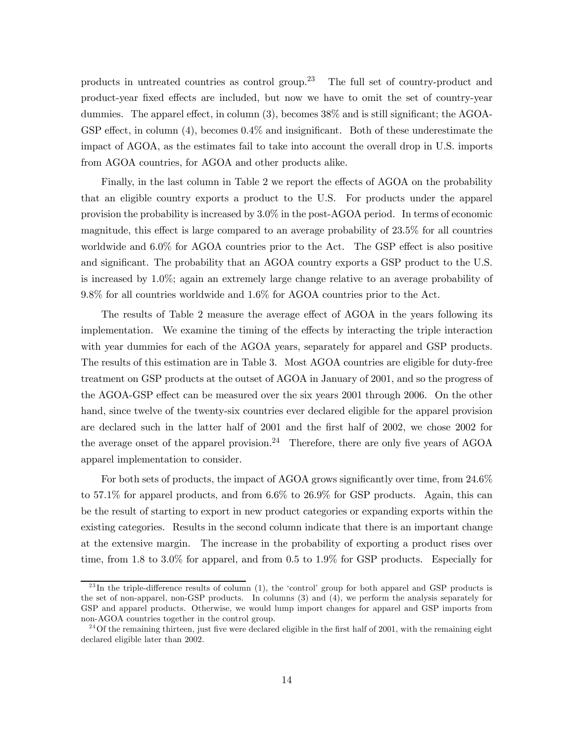products in untreated countries as control group.[23] The full set of country-product and product-year fixed effects are included, but now we have to omit the set of country-year dummies. The apparel effect, in column (3), becomes 38% and is still significant; the AGOA-GSP effect, in column (4), becomes 0.4% and insignificant. Both of these underestimate the impact of AGOA, as the estimates fail to take into account the overall drop in U.S. imports from AGOA countries, for AGOA and other products alike.

Finally, in the last column in Table 2 we report the effects of AGOA on the probability that an eligible country exports a product to the U.S. For products under the apparel provision the probability is increased by 3.0% in the post-AGOA period. In terms of economic magnitude, this effect is large compared to an average probability of 23.5% for all countries worldwide and 6.0% for AGOA countries prior to the Act. The GSP effect is also positive and significant. The probability that an AGOA country exports a GSP product to the U.S. is increased by 1.0%; again an extremely large change relative to an average probability of 9.8% for all countries worldwide and 1.6% for AGOA countries prior to the Act.

The results of Table 2 measure the average effect of AGOA in the years following its implementation. We examine the timing of the effects by interacting the triple interaction with year dummies for each of the AGOA years, separately for apparel and GSP products. The results of this estimation are in Table 3. Most AGOA countries are eligible for duty-free treatment on GSP products at the outset of AGOA in January of 2001, and so the progress of the AGOA-GSP effect can be measured over the six years 2001 through 2006. On the other hand, since twelve of the twenty-six countries ever declared eligible for the apparel provision are declared such in the latter half of 2001 and the first half of 2002, we chose 2002 for the average onset of the apparel provision.[24] Therefore, there are only five years of AGOA apparel implementation to consider.

For both sets of products, the impact of AGOA grows significantly over time, from 24.6% to 57.1% for apparel products, and from 6.6% to 26.9% for GSP products. Again, this can be the result of starting to export in new product categories or expanding exports within the existing categories. Results in the second column indicate that there is an important change at the extensive margin. The increase in the probability of exporting a product rises over time, from 1.8 to 3.0% for apparel, and from 0.5 to 1.9% for GSP products. Especially for

[23] In the triple-difference results of column (1), the 'control' group for both apparel and GSP products is the set of non-apparel, non-GSP products. In columns (3) and (4), we perform the analysis separately for GSP and apparel products. Otherwise, we would lump import changes for apparel and GSP imports from non-AGOA countries together in the control group.

[24] Of the remaining thirteen, just five were declared eligible in the first half of 2001, with the remaining eight declared eligible later than 2002.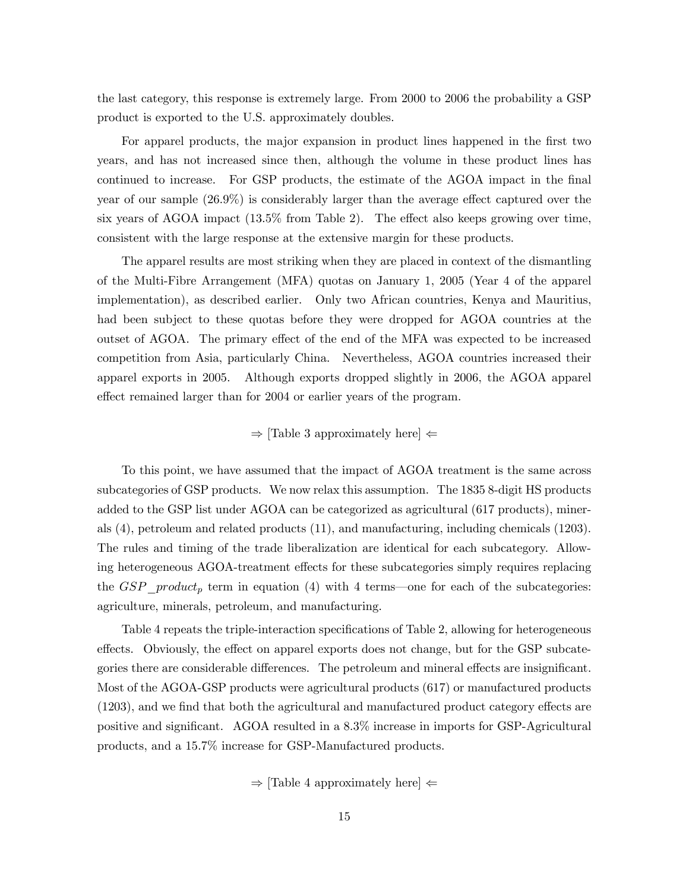the last category, this response is extremely large. From 2000 to 2006 the probability a GSP product is exported to the U.S. approximately doubles.

For apparel products, the major expansion in product lines happened in the first two years, and has not increased since then, although the volume in these product lines has continued to increase. For GSP products, the estimate of the AGOA impact in the final year of our sample (26.9%) is considerably larger than the average effect captured over the six years of AGOA impact (13.5% from Table 2). The effect also keeps growing over time, consistent with the large response at the extensive margin for these products.

The apparel results are most striking when they are placed in context of the dismantling of the Multi-Fibre Arrangement (MFA) quotas on January 1, 2005 (Year 4 of the apparel implementation), as described earlier. Only two African countries, Kenya and Mauritius, had been subject to these quotas before they were dropped for AGOA countries at the outset of AGOA. The primary effect of the end of the MFA was expected to be increased competition from Asia, particularly China. Nevertheless, AGOA countries increased their apparel exports in 2005. Although exports dropped slightly in 2006, the AGOA apparel effect remained larger than for 2004 or earlier years of the program.

⇒ [Table 3 approximately here] ⇐

To this point, we have assumed that the impact of AGOA treatment is the same across subcategories of GSP products. We now relax this assumption. The 1835 8-digit HS products added to the GSP list under AGOA can be categorized as agricultural (617 products), minerals (4), petroleum and related products (11), and manufacturing, including chemicals (1203). The rules and timing of the trade liberalization are identical for each subcategory. Allowing heterogeneous AGOA-treatment effects for these subcategories simply requires replacing the $GSP\_product_p$ term in equation (4) with 4 terms—one for each of the subcategories: agriculture, minerals, petroleum, and manufacturing.

Table 4 repeats the triple-interaction specifications of Table 2, allowing for heterogeneous effects. Obviously, the effect on apparel exports does not change, but for the GSP subcategories there are considerable differences. The petroleum and mineral effects are insignificant. Most of the AGOA-GSP products were agricultural products (617) or manufactured products (1203), and we find that both the agricultural and manufactured product category effects are positive and significant. AGOA resulted in a 8.3% increase in imports for GSP-Agricultural products, and a 15.7% increase for GSP-Manufactured products.

⇒ [Table 4 approximately here] ⇐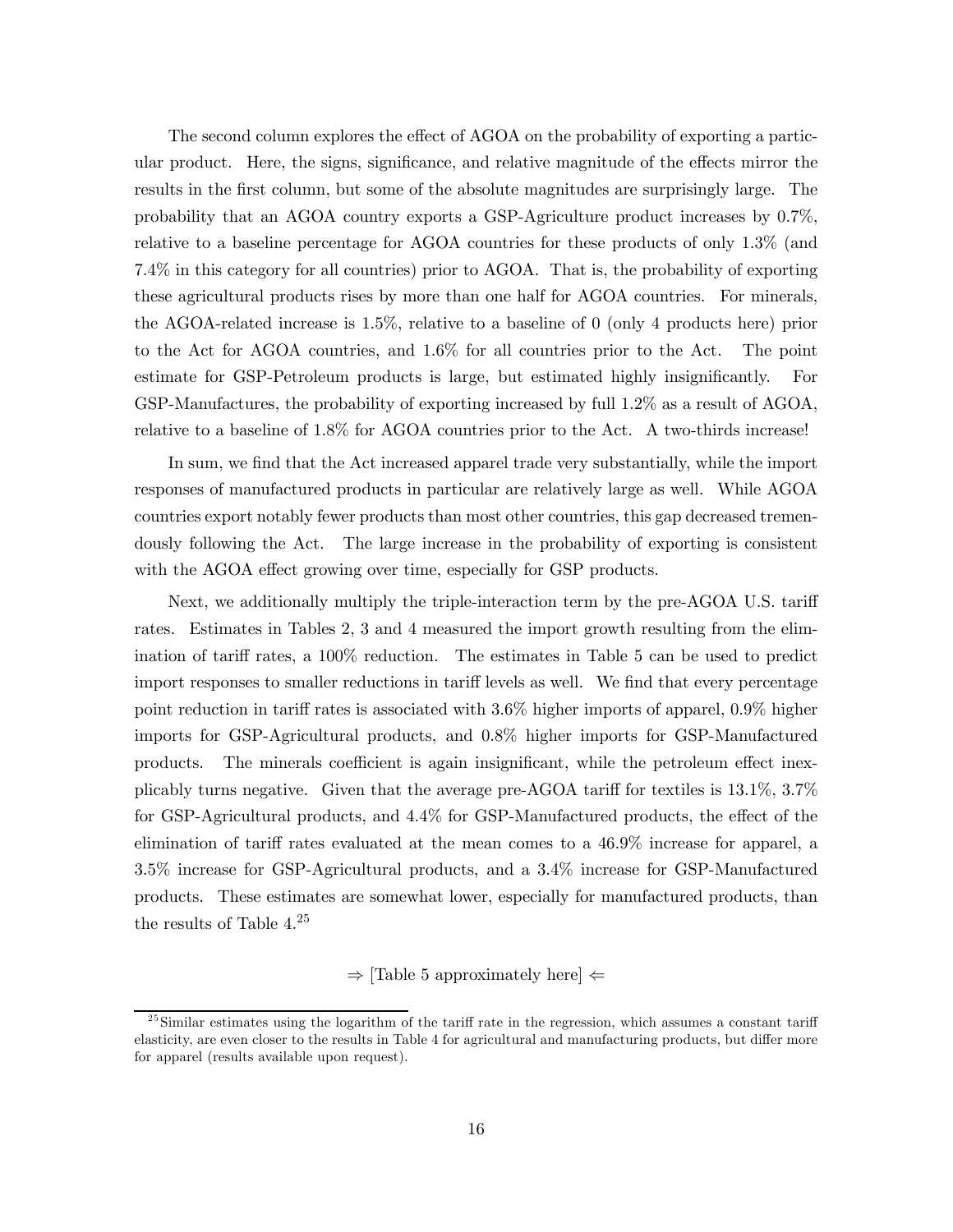The second column explores the effect of AGOA on the probability of exporting a particular product. Here, the signs, significance, and relative magnitude of the effects mirror the results in the first column, but some of the absolute magnitudes are surprisingly large. The probability that an AGOA country exports a GSP-Agriculture product increases by 0.7%, relative to a baseline percentage for AGOA countries for these products of only 1.3% (and 7.4% in this category for all countries) prior to AGOA. That is, the probability of exporting these agricultural products rises by more than one half for AGOA countries. For minerals, the AGOA-related increase is 1.5%, relative to a baseline of 0 (only 4 products here) prior to the Act for AGOA countries, and 1.6% for all countries prior to the Act. The point estimate for GSP-Petroleum products is large, but estimated highly insignificantly. For GSP-Manufactures, the probability of exporting increased by full 1.2% as a result of AGOA, relative to a baseline of 1.8% for AGOA countries prior to the Act. A two-thirds increase!

In sum, we find that the Act increased apparel trade very substantially, while the import responses of manufactured products in particular are relatively large as well. While AGOA countries export notably fewer products than most other countries, this gap decreased tremendously following the Act. The large increase in the probability of exporting is consistent with the AGOA effect growing over time, especially for GSP products.

Next, we additionally multiply the triple-interaction term by the pre-AGOA U.S. tariff rates. Estimates in Tables 2, 3 and 4 measured the import growth resulting from the elimination of tariff rates, a 100% reduction. The estimates in Table 5 can be used to predict import responses to smaller reductions in tariff levels as well. We find that every percentage point reduction in tariff rates is associated with 3.6% higher imports of apparel, 0.9% higher imports for GSP-Agricultural products, and 0.8% higher imports for GSP-Manufactured products. The minerals coefficient is again insignificant, while the petroleum effect inexplicably turns negative. Given that the average pre-AGOA tariff for textiles is 13.1%, 3.7% for GSP-Agricultural products, and 4.4% for GSP-Manufactured products, the effect of the elimination of tariff rates evaluated at the mean comes to a 46.9% increase for apparel, a 3.5% increase for GSP-Agricultural products, and a 3.4% increase for GSP-Manufactured products. These estimates are somewhat lower, especially for manufactured products, than the results of Table 4.[25]

⇒ [Table 5 approximately here] ⇐

[25] Similar estimates using the logarithm of the tariff rate in the regression, which assumes a constant tariff elasticity, are even closer to the results in Table 4 for agricultural and manufacturing products, but differ more for apparel (results available upon request).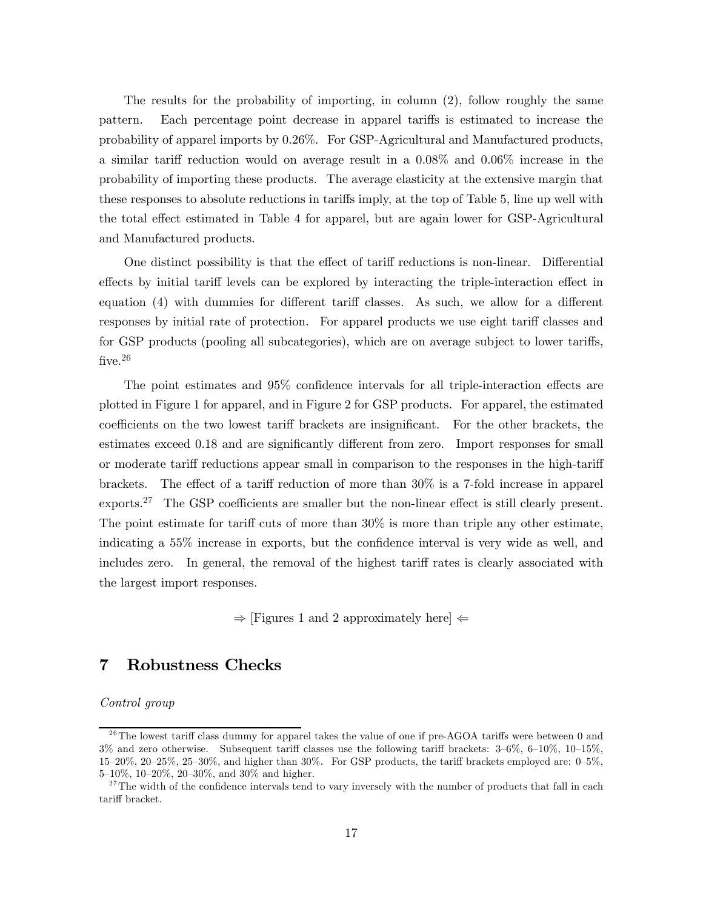The results for the probability of importing, in column (2), follow roughly the same pattern. Each percentage point decrease in apparel tariffs is estimated to increase the probability of apparel imports by 0.26%. For GSP-Agricultural and Manufactured products, a similar tariff reduction would on average result in a 0.08% and 0.06% increase in the probability of importing these products. The average elasticity at the extensive margin that these responses to absolute reductions in tariffs imply, at the top of Table 5, line up well with the total effect estimated in Table 4 for apparel, but are again lower for GSP-Agricultural and Manufactured products.

One distinct possibility is that the effect of tariff reductions is non-linear. Differential effects by initial tariff levels can be explored by interacting the triple-interaction effect in equation (4) with dummies for different tariff classes. As such, we allow for a different responses by initial rate of protection. For apparel products we use eight tariff classes and for GSP products (pooling all subcategories), which are on average subject to lower tariffs, five.[26]

The point estimates and 95% confidence intervals for all triple-interaction effects are plotted in Figure 1 for apparel, and in Figure 2 for GSP products. For apparel, the estimated coefficients on the two lowest tariff brackets are insignificant. For the other brackets, the estimates exceed 0.18 and are significantly different from zero. Import responses for small or moderate tariff reductions appear small in comparison to the responses in the high-tariff brackets. The effect of a tariff reduction of more than 30% is a 7-fold increase in apparel exports.[27] The GSP coefficients are smaller but the non-linear effect is still clearly present. The point estimate for tariff cuts of more than 30% is more than triple any other estimate, indicating a 55% increase in exports, but the confidence interval is very wide as well, and includes zero. In general, the removal of the highest tariff rates is clearly associated with the largest import responses.

$\Rightarrow$ [Figures 1 and 2 approximately here] $\Leftarrow$

# 7 Robustness Checks

*Control group*

[26] The lowest tariff class dummy for apparel takes the value of one if pre-AGOA tariffs were between 0 and 3% and zero otherwise. Subsequent tariff classes use the following tariff brackets: 3–6%, 6–10%, 10–15%, 15–20%, 20–25%, 25–30%, and higher than 30%. For GSP products, the tariff brackets employed are: 0–5%, 5–10%, 10–20%, 20–30%, and 30% and higher.

[27] The width of the confidence intervals tend to vary inversely with the number of products that fall in each tariff bracket.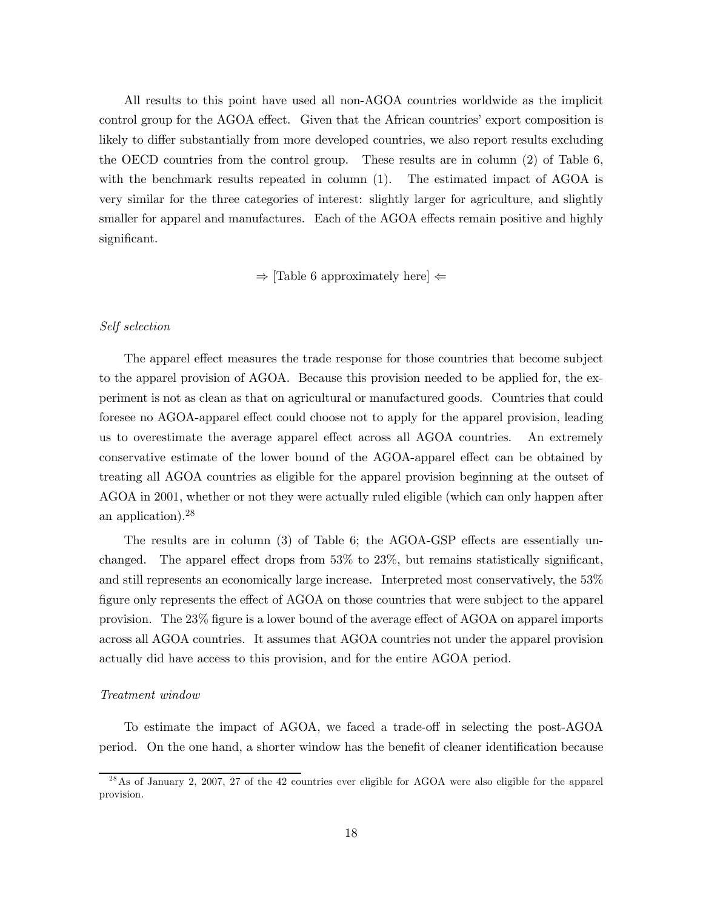All results to this point have used all non-AGOA countries worldwide as the implicit control group for the AGOA effect. Given that the African countries' export composition is likely to differ substantially from more developed countries, we also report results excluding the OECD countries from the control group. These results are in column (2) of Table 6, with the benchmark results repeated in column (1). The estimated impact of AGOA is very similar for the three categories of interest: slightly larger for agriculture, and slightly smaller for apparel and manufactures. Each of the AGOA effects remain positive and highly significant.

$\Rightarrow$ [Table 6 approximately here] $\Leftarrow$

*Self selection*

The apparel effect measures the trade response for those countries that become subject to the apparel provision of AGOA. Because this provision needed to be applied for, the experiment is not as clean as that on agricultural or manufactured goods. Countries that could foresee no AGOA-apparel effect could choose not to apply for the apparel provision, leading us to overestimate the average apparel effect across all AGOA countries. An extremely conservative estimate of the lower bound of the AGOA-apparel effect can be obtained by treating all AGOA countries as eligible for the apparel provision beginning at the outset of AGOA in 2001, whether or not they were actually ruled eligible (which can only happen after an application).[28]

The results are in column (3) of Table 6; the AGOA-GSP effects are essentially unchanged. The apparel effect drops from 53% to 23%, but remains statistically significant, and still represents an economically large increase. Interpreted most conservatively, the 53% figure only represents the effect of AGOA on those countries that were subject to the apparel provision. The 23% figure is a lower bound of the average effect of AGOA on apparel imports across all AGOA countries. It assumes that AGOA countries not under the apparel provision actually did have access to this provision, and for the entire AGOA period.

*Treatment window*

To estimate the impact of AGOA, we faced a trade-off in selecting the post-AGOA period. On the one hand, a shorter window has the benefit of cleaner identification because

[28] As of January 2, 2007, 27 of the 42 countries ever eligible for AGOA were also eligible for the apparel provision.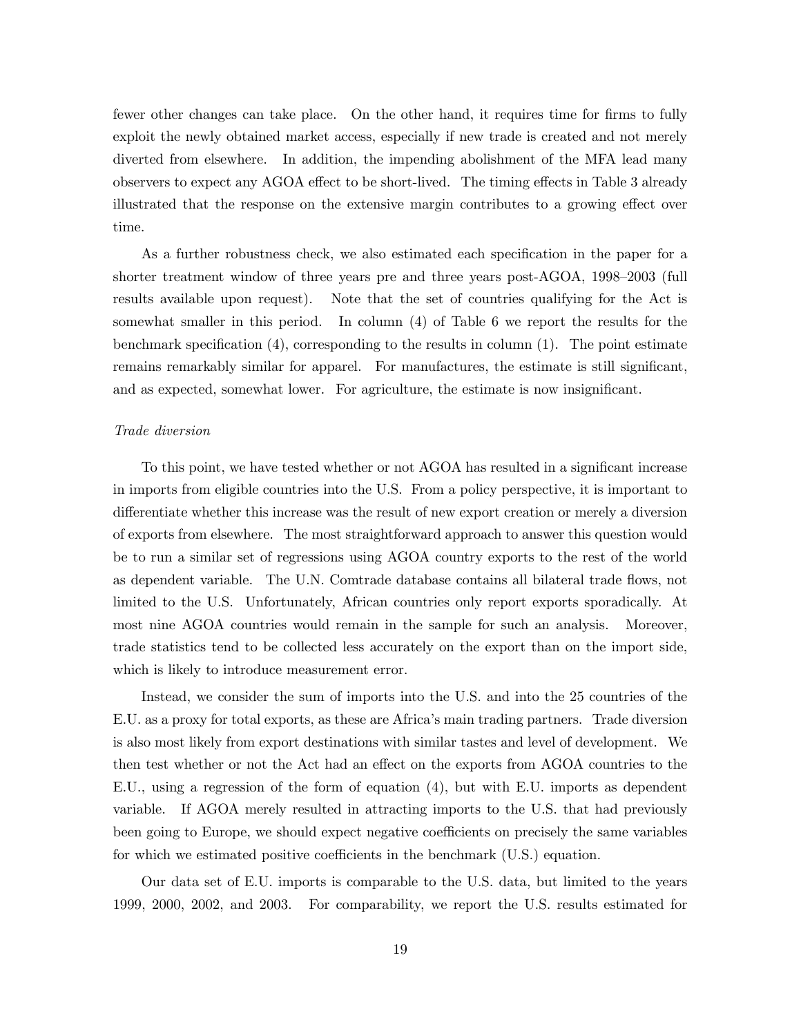fewer other changes can take place. On the other hand, it requires time for firms to fully exploit the newly obtained market access, especially if new trade is created and not merely diverted from elsewhere. In addition, the impending abolishment of the MFA lead many observers to expect any AGOA effect to be short-lived. The timing effects in Table 3 already illustrated that the response on the extensive margin contributes to a growing effect over time.

As a further robustness check, we also estimated each specification in the paper for a shorter treatment window of three years pre and three years post-AGOA, 1998–2003 (full results available upon request). Note that the set of countries qualifying for the Act is somewhat smaller in this period. In column (4) of Table 6 we report the results for the benchmark specification (4), corresponding to the results in column (1). The point estimate remains remarkably similar for apparel. For manufactures, the estimate is still significant, and as expected, somewhat lower. For agriculture, the estimate is now insignificant.

*Trade diversion*

To this point, we have tested whether or not AGOA has resulted in a significant increase in imports from eligible countries into the U.S. From a policy perspective, it is important to differentiate whether this increase was the result of new export creation or merely a diversion of exports from elsewhere. The most straightforward approach to answer this question would be to run a similar set of regressions using AGOA country exports to the rest of the world as dependent variable. The U.N. Comtrade database contains all bilateral trade flows, not limited to the U.S. Unfortunately, African countries only report exports sporadically. At most nine AGOA countries would remain in the sample for such an analysis. Moreover, trade statistics tend to be collected less accurately on the export than on the import side, which is likely to introduce measurement error.

Instead, we consider the sum of imports into the U.S. and into the 25 countries of the E.U. as a proxy for total exports, as these are Africa's main trading partners. Trade diversion is also most likely from export destinations with similar tastes and level of development. We then test whether or not the Act had an effect on the exports from AGOA countries to the E.U., using a regression of the form of equation (4), but with E.U. imports as dependent variable. If AGOA merely resulted in attracting imports to the U.S. that had previously been going to Europe, we should expect negative coefficients on precisely the same variables for which we estimated positive coefficients in the benchmark (U.S.) equation.

Our data set of E.U. imports is comparable to the U.S. data, but limited to the years 1999, 2000, 2002, and 2003. For comparability, we report the U.S. results estimated for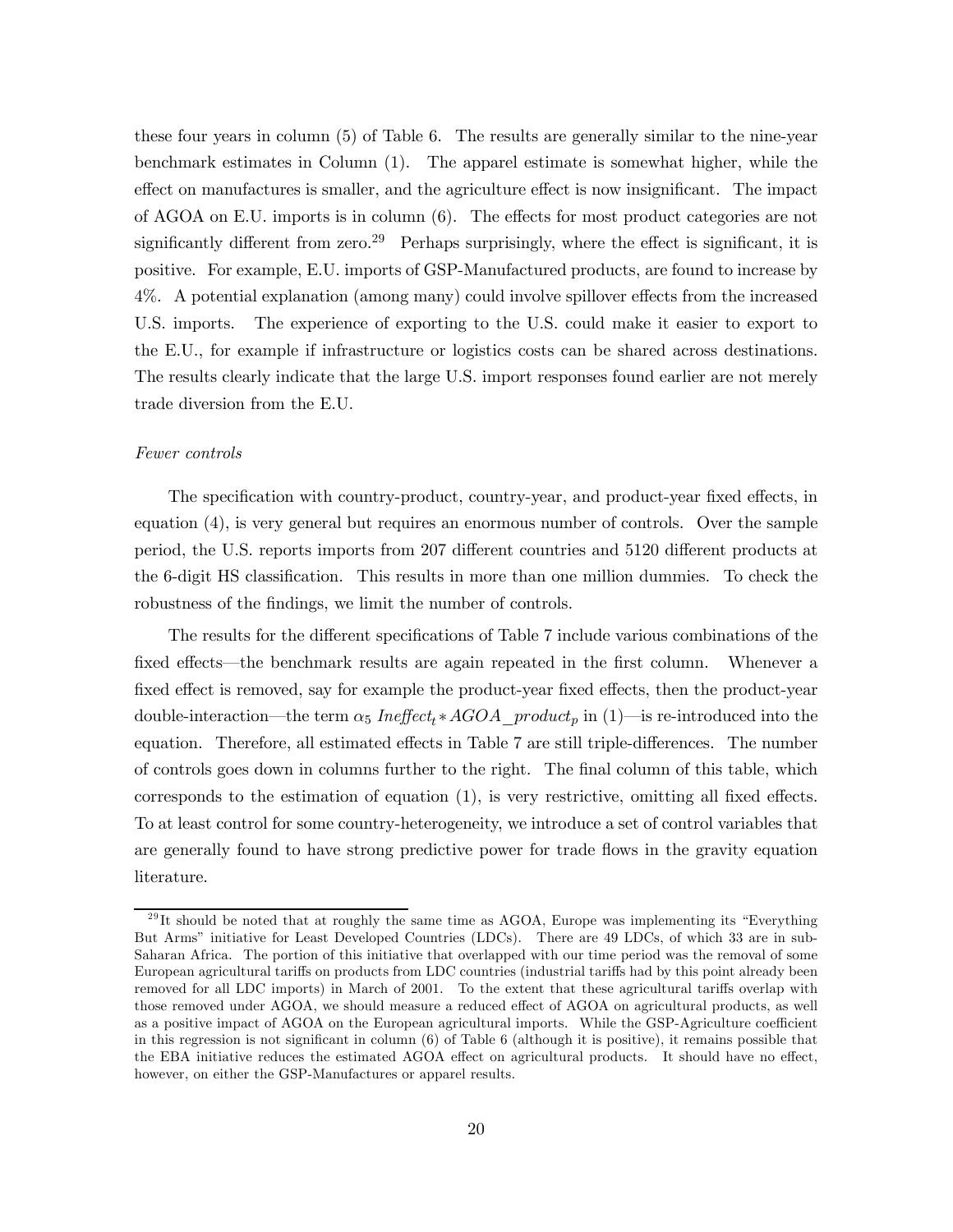these four years in column (5) of Table 6. The results are generally similar to the nine-year benchmark estimates in Column (1). The apparel estimate is somewhat higher, while the effect on manufactures is smaller, and the agriculture effect is now insignificant. The impact of AGOA on E.U. imports is in column (6). The effects for most product categories are not significantly different from zero.[29] Perhaps surprisingly, where the effect is significant, it is positive. For example, E.U. imports of GSP-Manufactured products, are found to increase by 4%. A potential explanation (among many) could involve spillover effects from the increased U.S. imports. The experience of exporting to the U.S. could make it easier to export to the E.U., for example if infrastructure or logistics costs can be shared across destinations. The results clearly indicate that the large U.S. import responses found earlier are not merely trade diversion from the E.U.

*Fewer controls*

The specification with country-product, country-year, and product-year fixed effects, in equation (4), is very general but requires an enormous number of controls. Over the sample period, the U.S. reports imports from 207 different countries and 5120 different products at the 6-digit HS classification. This results in more than one million dummies. To check the robustness of the findings, we limit the number of controls.

The results for the different specifications of Table 7 include various combinations of the fixed effects—the benchmark results are again repeated in the first column. Whenever a fixed effect is removed, say for example the product-year fixed effects, then the product-year double-interaction—the term $\alpha_5 \; Ineffect_t * AGOA\_product_p$ in (1)—is re-introduced into the equation. Therefore, all estimated effects in Table 7 are still triple-differences. The number of controls goes down in columns further to the right. The final column of this table, which corresponds to the estimation of equation (1), is very restrictive, omitting all fixed effects. To at least control for some country-heterogeneity, we introduce a set of control variables that are generally found to have strong predictive power for trade flows in the gravity equation literature.

[29] It should be noted that at roughly the same time as AGOA, Europe was implementing its "Everything But Arms" initiative for Least Developed Countries (LDCs). There are 49 LDCs, of which 33 are in sub-Saharan Africa. The portion of this initiative that overlapped with our time period was the removal of some European agricultural tariffs on products from LDC countries (industrial tariffs had by this point already been removed for all LDC imports) in March of 2001. To the extent that these agricultural tariffs overlap with those removed under AGOA, we should measure a reduced effect of AGOA on agricultural products, as well as a positive impact of AGOA on the European agricultural imports. While the GSP-Agriculture coefficient in this regression is not significant in column (6) of Table 6 (although it is positive), it remains possible that the EBA initiative reduces the estimated AGOA effect on agricultural products. It should have no effect, however, on either the GSP-Manufactures or apparel results.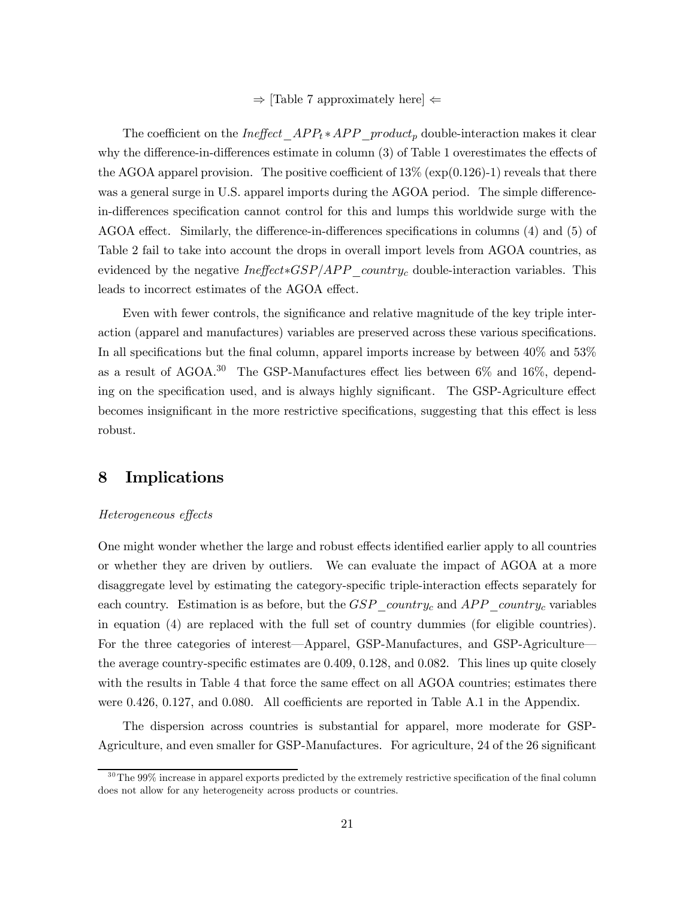⇒ [Table 7 approximately here] ⇐

The coefficient on the $Ineffect\_APP_t * APP\_product_p$ double-interaction makes it clear why the difference-in-differences estimate in column (3) of Table 1 overestimates the effects of the AGOA apparel provision. The positive coefficient of 13% (exp(0.126)-1) reveals that there was a general surge in U.S. apparel imports during the AGOA period. The simple difference-in-differences specification cannot control for this and lumps this worldwide surge with the AGOA effect. Similarly, the difference-in-differences specifications in columns (4) and (5) of Table 2 fail to take into account the drops in overall import levels from AGOA countries, as evidenced by the negative $Ineffect*GSP/APP\_country_c$ double-interaction variables. This leads to incorrect estimates of the AGOA effect.

Even with fewer controls, the significance and relative magnitude of the key triple interaction (apparel and manufactures) variables are preserved across these various specifications. In all specifications but the final column, apparel imports increase by between 40% and 53% as a result of AGOA.[30] The GSP-Manufactures effect lies between 6% and 16%, depending on the specification used, and is always highly significant. The GSP-Agriculture effect becomes insignificant in the more restrictive specifications, suggesting that this effect is less robust.

## 8 Implications

*Heterogeneous effects*

One might wonder whether the large and robust effects identified earlier apply to all countries or whether they are driven by outliers. We can evaluate the impact of AGOA at a more disaggregate level by estimating the category-specific triple-interaction effects separately for each country. Estimation is as before, but the $GSP\_country_c$ and $APP\_country_c$ variables in equation (4) are replaced with the full set of country dummies (for eligible countries). For the three categories of interest—Apparel, GSP-Manufactures, and GSP-Agriculture—the average country-specific estimates are 0.409, 0.128, and 0.082. This lines up quite closely with the results in Table 4 that force the same effect on all AGOA countries; estimates there were 0.426, 0.127, and 0.080. All coefficients are reported in Table A.1 in the Appendix.

The dispersion across countries is substantial for apparel, more moderate for GSP-Agriculture, and even smaller for GSP-Manufactures. For agriculture, 24 of the 26 significant

[30] The 99% increase in apparel exports predicted by the extremely restrictive specification of the final column does not allow for any heterogeneity across products or countries.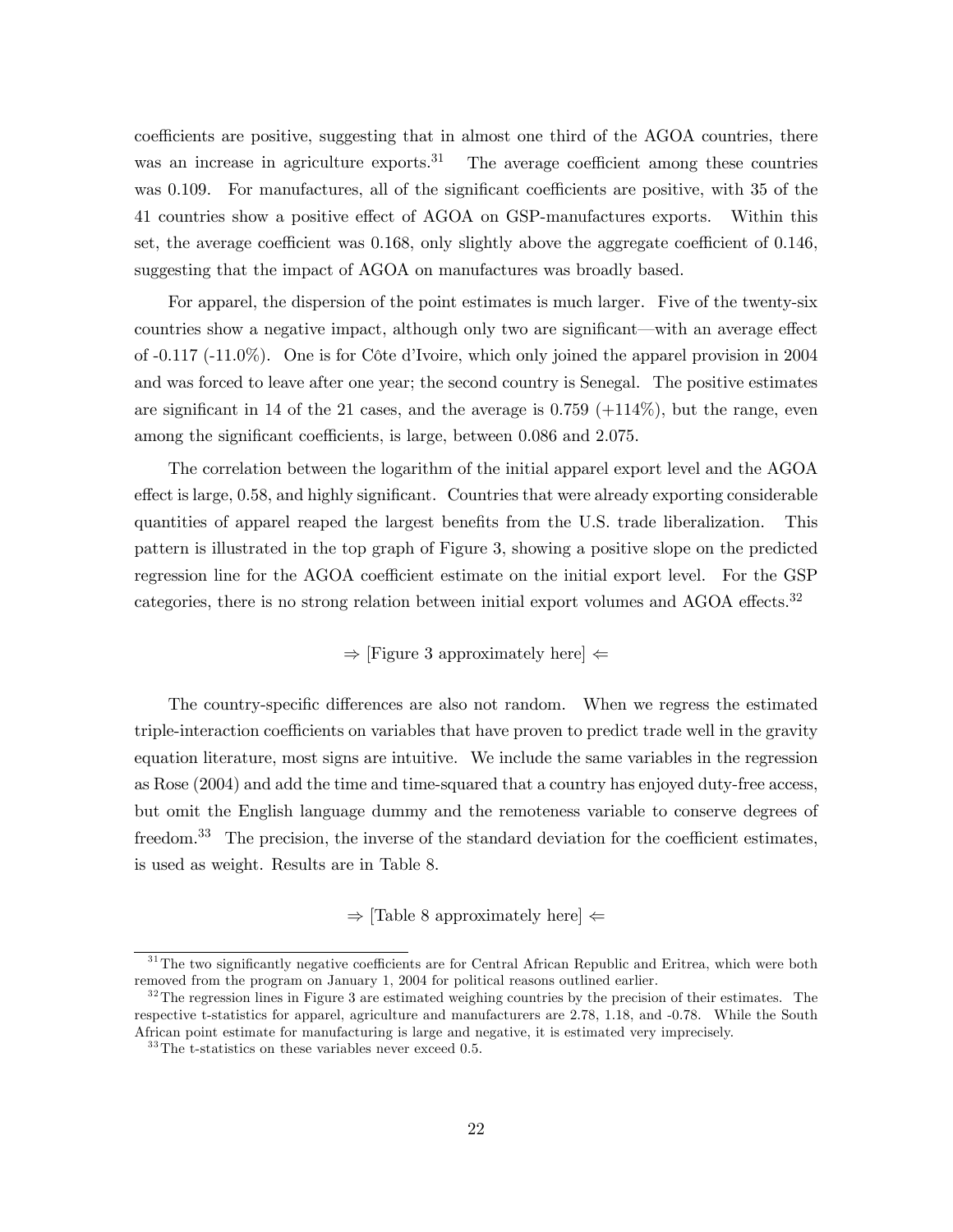coefficients are positive, suggesting that in almost one third of the AGOA countries, there was an increase in agriculture exports.[31] The average coefficient among these countries was 0.109. For manufactures, all of the significant coefficients are positive, with 35 of the 41 countries show a positive effect of AGOA on GSP-manufactures exports. Within this set, the average coefficient was 0.168, only slightly above the aggregate coefficient of 0.146, suggesting that the impact of AGOA on manufactures was broadly based.

For apparel, the dispersion of the point estimates is much larger. Five of the twenty-six countries show a negative impact, although only two are significant—with an average effect of -0.117 (-11.0%). One is for Côte d'Ivoire, which only joined the apparel provision in 2004 and was forced to leave after one year; the second country is Senegal. The positive estimates are significant in 14 of the 21 cases, and the average is 0.759 (+114%), but the range, even among the significant coefficients, is large, between 0.086 and 2.075.

The correlation between the logarithm of the initial apparel export level and the AGOA effect is large, 0.58, and highly significant. Countries that were already exporting considerable quantities of apparel reaped the largest benefits from the U.S. trade liberalization. This pattern is illustrated in the top graph of Figure 3, showing a positive slope on the predicted regression line for the AGOA coefficient estimate on the initial export level. For the GSP categories, there is no strong relation between initial export volumes and AGOA effects.[32]

⇒ [Figure 3 approximately here] ⇐

The country-specific differences are also not random. When we regress the estimated triple-interaction coefficients on variables that have proven to predict trade well in the gravity equation literature, most signs are intuitive. We include the same variables in the regression as Rose (2004) and add the time and time-squared that a country has enjoyed duty-free access, but omit the English language dummy and the remoteness variable to conserve degrees of freedom.[33] The precision, the inverse of the standard deviation for the coefficient estimates, is used as weight. Results are in Table 8.

⇒ [Table 8 approximately here] ⇐

[31] The two significantly negative coefficients are for Central African Republic and Eritrea, which were both removed from the program on January 1, 2004 for political reasons outlined earlier.

[32] The regression lines in Figure 3 are estimated weighing countries by the precision of their estimates. The respective t-statistics for apparel, agriculture and manufacturers are 2.78, 1.18, and -0.78. While the South African point estimate for manufacturing is large and negative, it is estimated very imprecisely.

[33] The t-statistics on these variables never exceed 0.5.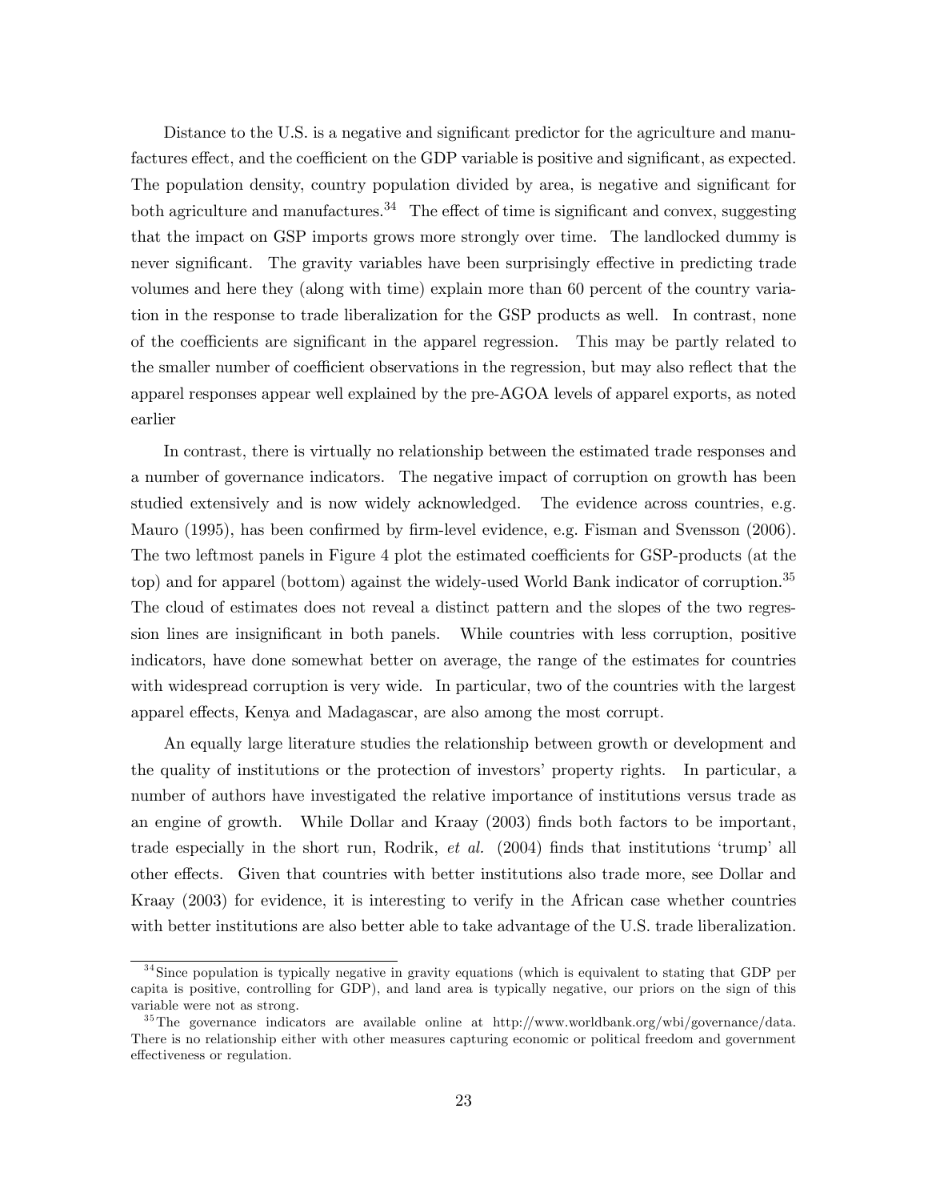Distance to the U.S. is a negative and significant predictor for the agriculture and manufactures effect, and the coefficient on the GDP variable is positive and significant, as expected. The population density, country population divided by area, is negative and significant for both agriculture and manufactures.[34] The effect of time is significant and convex, suggesting that the impact on GSP imports grows more strongly over time. The landlocked dummy is never significant. The gravity variables have been surprisingly effective in predicting trade volumes and here they (along with time) explain more than 60 percent of the country variation in the response to trade liberalization for the GSP products as well. In contrast, none of the coefficients are significant in the apparel regression. This may be partly related to the smaller number of coefficient observations in the regression, but may also reflect that the apparel responses appear well explained by the pre-AGOA levels of apparel exports, as noted earlier

In contrast, there is virtually no relationship between the estimated trade responses and a number of governance indicators. The negative impact of corruption on growth has been studied extensively and is now widely acknowledged. The evidence across countries, e.g. Mauro (1995), has been confirmed by firm-level evidence, e.g. Fisman and Svensson (2006). The two leftmost panels in Figure 4 plot the estimated coefficients for GSP-products (at the top) and for apparel (bottom) against the widely-used World Bank indicator of corruption.[35] The cloud of estimates does not reveal a distinct pattern and the slopes of the two regression lines are insignificant in both panels. While countries with less corruption, positive indicators, have done somewhat better on average, the range of the estimates for countries with widespread corruption is very wide. In particular, two of the countries with the largest apparel effects, Kenya and Madagascar, are also among the most corrupt.

An equally large literature studies the relationship between growth or development and the quality of institutions or the protection of investors' property rights. In particular, a number of authors have investigated the relative importance of institutions versus trade as an engine of growth. While Dollar and Kraay (2003) finds both factors to be important, trade especially in the short run, Rodrik, *et al.* (2004) finds that institutions 'trump' all other effects. Given that countries with better institutions also trade more, see Dollar and Kraay (2003) for evidence, it is interesting to verify in the African case whether countries with better institutions are also better able to take advantage of the U.S. trade liberalization.

[34] Since population is typically negative in gravity equations (which is equivalent to stating that GDP per capita is positive, controlling for GDP), and land area is typically negative, our priors on the sign of this variable were not as strong.

[35] The governance indicators are available online at http://www.worldbank.org/wbi/governance/data. There is no relationship either with other measures capturing economic or political freedom and government effectiveness or regulation.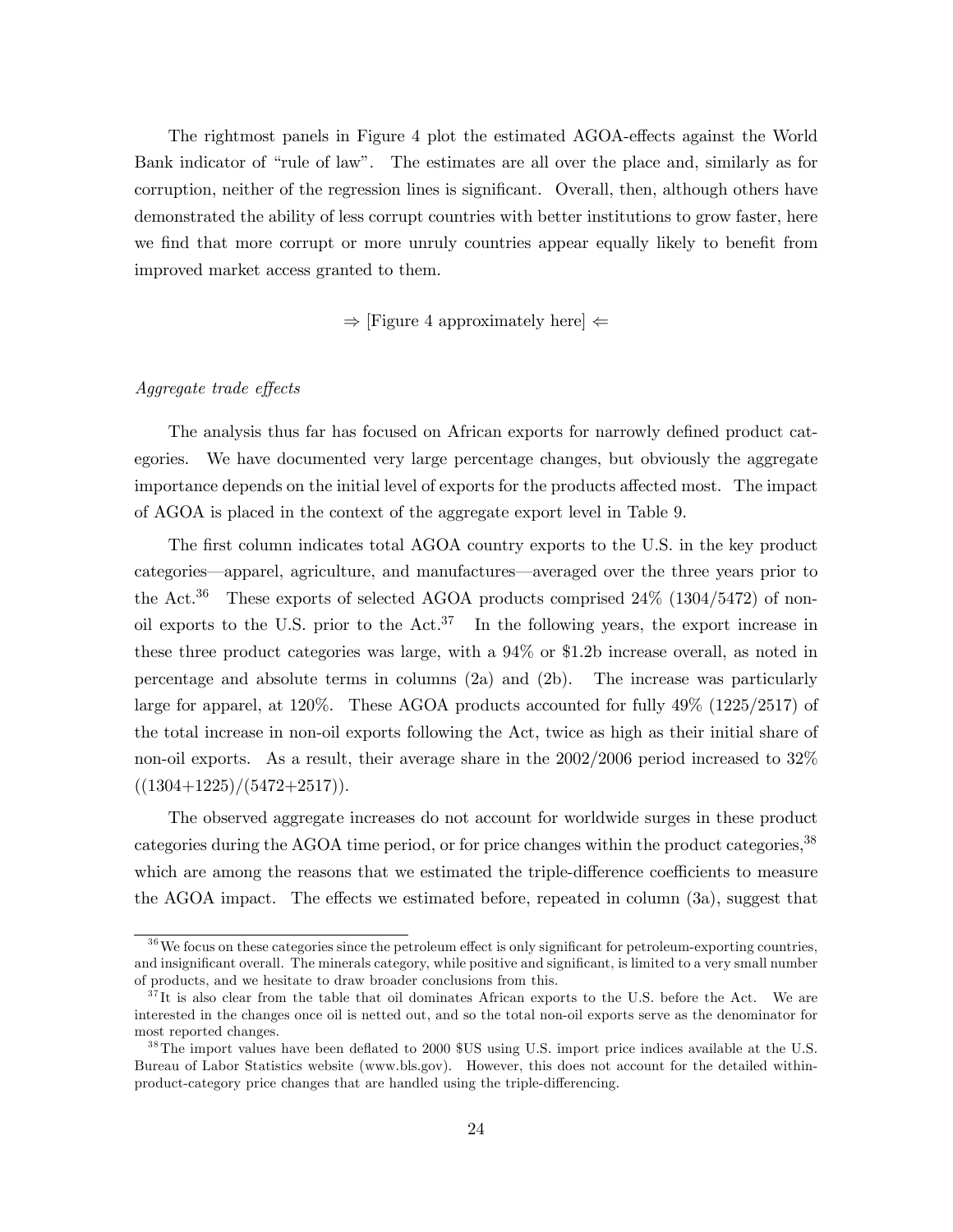The rightmost panels in Figure 4 plot the estimated AGOA-effects against the World Bank indicator of "rule of law". The estimates are all over the place and, similarly as for corruption, neither of the regression lines is significant. Overall, then, although others have demonstrated the ability of less corrupt countries with better institutions to grow faster, here we find that more corrupt or more unruly countries appear equally likely to benefit from improved market access granted to them.

⇒ [Figure 4 approximately here] ⇐

*Aggregate trade effects*

The analysis thus far has focused on African exports for narrowly defined product categories. We have documented very large percentage changes, but obviously the aggregate importance depends on the initial level of exports for the products affected most. The impact of AGOA is placed in the context of the aggregate export level in Table 9.

The first column indicates total AGOA country exports to the U.S. in the key product categories—apparel, agriculture, and manufactures—averaged over the three years prior to the Act.[36] These exports of selected AGOA products comprised 24% (1304/5472) of non-oil exports to the U.S. prior to the Act.[37] In the following years, the export increase in these three product categories was large, with a 94% or $1.2b increase overall, as noted in percentage and absolute terms in columns (2a) and (2b). The increase was particularly large for apparel, at 120%. These AGOA products accounted for fully 49% (1225/2517) of the total increase in non-oil exports following the Act, twice as high as their initial share of non-oil exports. As a result, their average share in the 2002/2006 period increased to 32% ((1304+1225)/(5472+2517)).

The observed aggregate increases do not account for worldwide surges in these product categories during the AGOA time period, or for price changes within the product categories,[38] which are among the reasons that we estimated the triple-difference coefficients to measure the AGOA impact. The effects we estimated before, repeated in column (3a), suggest that

[36] We focus on these categories since the petroleum effect is only significant for petroleum-exporting countries, and insignificant overall. The minerals category, while positive and significant, is limited to a very small number of products, and we hesitate to draw broader conclusions from this.

[37] It is also clear from the table that oil dominates African exports to the U.S. before the Act. We are interested in the changes once oil is netted out, and so the total non-oil exports serve as the denominator for most reported changes.

[38] The import values have been deflated to 2000 $US using U.S. import price indices available at the U.S. Bureau of Labor Statistics website (www.bls.gov). However, this does not account for the detailed within-product-category price changes that are handled using the triple-differencing.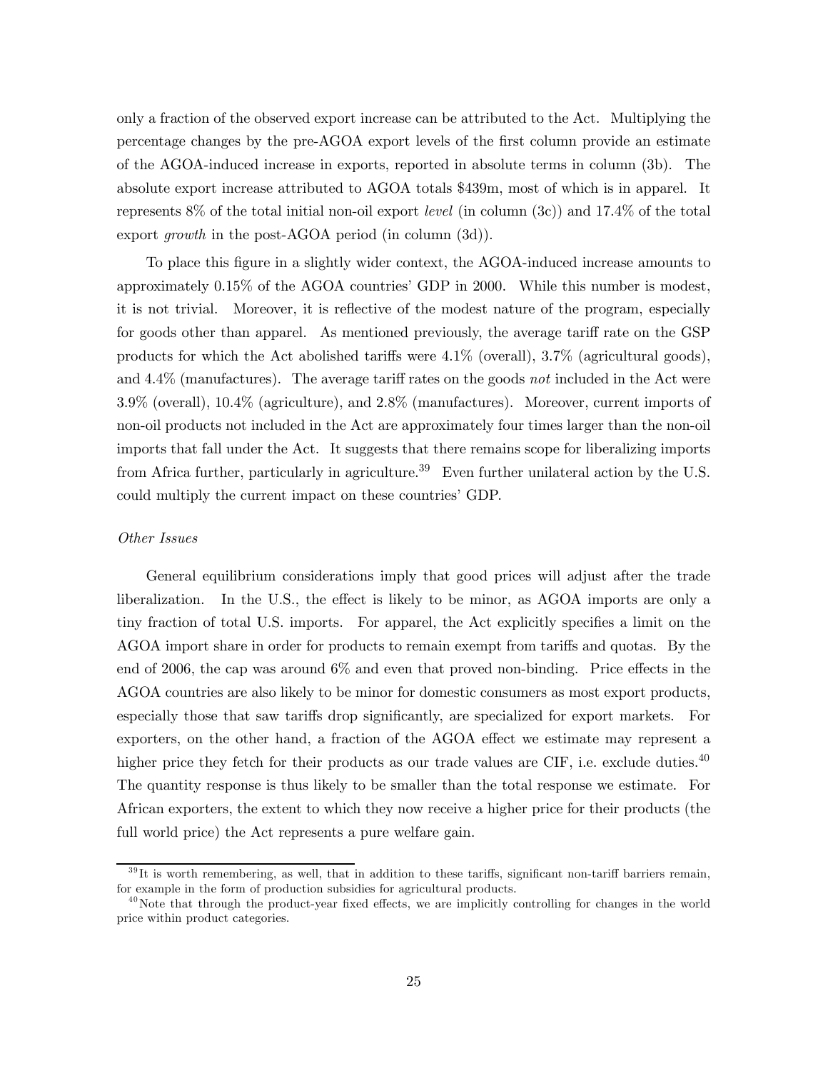only a fraction of the observed export increase can be attributed to the Act. Multiplying the percentage changes by the pre-AGOA export levels of the first column provide an estimate of the AGOA-induced increase in exports, reported in absolute terms in column (3b). The absolute export increase attributed to AGOA totals \$439m, most of which is in apparel. It represents 8% of the total initial non-oil export *level* (in column (3c)) and 17.4% of the total export *growth* in the post-AGOA period (in column (3d)).

To place this figure in a slightly wider context, the AGOA-induced increase amounts to approximately 0.15% of the AGOA countries' GDP in 2000. While this number is modest, it is not trivial. Moreover, it is reflective of the modest nature of the program, especially for goods other than apparel. As mentioned previously, the average tariff rate on the GSP products for which the Act abolished tariffs were 4.1% (overall), 3.7% (agricultural goods), and 4.4% (manufactures). The average tariff rates on the goods *not* included in the Act were 3.9% (overall), 10.4% (agriculture), and 2.8% (manufactures). Moreover, current imports of non-oil products not included in the Act are approximately four times larger than the non-oil imports that fall under the Act. It suggests that there remains scope for liberalizing imports from Africa further, particularly in agriculture.[39] Even further unilateral action by the U.S. could multiply the current impact on these countries' GDP.

*Other Issues*

General equilibrium considerations imply that good prices will adjust after the trade liberalization. In the U.S., the effect is likely to be minor, as AGOA imports are only a tiny fraction of total U.S. imports. For apparel, the Act explicitly specifies a limit on the AGOA import share in order for products to remain exempt from tariffs and quotas. By the end of 2006, the cap was around 6% and even that proved non-binding. Price effects in the AGOA countries are also likely to be minor for domestic consumers as most export products, especially those that saw tariffs drop significantly, are specialized for export markets. For exporters, on the other hand, a fraction of the AGOA effect we estimate may represent a higher price they fetch for their products as our trade values are CIF, i.e. exclude duties.[40] The quantity response is thus likely to be smaller than the total response we estimate. For African exporters, the extent to which they now receive a higher price for their products (the full world price) the Act represents a pure welfare gain.

[39] It is worth remembering, as well, that in addition to these tariffs, significant non-tariff barriers remain, for example in the form of production subsidies for agricultural products.

[40] Note that through the product-year fixed effects, we are implicitly controlling for changes in the world price within product categories.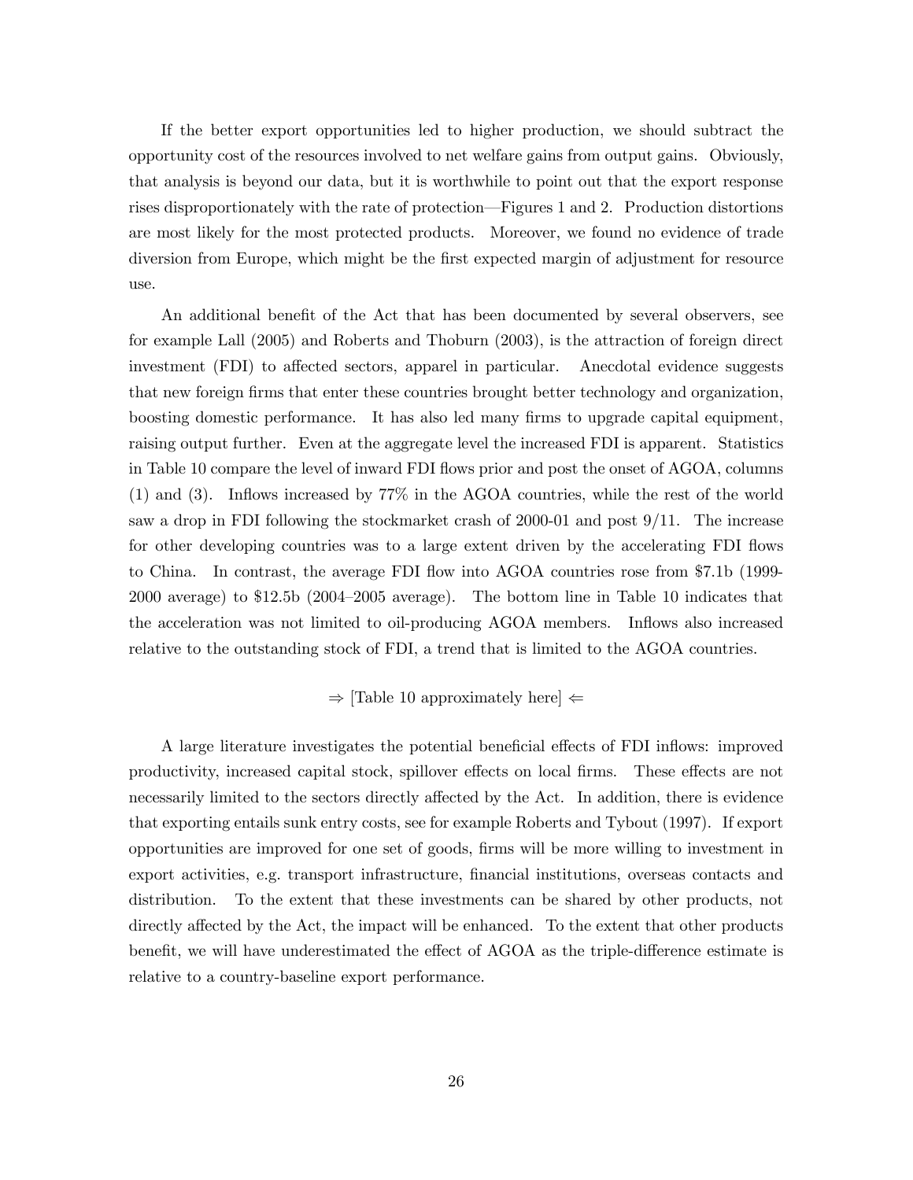If the better export opportunities led to higher production, we should subtract the opportunity cost of the resources involved to net welfare gains from output gains. Obviously, that analysis is beyond our data, but it is worthwhile to point out that the export response rises disproportionately with the rate of protection—Figures 1 and 2. Production distortions are most likely for the most protected products. Moreover, we found no evidence of trade diversion from Europe, which might be the first expected margin of adjustment for resource use.

An additional benefit of the Act that has been documented by several observers, see for example Lall (2005) and Roberts and Thoburn (2003), is the attraction of foreign direct investment (FDI) to affected sectors, apparel in particular. Anecdotal evidence suggests that new foreign firms that enter these countries brought better technology and organization, boosting domestic performance. It has also led many firms to upgrade capital equipment, raising output further. Even at the aggregate level the increased FDI is apparent. Statistics in Table 10 compare the level of inward FDI flows prior and post the onset of AGOA, columns (1) and (3). Inflows increased by 77% in the AGOA countries, while the rest of the world saw a drop in FDI following the stockmarket crash of 2000-01 and post 9/11. The increase for other developing countries was to a large extent driven by the accelerating FDI flows to China. In contrast, the average FDI flow into AGOA countries rose from \$7.1b (1999-2000 average) to \$12.5b (2004–2005 average). The bottom line in Table 10 indicates that the acceleration was not limited to oil-producing AGOA members. Inflows also increased relative to the outstanding stock of FDI, a trend that is limited to the AGOA countries.

⇒ [Table 10 approximately here] ⇐

A large literature investigates the potential beneficial effects of FDI inflows: improved productivity, increased capital stock, spillover effects on local firms. These effects are not necessarily limited to the sectors directly affected by the Act. In addition, there is evidence that exporting entails sunk entry costs, see for example Roberts and Tybout (1997). If export opportunities are improved for one set of goods, firms will be more willing to investment in export activities, e.g. transport infrastructure, financial institutions, overseas contacts and distribution. To the extent that these investments can be shared by other products, not directly affected by the Act, the impact will be enhanced. To the extent that other products benefit, we will have underestimated the effect of AGOA as the triple-difference estimate is relative to a country-baseline export performance.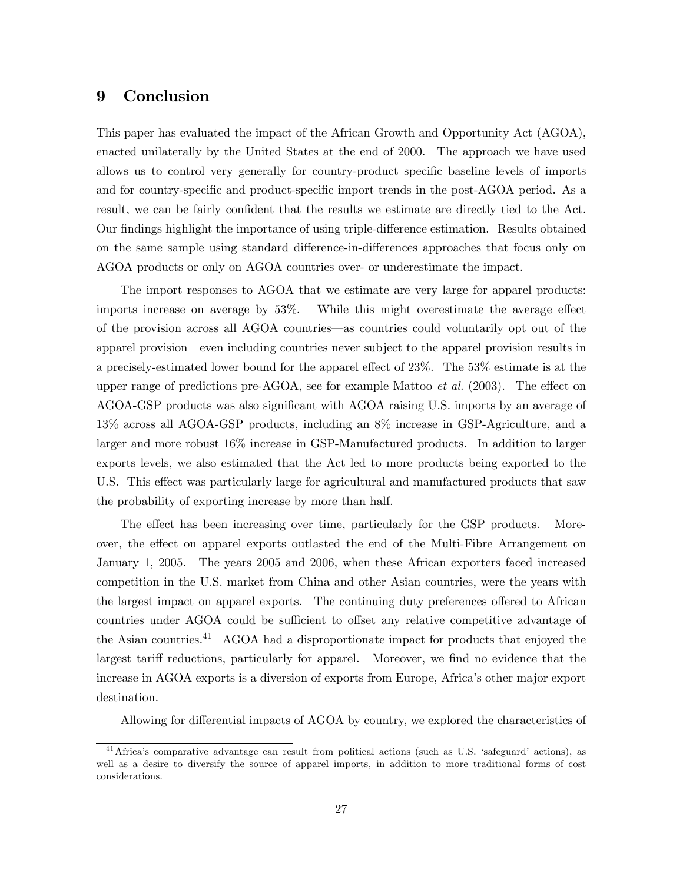# 9 Conclusion

This paper has evaluated the impact of the African Growth and Opportunity Act (AGOA), enacted unilaterally by the United States at the end of 2000. The approach we have used allows us to control very generally for country-product specific baseline levels of imports and for country-specific and product-specific import trends in the post-AGOA period. As a result, we can be fairly confident that the results we estimate are directly tied to the Act. Our findings highlight the importance of using triple-difference estimation. Results obtained on the same sample using standard difference-in-differences approaches that focus only on AGOA products or only on AGOA countries over- or underestimate the impact.

The import responses to AGOA that we estimate are very large for apparel products: imports increase on average by 53%. While this might overestimate the average effect of the provision across all AGOA countries—as countries could voluntarily opt out of the apparel provision—even including countries never subject to the apparel provision results in a precisely-estimated lower bound for the apparel effect of 23%. The 53% estimate is at the upper range of predictions pre-AGOA, see for example Mattoo *et al.* (2003). The effect on AGOA-GSP products was also significant with AGOA raising U.S. imports by an average of 13% across all AGOA-GSP products, including an 8% increase in GSP-Agriculture, and a larger and more robust 16% increase in GSP-Manufactured products. In addition to larger exports levels, we also estimated that the Act led to more products being exported to the U.S. This effect was particularly large for agricultural and manufactured products that saw the probability of exporting increase by more than half.

The effect has been increasing over time, particularly for the GSP products. Moreover, the effect on apparel exports outlasted the end of the Multi-Fibre Arrangement on January 1, 2005. The years 2005 and 2006, when these African exporters faced increased competition in the U.S. market from China and other Asian countries, were the years with the largest impact on apparel exports. The continuing duty preferences offered to African countries under AGOA could be sufficient to offset any relative competitive advantage of the Asian countries.[41] AGOA had a disproportionate impact for products that enjoyed the largest tariff reductions, particularly for apparel. Moreover, we find no evidence that the increase in AGOA exports is a diversion of exports from Europe, Africa's other major export destination.

Allowing for differential impacts of AGOA by country, we explored the characteristics of

[41] Africa's comparative advantage can result from political actions (such as U.S. 'safeguard' actions), as well as a desire to diversify the source of apparel imports, in addition to more traditional forms of cost considerations.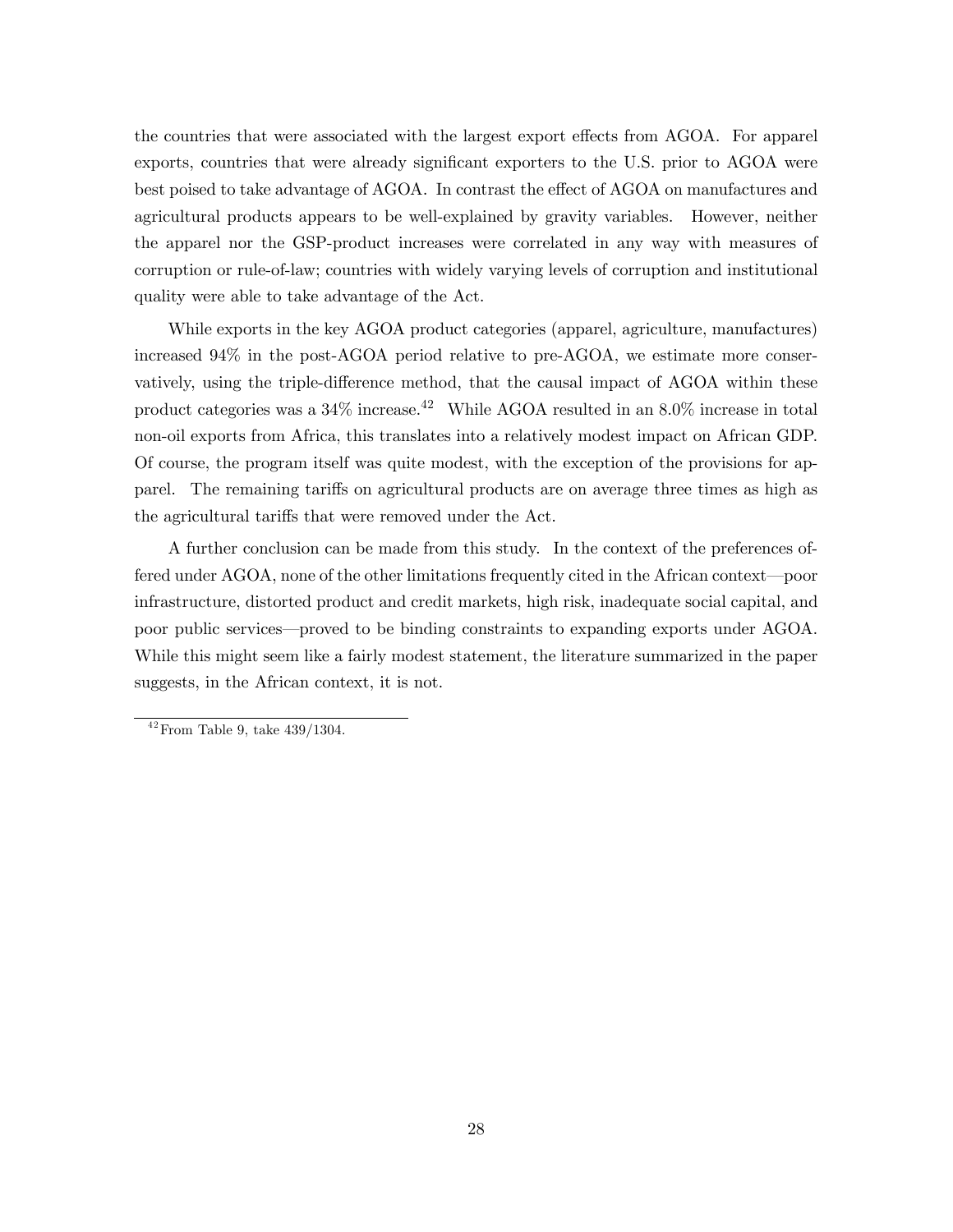the countries that were associated with the largest export effects from AGOA. For apparel exports, countries that were already significant exporters to the U.S. prior to AGOA were best poised to take advantage of AGOA. In contrast the effect of AGOA on manufactures and agricultural products appears to be well-explained by gravity variables. However, neither the apparel nor the GSP-product increases were correlated in any way with measures of corruption or rule-of-law; countries with widely varying levels of corruption and institutional quality were able to take advantage of the Act.

While exports in the key AGOA product categories (apparel, agriculture, manufactures) increased 94% in the post-AGOA period relative to pre-AGOA, we estimate more conservatively, using the triple-difference method, that the causal impact of AGOA within these product categories was a 34% increase.[42] While AGOA resulted in an 8.0% increase in total non-oil exports from Africa, this translates into a relatively modest impact on African GDP. Of course, the program itself was quite modest, with the exception of the provisions for apparel. The remaining tariffs on agricultural products are on average three times as high as the agricultural tariffs that were removed under the Act.

A further conclusion can be made from this study. In the context of the preferences offered under AGOA, none of the other limitations frequently cited in the African context—poor infrastructure, distorted product and credit markets, high risk, inadequate social capital, and poor public services—proved to be binding constraints to expanding exports under AGOA. While this might seem like a fairly modest statement, the literature summarized in the paper suggests, in the African context, it is not.

[42] From Table 9, take 439/1304.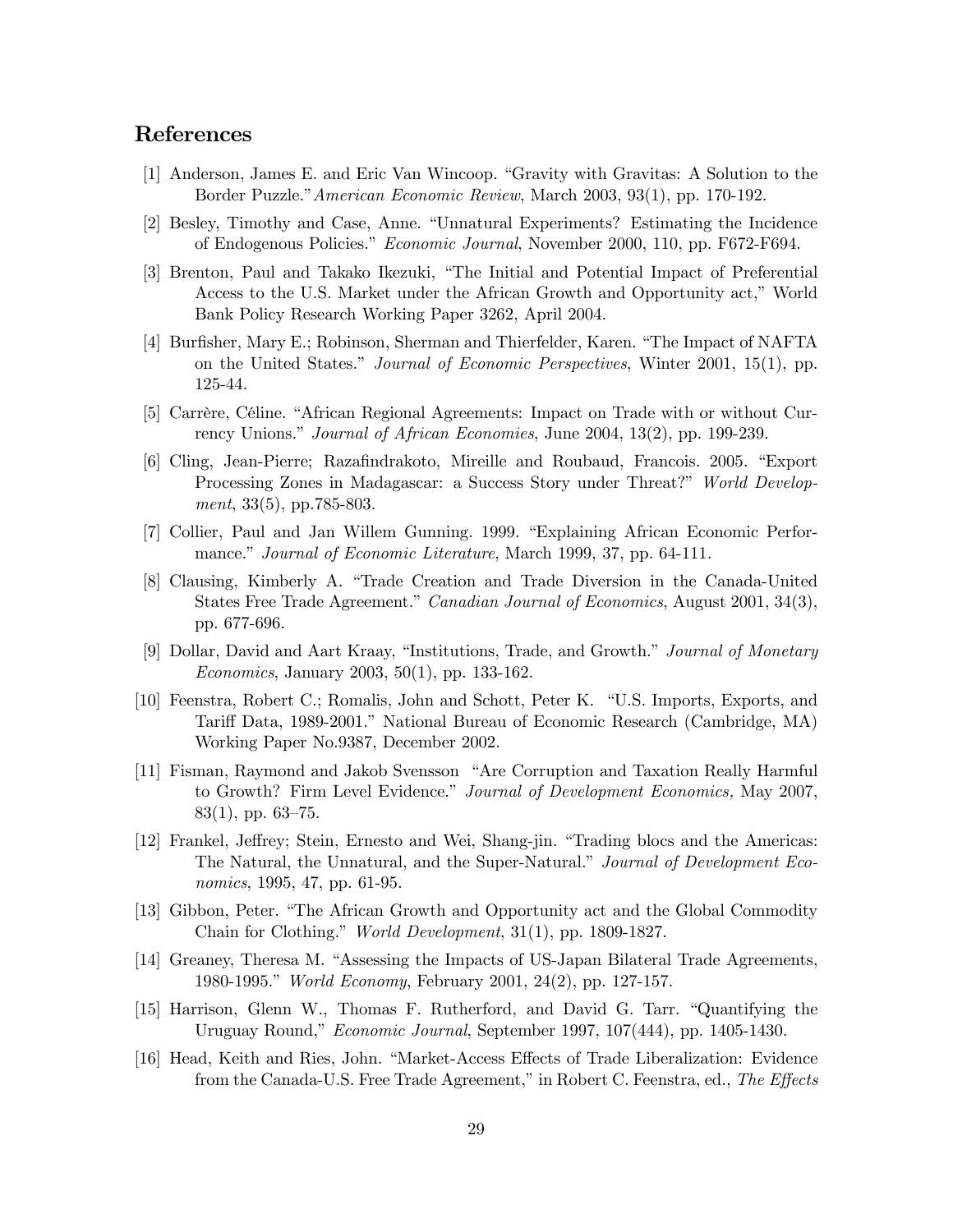## References

[1] Anderson, James E. and Eric Van Wincoop. "Gravity with Gravitas: A Solution to the Border Puzzle."*American Economic Review*, March 2003, 93(1), pp. 170-192.

[2] Besley, Timothy and Case, Anne. "Unnatural Experiments? Estimating the Incidence of Endogenous Policies." *Economic Journal*, November 2000, 110, pp. F672-F694.

[3] Brenton, Paul and Takako Ikezuki, "The Initial and Potential Impact of Preferential Access to the U.S. Market under the African Growth and Opportunity act," World Bank Policy Research Working Paper 3262, April 2004.

[4] Burfisher, Mary E.; Robinson, Sherman and Thierfelder, Karen. "The Impact of NAFTA on the United States." *Journal of Economic Perspectives*, Winter 2001, 15(1), pp. 125-44.

[5] Carrère, Céline. "African Regional Agreements: Impact on Trade with or without Currency Unions." *Journal of African Economies*, June 2004, 13(2), pp. 199-239.

[6] Cling, Jean-Pierre; Razafindrakoto, Mireille and Roubaud, Francois. 2005. "Export Processing Zones in Madagascar: a Success Story under Threat?" *World Development*, 33(5), pp.785-803.

[7] Collier, Paul and Jan Willem Gunning. 1999. "Explaining African Economic Performance." *Journal of Economic Literature*, March 1999, 37, pp. 64-111.

[8] Clausing, Kimberly A. "Trade Creation and Trade Diversion in the Canada-United States Free Trade Agreement." *Canadian Journal of Economics*, August 2001, 34(3), pp. 677-696.

[9] Dollar, David and Aart Kraay, "Institutions, Trade, and Growth." *Journal of Monetary Economics*, January 2003, 50(1), pp. 133-162.

[10] Feenstra, Robert C.; Romalis, John and Schott, Peter K. "U.S. Imports, Exports, and Tariff Data, 1989-2001." National Bureau of Economic Research (Cambridge, MA) Working Paper No.9387, December 2002.

[11] Fisman, Raymond and Jakob Svensson "Are Corruption and Taxation Really Harmful to Growth? Firm Level Evidence." *Journal of Development Economics,* May 2007, 83(1), pp. 63–75.

[12] Frankel, Jeffrey; Stein, Ernesto and Wei, Shang-jin. "Trading blocs and the Americas: The Natural, the Unnatural, and the Super-Natural." *Journal of Development Economics*, 1995, 47, pp. 61-95.

[13] Gibbon, Peter. "The African Growth and Opportunity act and the Global Commodity Chain for Clothing." *World Development*, 31(1), pp. 1809-1827.

[14] Greaney, Theresa M. "Assessing the Impacts of US-Japan Bilateral Trade Agreements, 1980-1995." *World Economy*, February 2001, 24(2), pp. 127-157.

[15] Harrison, Glenn W., Thomas F. Rutherford, and David G. Tarr. "Quantifying the Uruguay Round," *Economic Journal*, September 1997, 107(444), pp. 1405-1430.

[16] Head, Keith and Ries, John. "Market-Access Effects of Trade Liberalization: Evidence from the Canada-U.S. Free Trade Agreement," in Robert C. Feenstra, ed., *The Effects*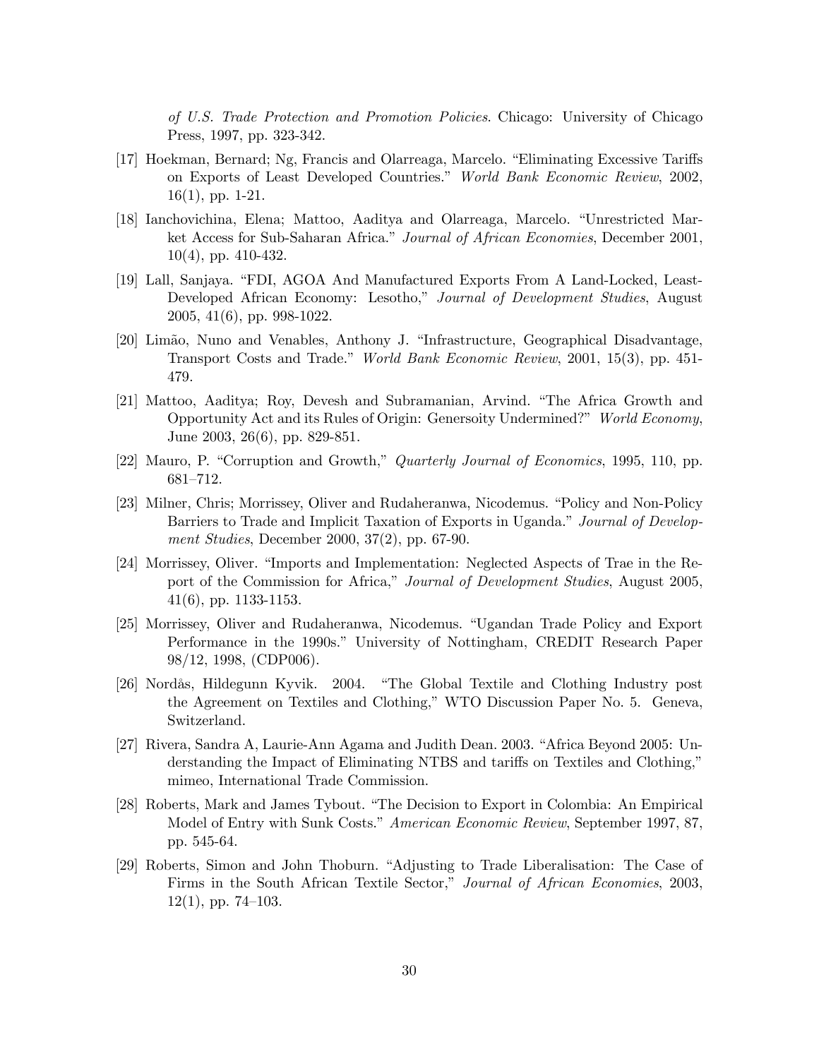*of U.S. Trade Protection and Promotion Policies*. Chicago: University of Chicago Press, 1997, pp. 323-342.

[17] Hoekman, Bernard; Ng, Francis and Olarreaga, Marcelo. "Eliminating Excessive Tariffs on Exports of Least Developed Countries." *World Bank Economic Review*, 2002, 16(1), pp. 1-21.

[18] Ianchovichina, Elena; Mattoo, Aaditya and Olarreaga, Marcelo. "Unrestricted Market Access for Sub-Saharan Africa." *Journal of African Economies*, December 2001, 10(4), pp. 410-432.

[19] Lall, Sanjaya. "FDI, AGOA And Manufactured Exports From A Land-Locked, Least-Developed African Economy: Lesotho," *Journal of Development Studies*, August 2005, 41(6), pp. 998-1022.

[20] Limão, Nuno and Venables, Anthony J. "Infrastructure, Geographical Disadvantage, Transport Costs and Trade." *World Bank Economic Review*, 2001, 15(3), pp. 451-479.

[21] Mattoo, Aaditya; Roy, Devesh and Subramanian, Arvind. "The Africa Growth and Opportunity Act and its Rules of Origin: Genersoity Undermined?" *World Economy*, June 2003, 26(6), pp. 829-851.

[22] Mauro, P. "Corruption and Growth," *Quarterly Journal of Economics*, 1995, 110, pp. 681–712.

[23] Milner, Chris; Morrissey, Oliver and Rudaheranwa, Nicodemus. "Policy and Non-Policy Barriers to Trade and Implicit Taxation of Exports in Uganda." *Journal of Development Studies*, December 2000, 37(2), pp. 67-90.

[24] Morrissey, Oliver. "Imports and Implementation: Neglected Aspects of Trae in the Report of the Commission for Africa," *Journal of Development Studies*, August 2005, 41(6), pp. 1133-1153.

[25] Morrissey, Oliver and Rudaheranwa, Nicodemus. "Ugandan Trade Policy and Export Performance in the 1990s." University of Nottingham, CREDIT Research Paper 98/12, 1998, (CDP006).

[26] Nordås, Hildegunn Kyvik. 2004. "The Global Textile and Clothing Industry post the Agreement on Textiles and Clothing," WTO Discussion Paper No. 5. Geneva, Switzerland.

[27] Rivera, Sandra A, Laurie-Ann Agama and Judith Dean. 2003. "Africa Beyond 2005: Understanding the Impact of Eliminating NTBS and tariffs on Textiles and Clothing," mimeo, International Trade Commission.

[28] Roberts, Mark and James Tybout. "The Decision to Export in Colombia: An Empirical Model of Entry with Sunk Costs." *American Economic Review*, September 1997, 87, pp. 545-64.

[29] Roberts, Simon and John Thoburn. "Adjusting to Trade Liberalisation: The Case of Firms in the South African Textile Sector," *Journal of African Economies*, 2003, 12(1), pp. 74–103.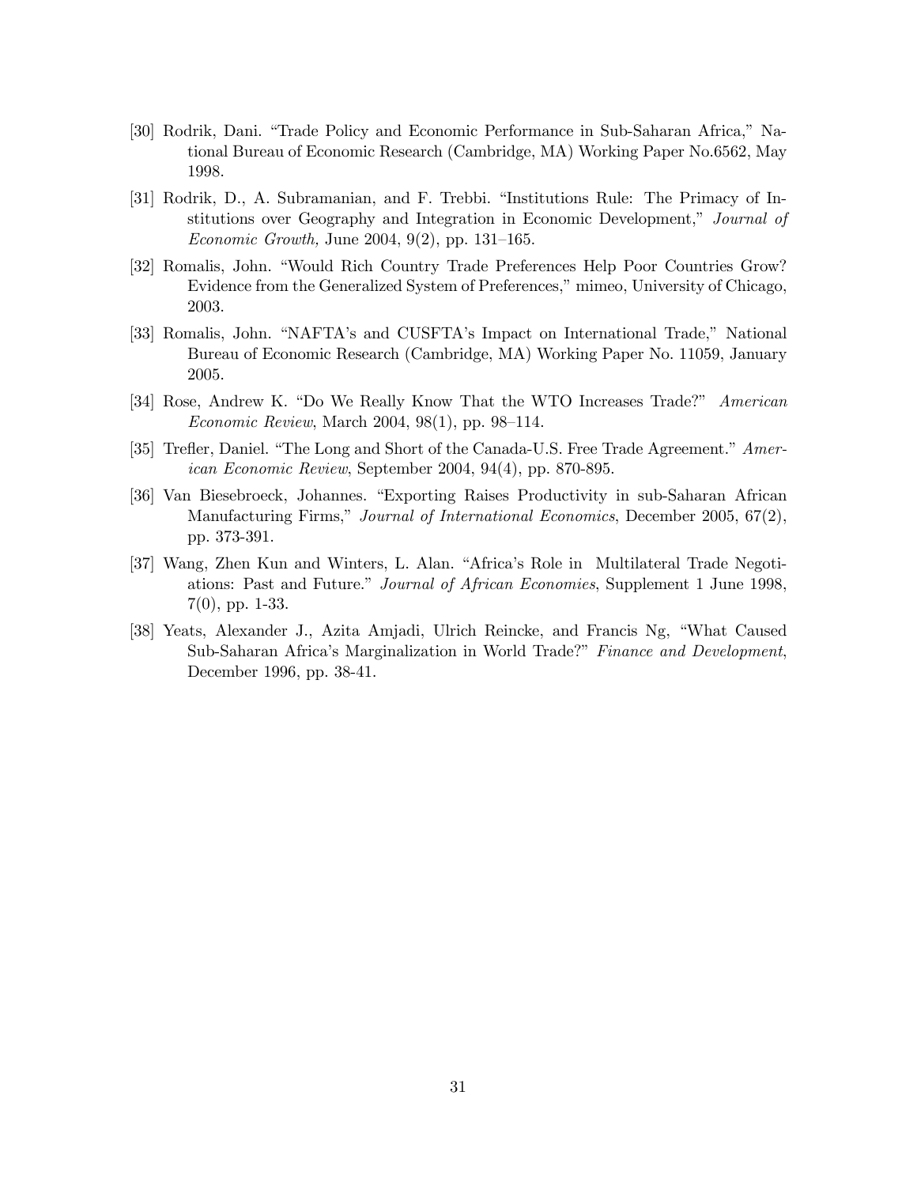[30] Rodrik, Dani. "Trade Policy and Economic Performance in Sub-Saharan Africa," National Bureau of Economic Research (Cambridge, MA) Working Paper No.6562, May 1998.

[31] Rodrik, D., A. Subramanian, and F. Trebbi. "Institutions Rule: The Primacy of Institutions over Geography and Integration in Economic Development," *Journal of Economic Growth,* June 2004, 9(2), pp. 131–165.

[32] Romalis, John. "Would Rich Country Trade Preferences Help Poor Countries Grow? Evidence from the Generalized System of Preferences," mimeo, University of Chicago, 2003.

[33] Romalis, John. "NAFTA's and CUSFTA's Impact on International Trade," National Bureau of Economic Research (Cambridge, MA) Working Paper No. 11059, January 2005.

[34] Rose, Andrew K. "Do We Really Know That the WTO Increases Trade?" *American Economic Review*, March 2004, 98(1), pp. 98–114.

[35] Trefler, Daniel. "The Long and Short of the Canada-U.S. Free Trade Agreement." *American Economic Review*, September 2004, 94(4), pp. 870-895.

[36] Van Biesebroeck, Johannes. "Exporting Raises Productivity in sub-Saharan African Manufacturing Firms," *Journal of International Economics*, December 2005, 67(2), pp. 373-391.

[37] Wang, Zhen Kun and Winters, L. Alan. "Africa's Role in Multilateral Trade Negotiations: Past and Future." *Journal of African Economies*, Supplement 1 June 1998, 7(0), pp. 1-33.

[38] Yeats, Alexander J., Azita Amjadi, Ulrich Reincke, and Francis Ng, "What Caused Sub-Saharan Africa's Marginalization in World Trade?" *Finance and Development*, December 1996, pp. 38-41.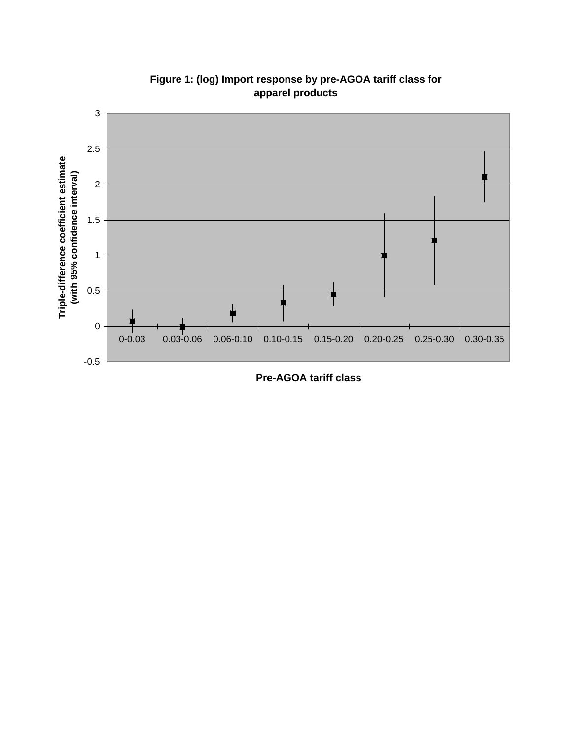**Figure 1: (log) Import response by pre-AGOA tariff class for apparel products**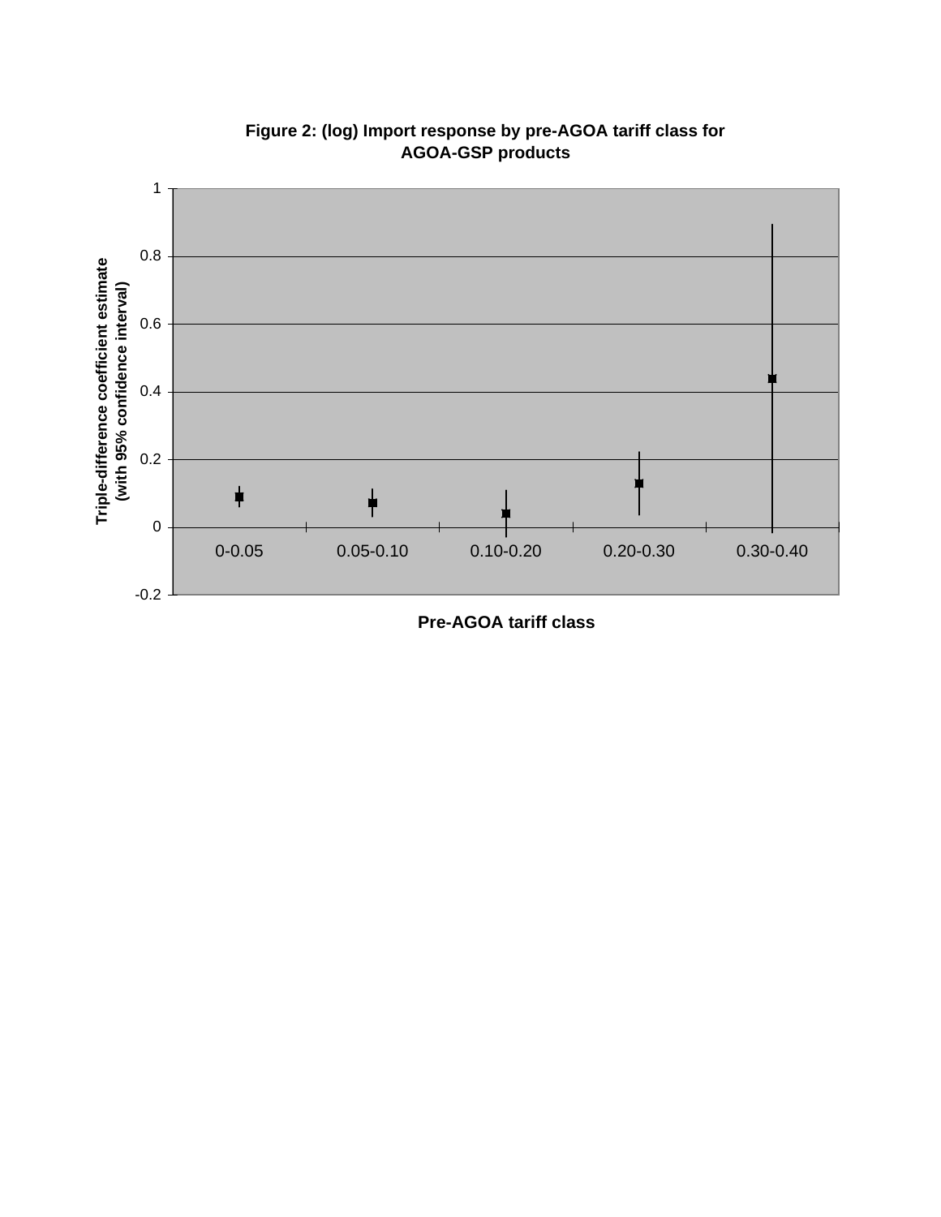**Figure 2: (log) Import response by pre-AGOA tariff class for AGOA-GSP products**

Triple-difference coefficient estimate (with 95% confidence interval)

1

0.8

0.6

0.4

0.2

0

-0.2

0-0.05

0.05-0.10

0.10-0.20

0.20-0.30

0.30-0.40

Pre-AGOA tariff class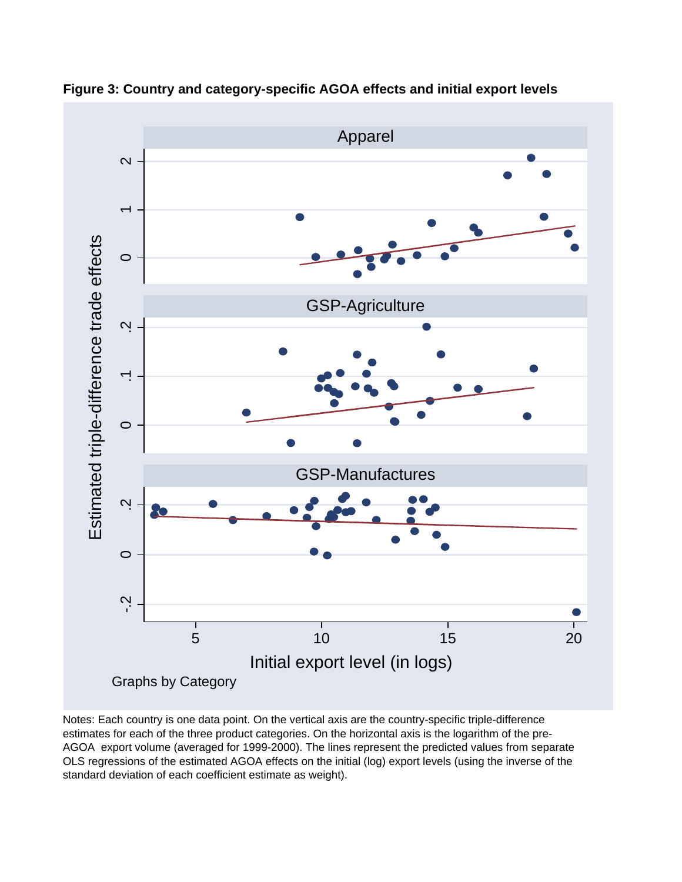**Figure 3: Country and category-specific AGOA effects and initial export levels**

Apparel

GSP-Agriculture

GSP-Manufactures

Estimated triple-difference trade effects

2
1
0

.2
.1
0

.2
0
-.2

5
10
15
20

Initial export level (in logs)

Graphs by Category

Notes: Each country is one data point. On the vertical axis are the country-specific triple-difference estimates for each of the three product categories. On the horizontal axis is the logarithm of the pre-AGOA export volume (averaged for 1999-2000). The lines represent the predicted values from separate OLS regressions of the estimated AGOA effects on the initial (log) export levels (using the inverse of the standard deviation of each coefficient estimate as weight).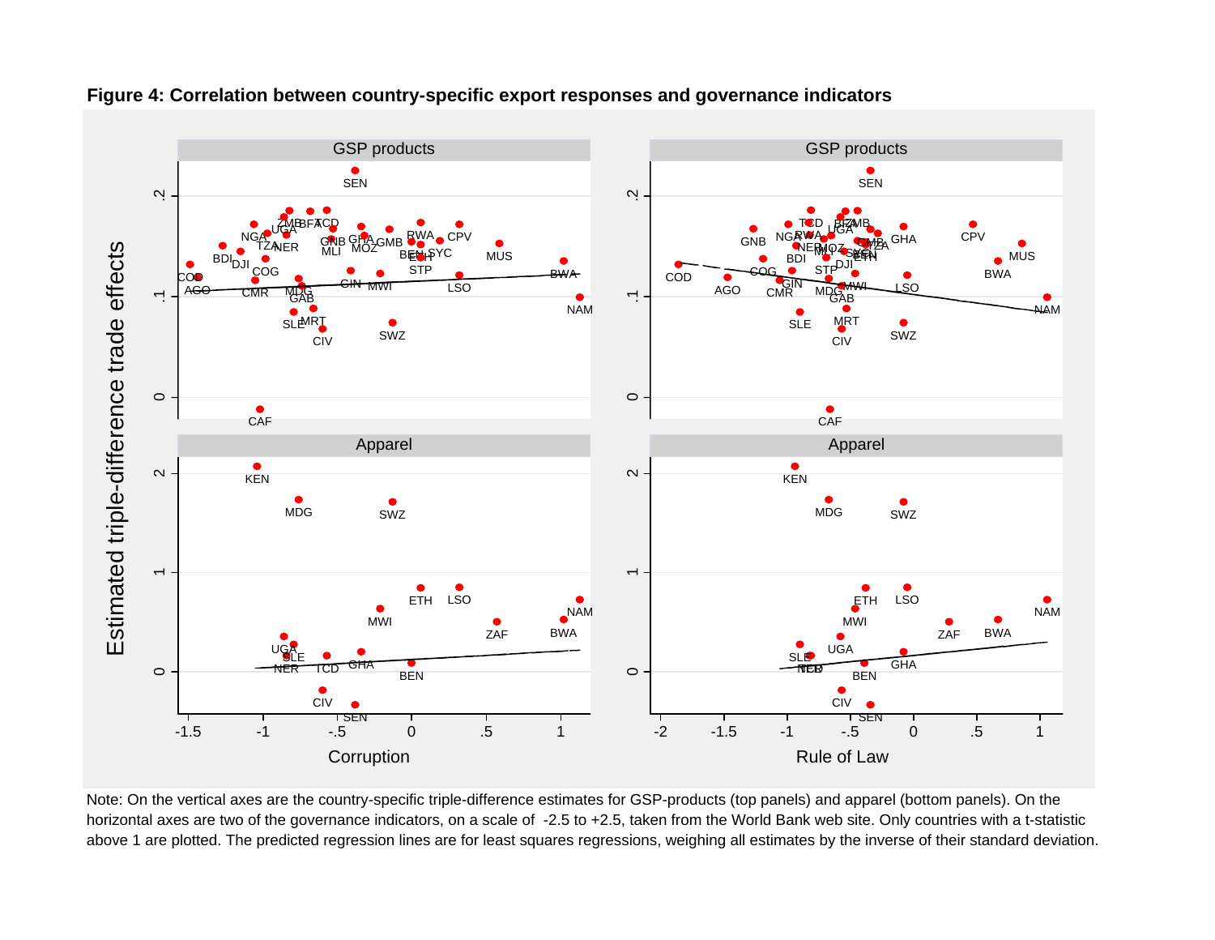**Figure 4: Correlation between country-specific export responses and governance indicators**

Note: On the vertical axes are the country-specific triple-difference estimates for GSP-products (top panels) and apparel (bottom panels). On the horizontal axes are two of the governance indicators, on a scale of -2.5 to +2.5, taken from the World Bank web site. Only countries with a t-statistic above 1 are plotted. The predicted regression lines are for least squares regressions, weighing all estimates by the inverse of their standard deviation.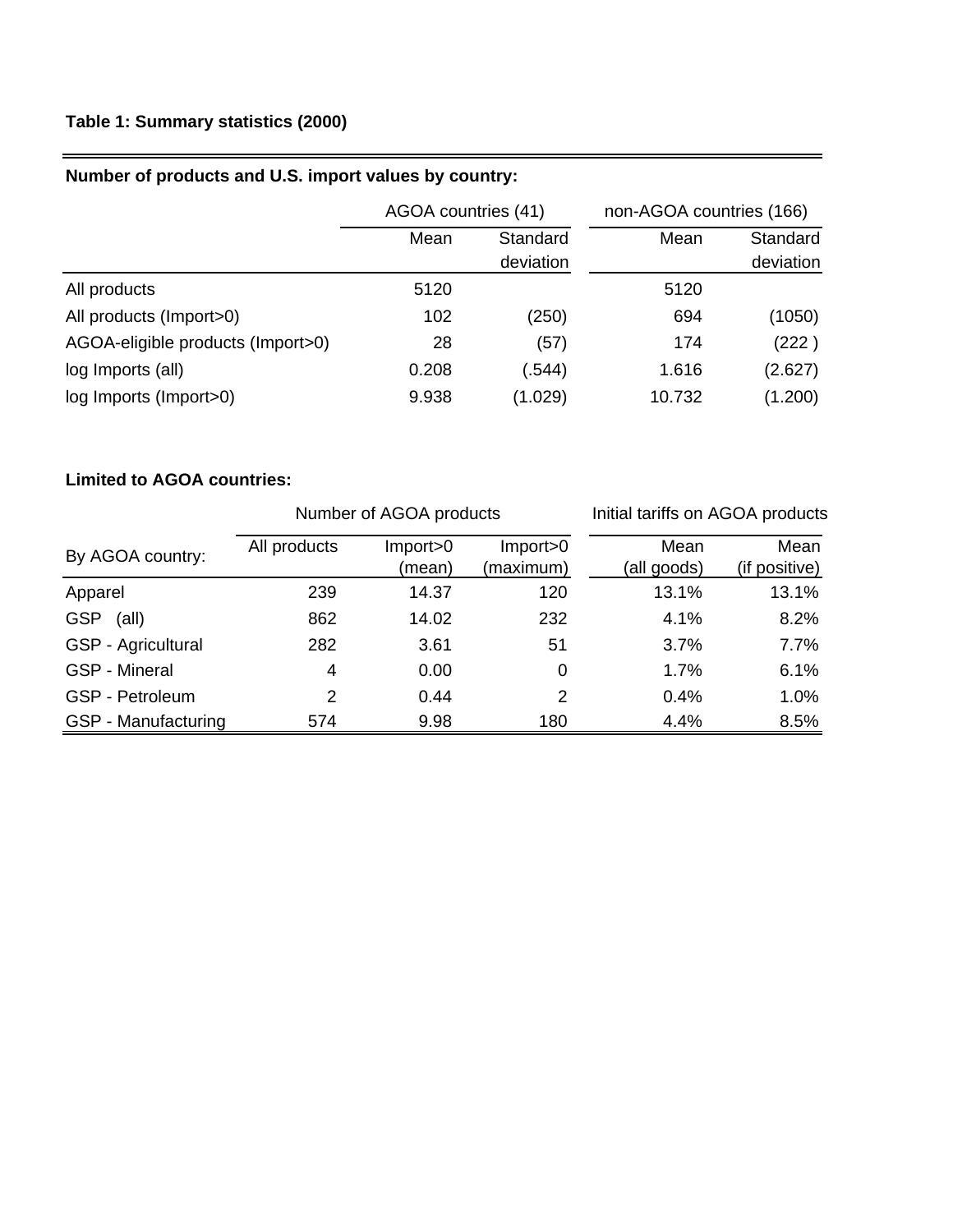**Table 1: Summary statistics (2000)**

**Number of products and U.S. import values by country:**

| | AGOA countries (41) | | non-AGOA countries (166) | |
|---|---|---|---|---|
| | Mean | Standard deviation | Mean | Standard deviation |
| All products | 5120 | | 5120 | |
| All products (Import>0) | 102 | (250) | 694 | (1050) |
| AGOA-eligible products (Import>0) | 28 | (57) | 174 | (222 ) |
| log Imports (all) | 0.208 | (.544) | 1.616 | (2.627) |
| log Imports (Import>0) | 9.938 | (1.029) | 10.732 | (1.200) |

**Limited to AGOA countries:**

| | Number of AGOA products | | | Initial tariffs on AGOA products | |
|---|---|---|---|---|---|
| By AGOA country: | All products | Import>0 (mean) | Import>0 (maximum) | Mean (all goods) | Mean (if positive) |
| Apparel | 239 | 14.37 | 120 | 13.1% | 13.1% |
| GSP (all) | 862 | 14.02 | 232 | 4.1% | 8.2% |
| GSP - Agricultural | 282 | 3.61 | 51 | 3.7% | 7.7% |
| GSP - Mineral | 4 | 0.00 | 0 | 1.7% | 6.1% |
| GSP - Petroleum | 2 | 0.44 | 2 | 0.4% | 1.0% |
| GSP - Manufacturing | 574 | 9.98 | 180 | 4.4% | 8.5% |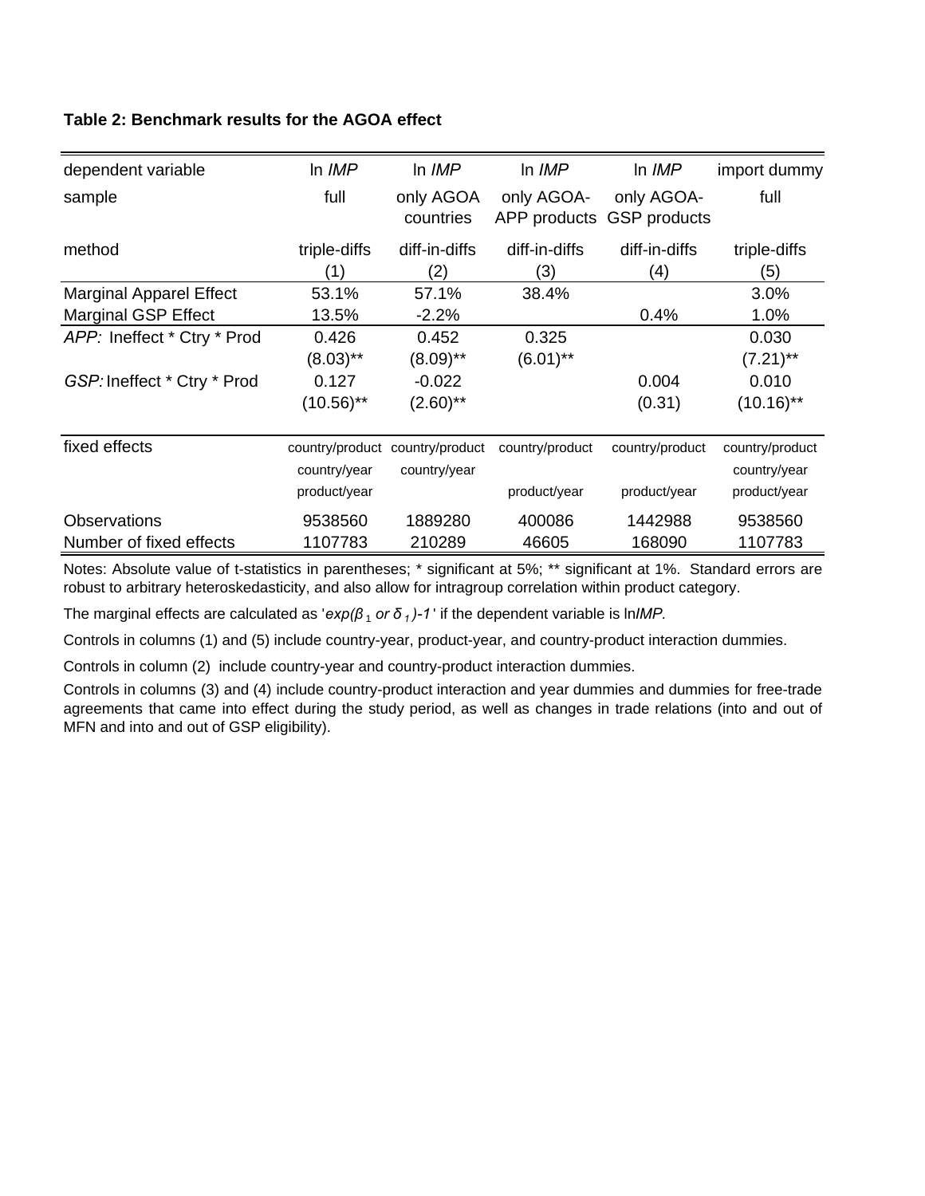**Table 2: Benchmark results for the AGOA effect**

| dependent variable | ln *IMP* | ln *IMP* | ln *IMP* | ln *IMP* | import dummy |
|---|---|---|---|---|---|
| sample | full | only AGOA countries | only AGOA-APP products | only AGOA-GSP products | full |
| method | triple-diffs (1) | diff-in-diffs (2) | diff-in-diffs (3) | diff-in-diffs (4) | triple-diffs (5) |
| Marginal Apparel Effect | 53.1% | 57.1% | 38.4% | | 3.0% |
| Marginal GSP Effect | 13.5% | -2.2% | | 0.4% | 1.0% |
| *APP:* Ineffect * Ctry * Prod | 0.426 | 0.452 | 0.325 | | 0.030 |
| | (8.03)** | (8.09)** | (6.01)** | | (7.21)** |
| *GSP:* Ineffect * Ctry * Prod | 0.127 | -0.022 | | 0.004 | 0.010 |
| | (10.56)** | (2.60)** | | (0.31) | (10.16)** |
| fixed effects | country/product | country/product | country/product | country/product | country/product |
| | country/year | country/year | | | country/year |
| | product/year | | product/year | product/year | product/year |
| Observations | 9538560 | 1889280 | 400086 | 1442988 | 9538560 |
| Number of fixed effects | 1107783 | 210289 | 46605 | 168090 | 1107783 |

Notes: Absolute value of t-statistics in parentheses; * significant at 5%; ** significant at 1%. Standard errors are robust to arbitrary heteroskedasticity, and also allow for intragroup correlation within product category.

The marginal effects are calculated as '*exp*($\beta_1$ *or* $\delta_1$)*-1*' if the dependent variable is ln*IMP.*

Controls in columns (1) and (5) include country-year, product-year, and country-product interaction dummies.

Controls in column (2) include country-year and country-product interaction dummies.

Controls in columns (3) and (4) include country-product interaction and year dummies and dummies for free-trade agreements that came into effect during the study period, as well as changes in trade relations (into and out of MFN and into and out of GSP eligibility).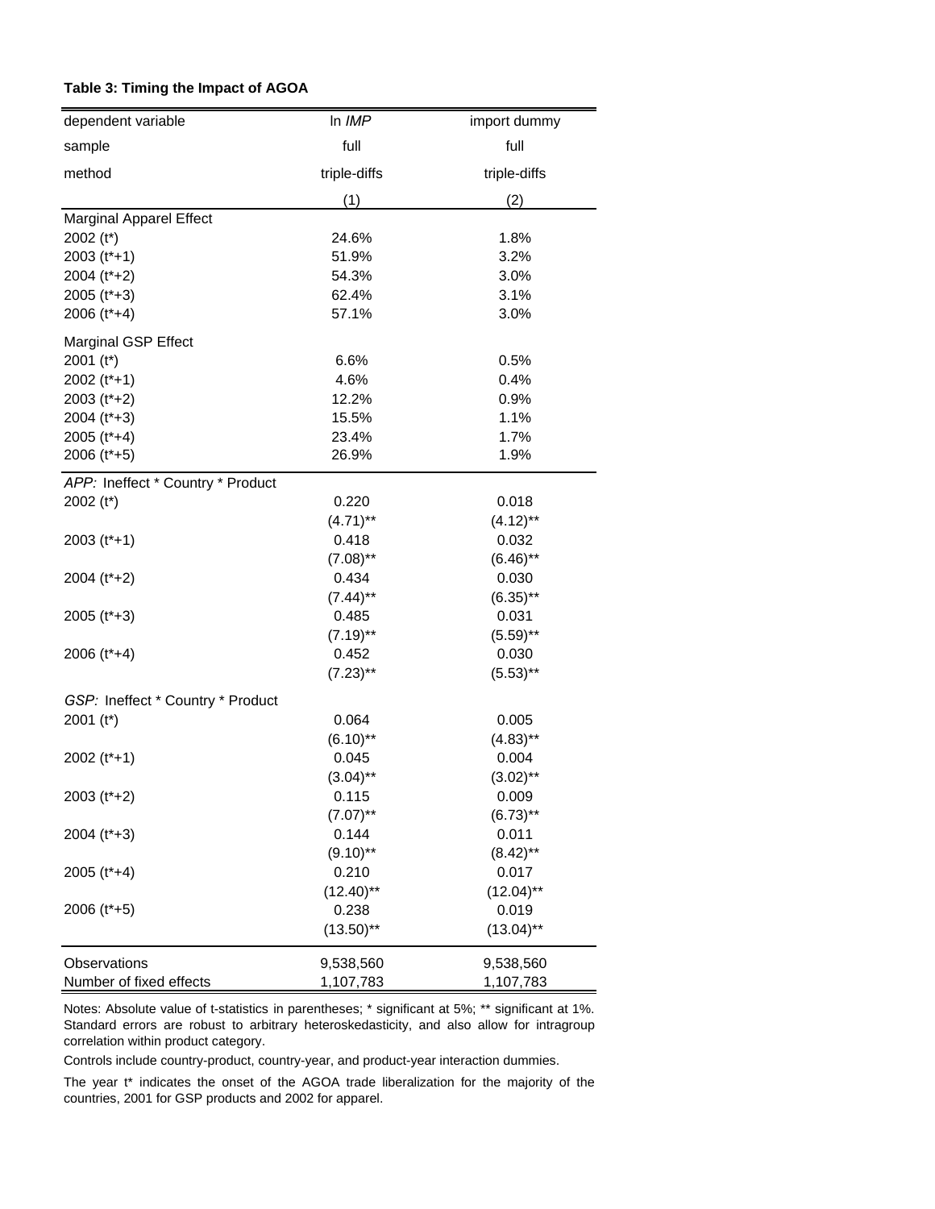**Table 3: Timing the Impact of AGOA**

| dependent variable | ln *IMP* | import dummy |
|---|---|---|
| sample | full | full |
| method | triple-diffs | triple-diffs |
| | (1) | (2) |
| Marginal Apparel Effect | | |
| 2002 (t*) | 24.6% | 1.8% |
| 2003 (t*+1) | 51.9% | 3.2% |
| 2004 (t*+2) | 54.3% | 3.0% |
| 2005 (t*+3) | 62.4% | 3.1% |
| 2006 (t*+4) | 57.1% | 3.0% |
| Marginal GSP Effect | | |
| 2001 (t*) | 6.6% | 0.5% |
| 2002 (t*+1) | 4.6% | 0.4% |
| 2003 (t*+2) | 12.2% | 0.9% |
| 2004 (t*+3) | 15.5% | 1.1% |
| 2005 (t*+4) | 23.4% | 1.7% |
| 2006 (t*+5) | 26.9% | 1.9% |
| *APP:* Ineffect * Country * Product | | |
| 2002 (t*) | 0.220 | 0.018 |
| | (4.71)** | (4.12)** |
| 2003 (t*+1) | 0.418 | 0.032 |
| | (7.08)** | (6.46)** |
| 2004 (t*+2) | 0.434 | 0.030 |
| | (7.44)** | (6.35)** |
| 2005 (t*+3) | 0.485 | 0.031 |
| | (7.19)** | (5.59)** |
| 2006 (t*+4) | 0.452 | 0.030 |
| | (7.23)** | (5.53)** |
| *GSP:* Ineffect * Country * Product | | |
| 2001 (t*) | 0.064 | 0.005 |
| | (6.10)** | (4.83)** |
| 2002 (t*+1) | 0.045 | 0.004 |
| | (3.04)** | (3.02)** |
| 2003 (t*+2) | 0.115 | 0.009 |
| | (7.07)** | (6.73)** |
| 2004 (t*+3) | 0.144 | 0.011 |
| | (9.10)** | (8.42)** |
| 2005 (t*+4) | 0.210 | 0.017 |
| | (12.40)** | (12.04)** |
| 2006 (t*+5) | 0.238 | 0.019 |
| | (13.50)** | (13.04)** |
| Observations | 9,538,560 | 9,538,560 |
| Number of fixed effects | 1,107,783 | 1,107,783 |

Notes: Absolute value of t-statistics in parentheses; * significant at 5%; ** significant at 1%. Standard errors are robust to arbitrary heteroskedasticity, and also allow for intragroup correlation within product category.

Controls include country-product, country-year, and product-year interaction dummies.

The year t* indicates the onset of the AGOA trade liberalization for the majority of the countries, 2001 for GSP products and 2002 for apparel.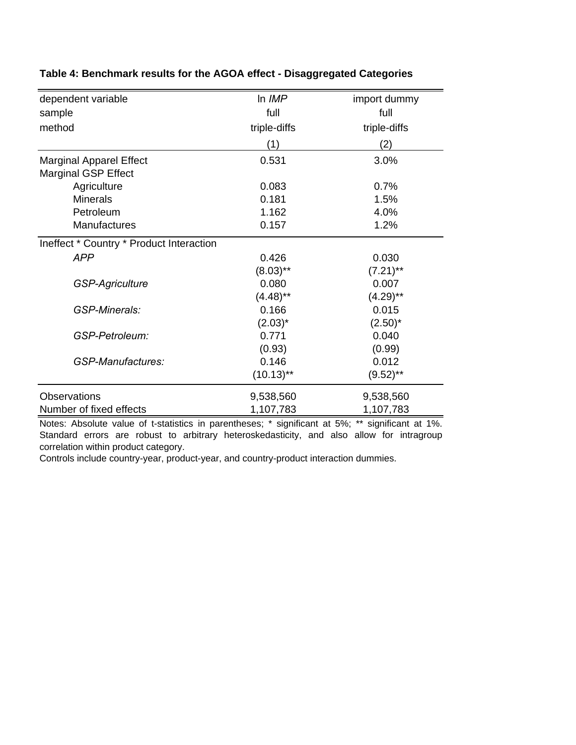**Table 4: Benchmark results for the AGOA effect - Disaggregated Categories**

| dependent variable | ln *IMP* | import dummy |
|---|---|---|
| sample | full | full |
| method | triple-diffs | triple-diffs |
| | (1) | (2) |
| Marginal Apparel Effect | 0.531 | 3.0% |
| Marginal GSP Effect | | |
| Agriculture | 0.083 | 0.7% |
| Minerals | 0.181 | 1.5% |
| Petroleum | 1.162 | 4.0% |
| Manufactures | 0.157 | 1.2% |
| Ineffect * Country * Product Interaction | | |
| *APP* | 0.426 | 0.030 |
| | (8.03)** | (7.21)** |
| *GSP-Agriculture* | 0.080 | 0.007 |
| | (4.48)** | (4.29)** |
| *GSP-Minerals:* | 0.166 | 0.015 |
| | (2.03)* | (2.50)* |
| *GSP-Petroleum:* | 0.771 | 0.040 |
| | (0.93) | (0.99) |
| *GSP-Manufactures:* | 0.146 | 0.012 |
| | (10.13)** | (9.52)** |
| Observations | 9,538,560 | 9,538,560 |
| Number of fixed effects | 1,107,783 | 1,107,783 |

Notes: Absolute value of t-statistics in parentheses; * significant at 5%; ** significant at 1%. Standard errors are robust to arbitrary heteroskedasticity, and also allow for intragroup correlation within product category.

Controls include country-year, product-year, and country-product interaction dummies.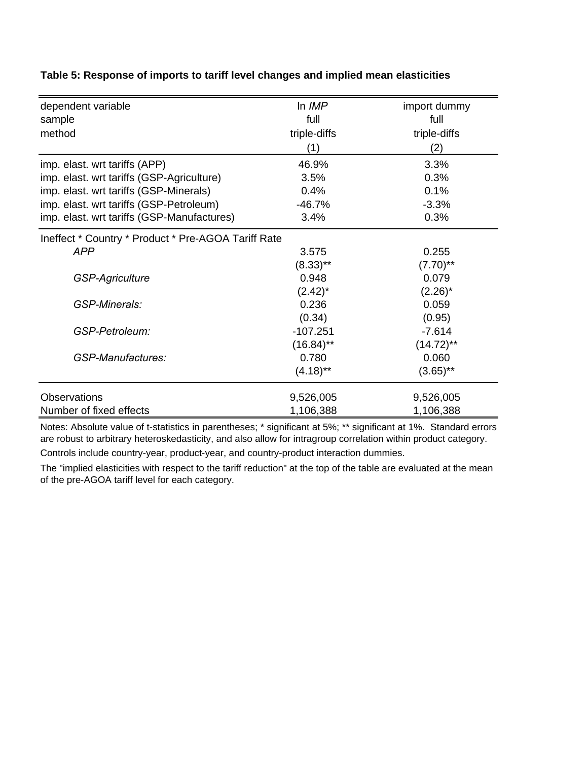**Table 5: Response of imports to tariff level changes and implied mean elasticities**

| | | |
|---|---|---|
| dependent variable | ln *IMP* | import dummy |
| sample | full | full |
| method | triple-diffs | triple-diffs |
| | (1) | (2) |
| imp. elast. wrt tariffs (APP) | 46.9% | 3.3% |
| imp. elast. wrt tariffs (GSP-Agriculture) | 3.5% | 0.3% |
| imp. elast. wrt tariffs (GSP-Minerals) | 0.4% | 0.1% |
| imp. elast. wrt tariffs (GSP-Petroleum) | -46.7% | -3.3% |
| imp. elast. wrt tariffs (GSP-Manufactures) | 3.4% | 0.3% |
| Ineffect * Country * Product * Pre-AGOA Tariff Rate | | |
| *APP* | 3.575 | 0.255 |
| | (8.33)** | (7.70)** |
| *GSP-Agriculture* | 0.948 | 0.079 |
| | (2.42)* | (2.26)* |
| *GSP-Minerals:* | 0.236 | 0.059 |
| | (0.34) | (0.95) |
| *GSP-Petroleum:* | -107.251 | -7.614 |
| | (16.84)** | (14.72)** |
| *GSP-Manufactures:* | 0.780 | 0.060 |
| | (4.18)** | (3.65)** |
| Observations | 9,526,005 | 9,526,005 |
| Number of fixed effects | 1,106,388 | 1,106,388 |

Notes: Absolute value of t-statistics in parentheses; * significant at 5%; ** significant at 1%. Standard errors are robust to arbitrary heteroskedasticity, and also allow for intragroup correlation within product category.

Controls include country-year, product-year, and country-product interaction dummies.

The "implied elasticities with respect to the tariff reduction" at the top of the table are evaluated at the mean of the pre-AGOA tariff level for each category.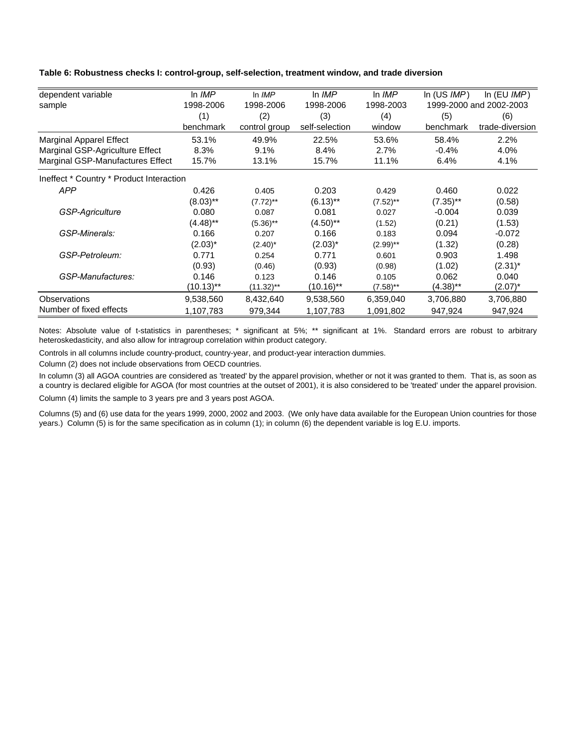**Table 6: Robustness checks I: control-group, self-selection, treatment window, and trade diversion**

| dependent variable | ln *IMP* | ln *IMP* | ln *IMP* | ln *IMP* | ln (US *IMP*) | ln (EU *IMP*) |
|---|---|---|---|---|---|---|
| sample | 1998-2006 | 1998-2006 | 1998-2006 | 1998-2003 | 1999-2000 and 2002-2003 | |
| | (1) | (2) | (3) | (4) | (5) | (6) |
| | benchmark | control group | self-selection | window | benchmark | trade-diversion |
| Marginal Apparel Effect | 53.1% | 49.9% | 22.5% | 53.6% | 58.4% | 2.2% |
| Marginal GSP-Agriculture Effect | 8.3% | 9.1% | 8.4% | 2.7% | -0.4% | 4.0% |
| Marginal GSP-Manufactures Effect | 15.7% | 13.1% | 15.7% | 11.1% | 6.4% | 4.1% |
| Ineffect * Country * Product Interaction | | | | | | |
| *APP* | 0.426 | 0.405 | 0.203 | 0.429 | 0.460 | 0.022 |
| | (8.03)** | (7.72)** | (6.13)** | (7.52)** | (7.35)** | (0.58) |
| *GSP-Agriculture* | 0.080 | 0.087 | 0.081 | 0.027 | -0.004 | 0.039 |
| | (4.48)** | (5.36)** | (4.50)** | (1.52) | (0.21) | (1.53) |
| *GSP-Minerals:* | 0.166 | 0.207 | 0.166 | 0.183 | 0.094 | -0.072 |
| | (2.03)* | (2.40)* | (2.03)* | (2.99)** | (1.32) | (0.28) |
| *GSP-Petroleum:* | 0.771 | 0.254 | 0.771 | 0.601 | 0.903 | 1.498 |
| | (0.93) | (0.46) | (0.93) | (0.98) | (1.02) | (2.31)* |
| *GSP-Manufactures:* | 0.146 | 0.123 | 0.146 | 0.105 | 0.062 | 0.040 |
| | (10.13)** | (11.32)** | (10.16)** | (7.58)** | (4.38)** | (2.07)* |
| Observations | 9,538,560 | 8,432,640 | 9,538,560 | 6,359,040 | 3,706,880 | 3,706,880 |
| Number of fixed effects | 1,107,783 | 979,344 | 1,107,783 | 1,091,802 | 947,924 | 947,924 |

Notes: Absolute value of t-statistics in parentheses; * significant at 5%; ** significant at 1%. Standard errors are robust to arbitrary heteroskedasticity, and also allow for intragroup correlation within product category.

Controls in all columns include country-product, country-year, and product-year interaction dummies.

Column (2) does not include observations from OECD countries.

In column (3) all AGOA countries are considered as 'treated' by the apparel provision, whether or not it was granted to them. That is, as soon as a country is declared eligible for AGOA (for most countries at the outset of 2001), it is also considered to be 'treated' under the apparel provision.

Column (4) limits the sample to 3 years pre and 3 years post AGOA.

Columns (5) and (6) use data for the years 1999, 2000, 2002 and 2003. (We only have data available for the European Union countries for those years.) Column (5) is for the same specification as in column (1); in column (6) the dependent variable is log E.U. imports.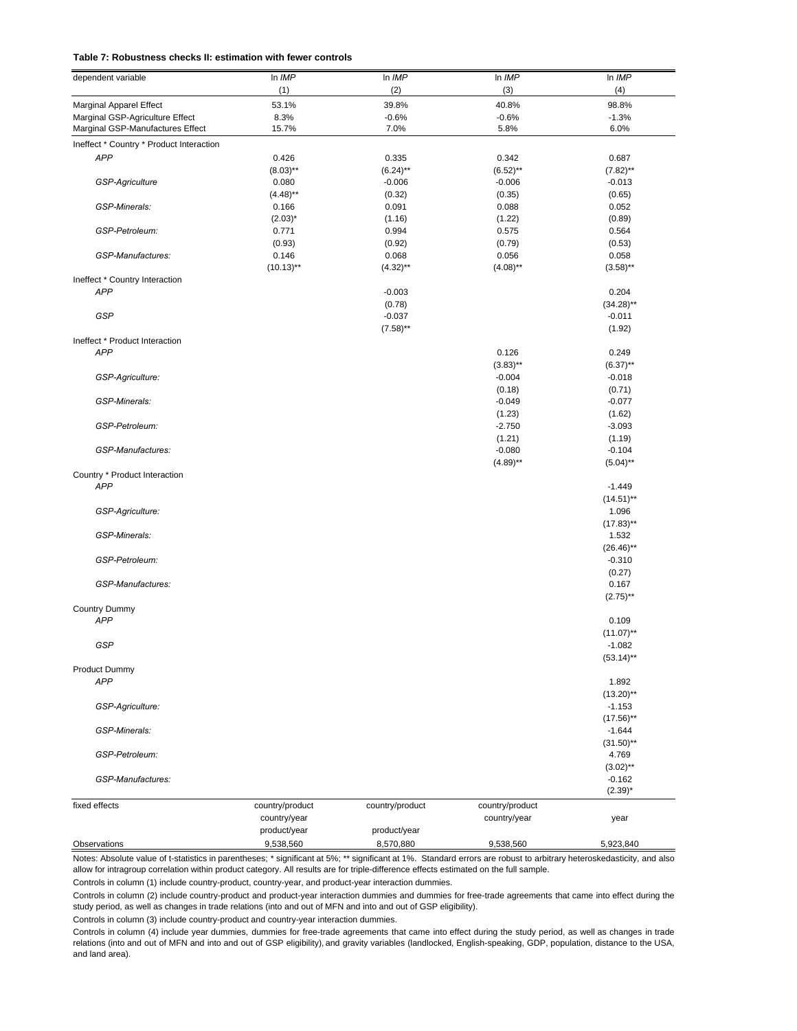**Table 7: Robustness checks II: estimation with fewer controls**

| dependent variable | ln *IMP* | ln *IMP* | ln *IMP* | ln *IMP* |
|---|---|---|---|---|
| | (1) | (2) | (3) | (4) |
| Marginal Apparel Effect | 53.1% | 39.8% | 40.8% | 98.8% |
| Marginal GSP-Agriculture Effect | 8.3% | -0.6% | -0.6% | -1.3% |
| Marginal GSP-Manufactures Effect | 15.7% | 7.0% | 5.8% | 6.0% |
| Ineffect * Country * Product Interaction | | | | |
| *APP* | 0.426 | 0.335 | 0.342 | 0.687 |
| | (8.03)** | (6.24)** | (6.52)** | (7.82)** |
| *GSP-Agriculture* | 0.080 | -0.006 | -0.006 | -0.013 |
| | (4.48)** | (0.32) | (0.35) | (0.65) |
| *GSP-Minerals:* | 0.166 | 0.091 | 0.088 | 0.052 |
| | (2.03)* | (1.16) | (1.22) | (0.89) |
| *GSP-Petroleum:* | 0.771 | 0.994 | 0.575 | 0.564 |
| | (0.93) | (0.92) | (0.79) | (0.53) |
| *GSP-Manufactures:* | 0.146 | 0.068 | 0.056 | 0.058 |
| | (10.13)** | (4.32)** | (4.08)** | (3.58)** |
| Ineffect * Country Interaction | | | | |
| *APP* | | -0.003 | | 0.204 |
| | | (0.78) | | (34.28)** |
| *GSP* | | -0.037 | | -0.011 |
| | | (7.58)** | | (1.92) |
| Ineffect * Product Interaction | | | | |
| *APP* | | | 0.126 | 0.249 |
| | | | (3.83)** | (6.37)** |
| *GSP-Agriculture:* | | | -0.004 | -0.018 |
| | | | (0.18) | (0.71) |
| *GSP-Minerals:* | | | -0.049 | -0.077 |
| | | | (1.23) | (1.62) |
| *GSP-Petroleum:* | | | -2.750 | -3.093 |
| | | | (1.21) | (1.19) |
| *GSP-Manufactures:* | | | -0.080 | -0.104 |
| | | | (4.89)** | (5.04)** |
| Country * Product Interaction | | | | |
| *APP* | | | | -1.449 |
| | | | | (14.51)** |
| *GSP-Agriculture:* | | | | 1.096 |
| | | | | (17.83)** |
| *GSP-Minerals:* | | | | 1.532 |
| | | | | (26.46)** |
| *GSP-Petroleum:* | | | | -0.310 |
| | | | | (0.27) |
| *GSP-Manufactures:* | | | | 0.167 |
| | | | | (2.75)** |
| Country Dummy | | | | |
| *APP* | | | | 0.109 |
| | | | | (11.07)** |
| *GSP* | | | | -1.082 |
| | | | | (53.14)** |
| Product Dummy | | | | |
| *APP* | | | | 1.892 |
| | | | | (13.20)** |
| *GSP-Agriculture:* | | | | -1.153 |
| | | | | (17.56)** |
| *GSP-Minerals:* | | | | -1.644 |
| | | | | (31.50)** |
| *GSP-Petroleum:* | | | | 4.769 |
| | | | | (3.02)** |
| *GSP-Manufactures:* | | | | -0.162 |
| | | | | (2.39)* |
| fixed effects | country/product | country/product | country/product | |
| | country/year | | country/year | year |
| | product/year | product/year | | |
| Observations | 9,538,560 | 8,570,880 | 9,538,560 | 5,923,840 |

Notes: Absolute value of t-statistics in parentheses; * significant at 5%; ** significant at 1%. Standard errors are robust to arbitrary heteroskedasticity, and also allow for intragroup correlation within product category. All results are for triple-difference effects estimated on the full sample.

Controls in column (1) include country-product, country-year, and product-year interaction dummies.

Controls in column (2) include country-product and product-year interaction dummies and dummies for free-trade agreements that came into effect during the study period, as well as changes in trade relations (into and out of MFN and into and out of GSP eligibility).

Controls in column (3) include country-product and country-year interaction dummies.

Controls in column (4) include year dummies, dummies for free-trade agreements that came into effect during the study period, as well as changes in trade relations (into and out of MFN and into and out of GSP eligibility), and gravity variables (landlocked, English-speaking, GDP, population, distance to the USA, and land area).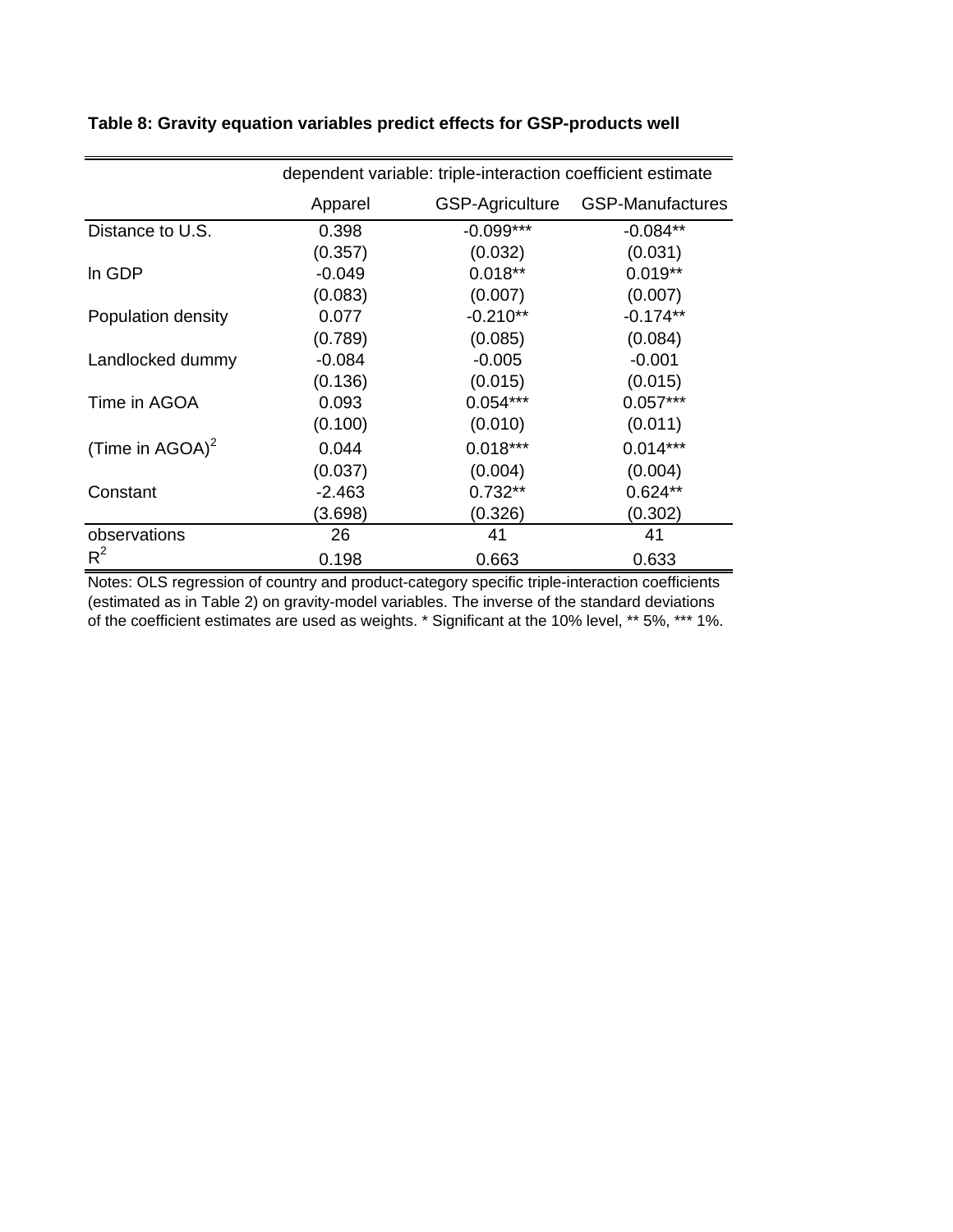**Table 8: Gravity equation variables predict effects for GSP-products well**

| | dependent variable: triple-interaction coefficient estimate | | |
|---|---|---|---|
| | Apparel | GSP-Agriculture | GSP-Manufactures |
| Distance to U.S. | 0.398 | -0.099*** | -0.084** |
| | (0.357) | (0.032) | (0.031) |
| ln GDP | -0.049 | 0.018** | 0.019** |
| | (0.083) | (0.007) | (0.007) |
| Population density | 0.077 | -0.210** | -0.174** |
| | (0.789) | (0.085) | (0.084) |
| Landlocked dummy | -0.084 | -0.005 | -0.001 |
| | (0.136) | (0.015) | (0.015) |
| Time in AGOA | 0.093 | 0.054*** | 0.057*** |
| | (0.100) | (0.010) | (0.011) |
| $(\text{Time in AGOA})^2$ | 0.044 | 0.018*** | 0.014*** |
| | (0.037) | (0.004) | (0.004) |
| Constant | -2.463 | 0.732** | 0.624** |
| | (3.698) | (0.326) | (0.302) |
| observations | 26 | 41 | 41 |
| $R^2$ | 0.198 | 0.663 | 0.633 |

Notes: OLS regression of country and product-category specific triple-interaction coefficients (estimated as in Table 2) on gravity-model variables. The inverse of the standard deviations of the coefficient estimates are used as weights. * Significant at the 10% level, ** 5%, *** 1%.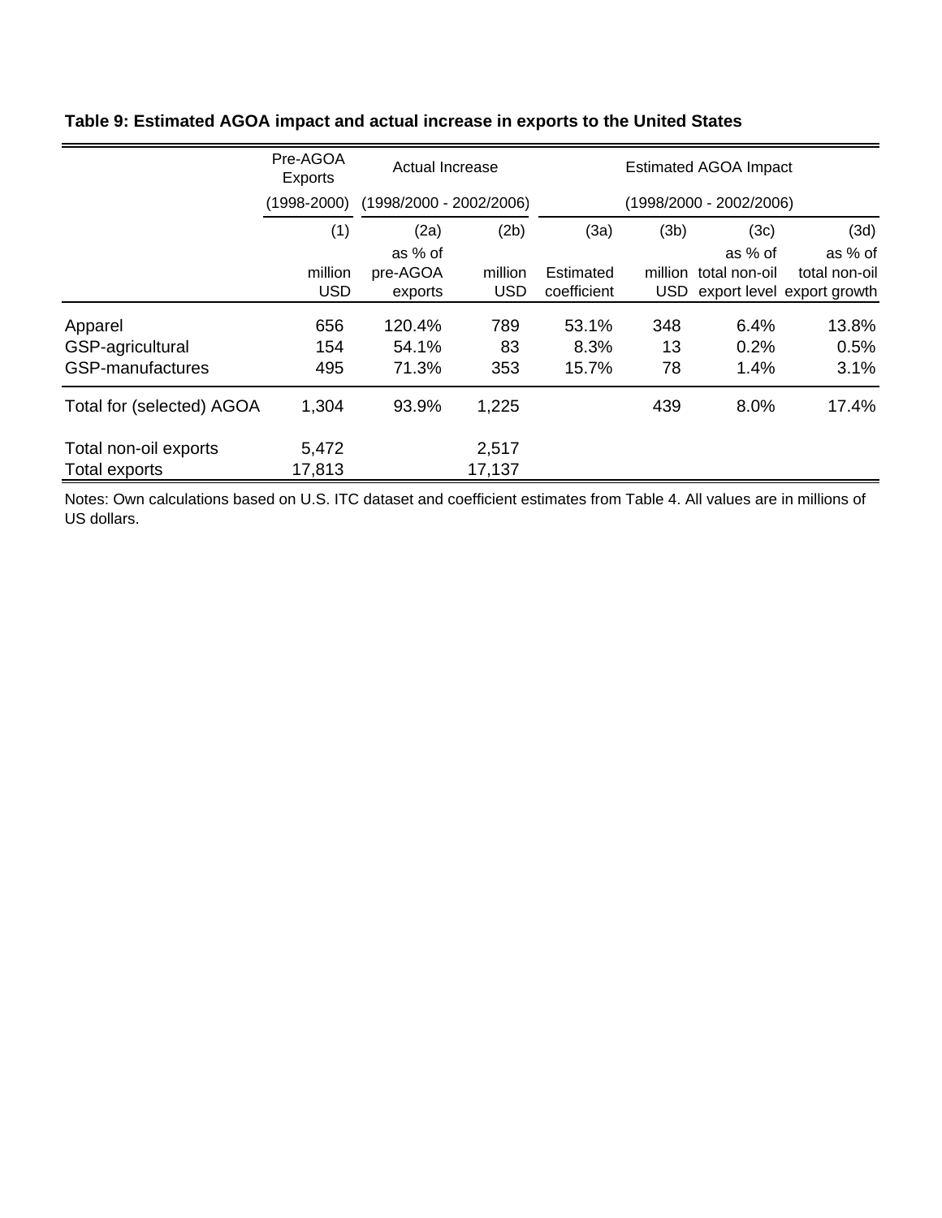**Table 9: Estimated AGOA impact and actual increase in exports to the United States**

| | Pre-AGOA Exports | Actual Increase | | Estimated AGOA Impact | | | |
|---|---|---|---|---|---|---|---|
| | (1998-2000) | (1998/2000 - 2002/2006) | | (1998/2000 - 2002/2006) | | | |
| | (1) | (2a) | (2b) | (3a) | (3b) | (3c) | (3d) |
| | million USD | as % of pre-AGOA exports | million USD | Estimated coefficient | million USD | as % of total non-oil export level | as % of total non-oil export growth |
| Apparel | 656 | 120.4% | 789 | 53.1% | 348 | 6.4% | 13.8% |
| GSP-agricultural | 154 | 54.1% | 83 | 8.3% | 13 | 0.2% | 0.5% |
| GSP-manufactures | 495 | 71.3% | 353 | 15.7% | 78 | 1.4% | 3.1% |
| Total for (selected) AGOA | 1,304 | 93.9% | 1,225 | | 439 | 8.0% | 17.4% |
| Total non-oil exports | 5,472 | | 2,517 | | | | |
| Total exports | 17,813 | | 17,137 | | | | |

Notes: Own calculations based on U.S. ITC dataset and coefficient estimates from Table 4. All values are in millions of US dollars.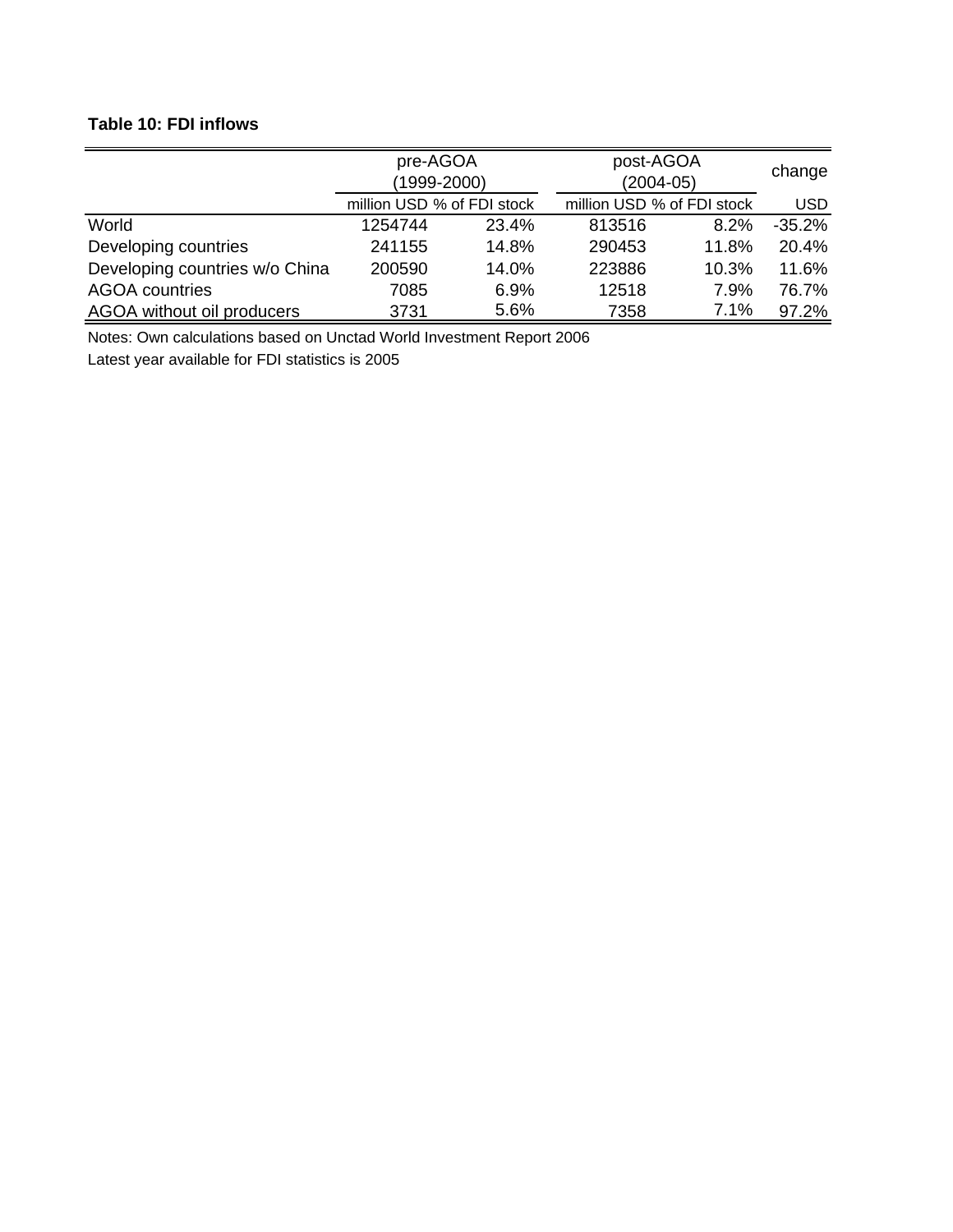**Table 10: FDI inflows**

| | pre-AGOA (1999-2000) | | post-AGOA (2004-05) | | change |
|---|---|---|---|---|---|
| | million USD | % of FDI stock | million USD | % of FDI stock | USD |
| World | 1254744 | 23.4% | 813516 | 8.2% | -35.2% |
| Developing countries | 241155 | 14.8% | 290453 | 11.8% | 20.4% |
| Developing countries w/o China | 200590 | 14.0% | 223886 | 10.3% | 11.6% |
| AGOA countries | 7085 | 6.9% | 12518 | 7.9% | 76.7% |
| AGOA without oil producers | 3731 | 5.6% | 7358 | 7.1% | 97.2% |

Notes: Own calculations based on Unctad World Investment Report 2006

Latest year available for FDI statistics is 2005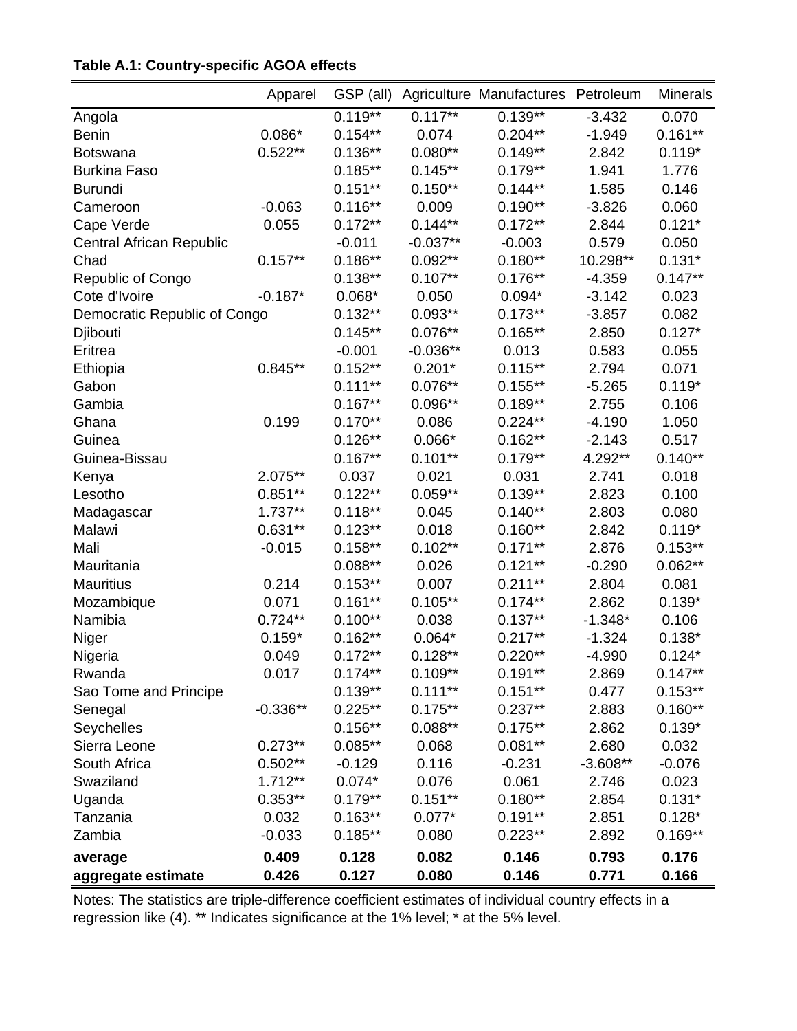**Table A.1: Country-specific AGOA effects**

| | Apparel | GSP (all) | Agriculture | Manufactures | Petroleum | Minerals |
|---|---|---|---|---|---|---|
| Angola | | 0.119** | 0.117** | 0.139** | -3.432 | 0.070 |
| Benin | 0.086* | 0.154** | 0.074 | 0.204** | -1.949 | 0.161** |
| Botswana | 0.522** | 0.136** | 0.080** | 0.149** | 2.842 | 0.119* |
| Burkina Faso | | 0.185** | 0.145** | 0.179** | 1.941 | 1.776 |
| Burundi | | 0.151** | 0.150** | 0.144** | 1.585 | 0.146 |
| Cameroon | -0.063 | 0.116** | 0.009 | 0.190** | -3.826 | 0.060 |
| Cape Verde | 0.055 | 0.172** | 0.144** | 0.172** | 2.844 | 0.121* |
| Central African Republic | | -0.011 | -0.037** | -0.003 | 0.579 | 0.050 |
| Chad | 0.157** | 0.186** | 0.092** | 0.180** | 10.298** | 0.131* |
| Republic of Congo | | 0.138** | 0.107** | 0.176** | -4.359 | 0.147** |
| Cote d'Ivoire | -0.187* | 0.068* | 0.050 | 0.094* | -3.142 | 0.023 |
| Democratic Republic of Congo | | 0.132** | 0.093** | 0.173** | -3.857 | 0.082 |
| Djibouti | | 0.145** | 0.076** | 0.165** | 2.850 | 0.127* |
| Eritrea | | -0.001 | -0.036** | 0.013 | 0.583 | 0.055 |
| Ethiopia | 0.845** | 0.152** | 0.201* | 0.115** | 2.794 | 0.071 |
| Gabon | | 0.111** | 0.076** | 0.155** | -5.265 | 0.119* |
| Gambia | | 0.167** | 0.096** | 0.189** | 2.755 | 0.106 |
| Ghana | 0.199 | 0.170** | 0.086 | 0.224** | -4.190 | 1.050 |
| Guinea | | 0.126** | 0.066* | 0.162** | -2.143 | 0.517 |
| Guinea-Bissau | | 0.167** | 0.101** | 0.179** | 4.292** | 0.140** |
| Kenya | 2.075** | 0.037 | 0.021 | 0.031 | 2.741 | 0.018 |
| Lesotho | 0.851** | 0.122** | 0.059** | 0.139** | 2.823 | 0.100 |
| Madagascar | 1.737** | 0.118** | 0.045 | 0.140** | 2.803 | 0.080 |
| Malawi | 0.631** | 0.123** | 0.018 | 0.160** | 2.842 | 0.119* |
| Mali | -0.015 | 0.158** | 0.102** | 0.171** | 2.876 | 0.153** |
| Mauritania | | 0.088** | 0.026 | 0.121** | -0.290 | 0.062** |
| Mauritius | 0.214 | 0.153** | 0.007 | 0.211** | 2.804 | 0.081 |
| Mozambique | 0.071 | 0.161** | 0.105** | 0.174** | 2.862 | 0.139* |
| Namibia | 0.724** | 0.100** | 0.038 | 0.137** | -1.348* | 0.106 |
| Niger | 0.159* | 0.162** | 0.064* | 0.217** | -1.324 | 0.138* |
| Nigeria | 0.049 | 0.172** | 0.128** | 0.220** | -4.990 | 0.124* |
| Rwanda | 0.017 | 0.174** | 0.109** | 0.191** | 2.869 | 0.147** |
| Sao Tome and Principe | | 0.139** | 0.111** | 0.151** | 0.477 | 0.153** |
| Senegal | -0.336** | 0.225** | 0.175** | 0.237** | 2.883 | 0.160** |
| Seychelles | | 0.156** | 0.088** | 0.175** | 2.862 | 0.139* |
| Sierra Leone | 0.273** | 0.085** | 0.068 | 0.081** | 2.680 | 0.032 |
| South Africa | 0.502** | -0.129 | 0.116 | -0.231 | -3.608** | -0.076 |
| Swaziland | 1.712** | 0.074* | 0.076 | 0.061 | 2.746 | 0.023 |
| Uganda | 0.353** | 0.179** | 0.151** | 0.180** | 2.854 | 0.131* |
| Tanzania | 0.032 | 0.163** | 0.077* | 0.191** | 2.851 | 0.128* |
| Zambia | -0.033 | 0.185** | 0.080 | 0.223** | 2.892 | 0.169** |
| **average** | **0.409** | **0.128** | **0.082** | **0.146** | **0.793** | **0.176** |
| **aggregate estimate** | **0.426** | **0.127** | **0.080** | **0.146** | **0.771** | **0.166** |

Notes: The statistics are triple-difference coefficient estimates of individual country effects in a regression like (4). ** Indicates significance at the 1% level; * at the 5% level.